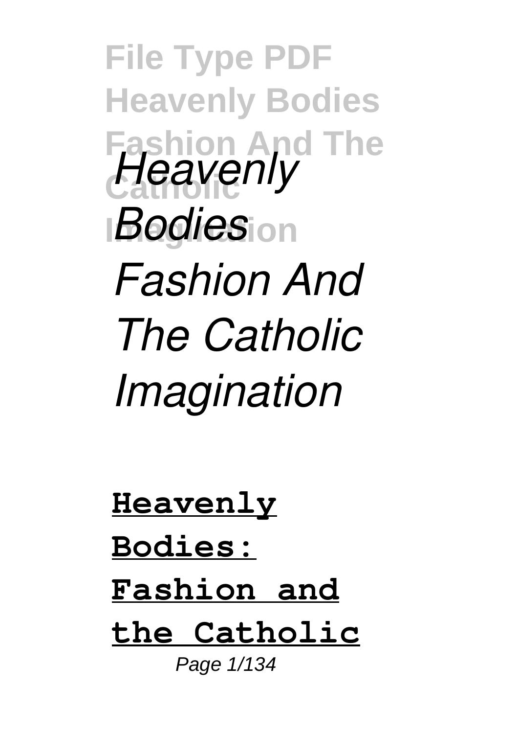# *Heavenly Bodies Fashion And The Catholic Imagination*

**Heavenly Bodies: Fashion and the Catholic**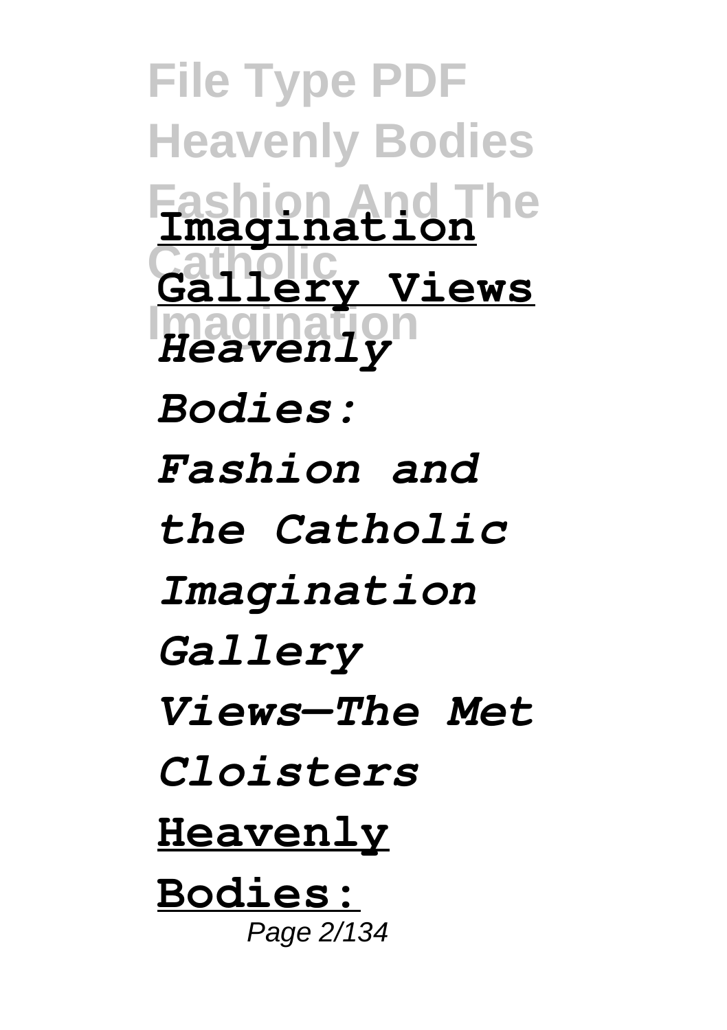**Imagination Gallery Views**

*Heavenly Bodies: Fashion and the Catholic Imagination Gallery Views—The Met Cloisters*

**Heavenly Bodies:**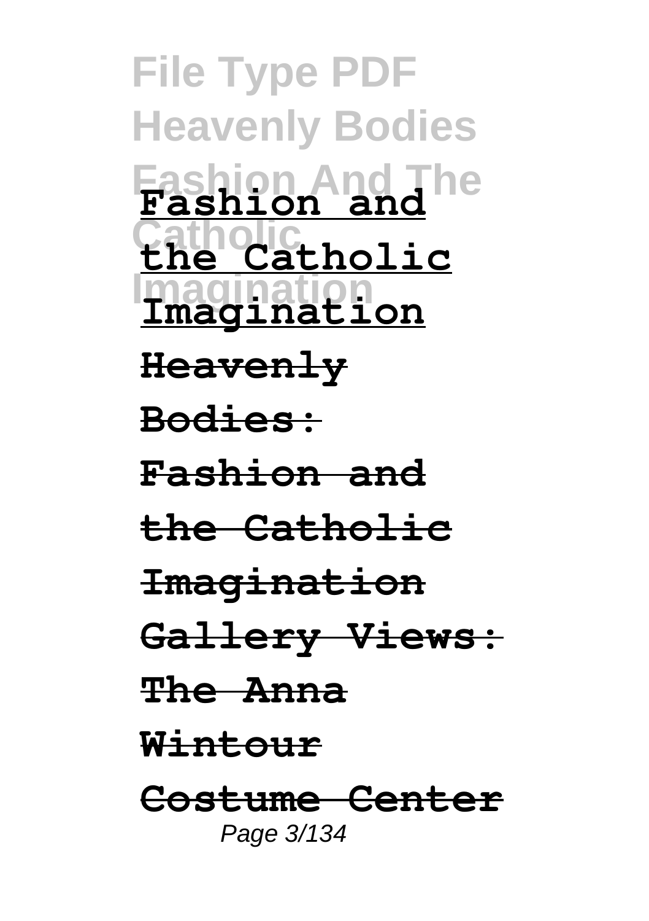**Fashion and the Catholic Imagination**

**Heavenly Bodies: Fashion and the Catholic Imagination Gallery Views: The Anna Wintour Costume Center**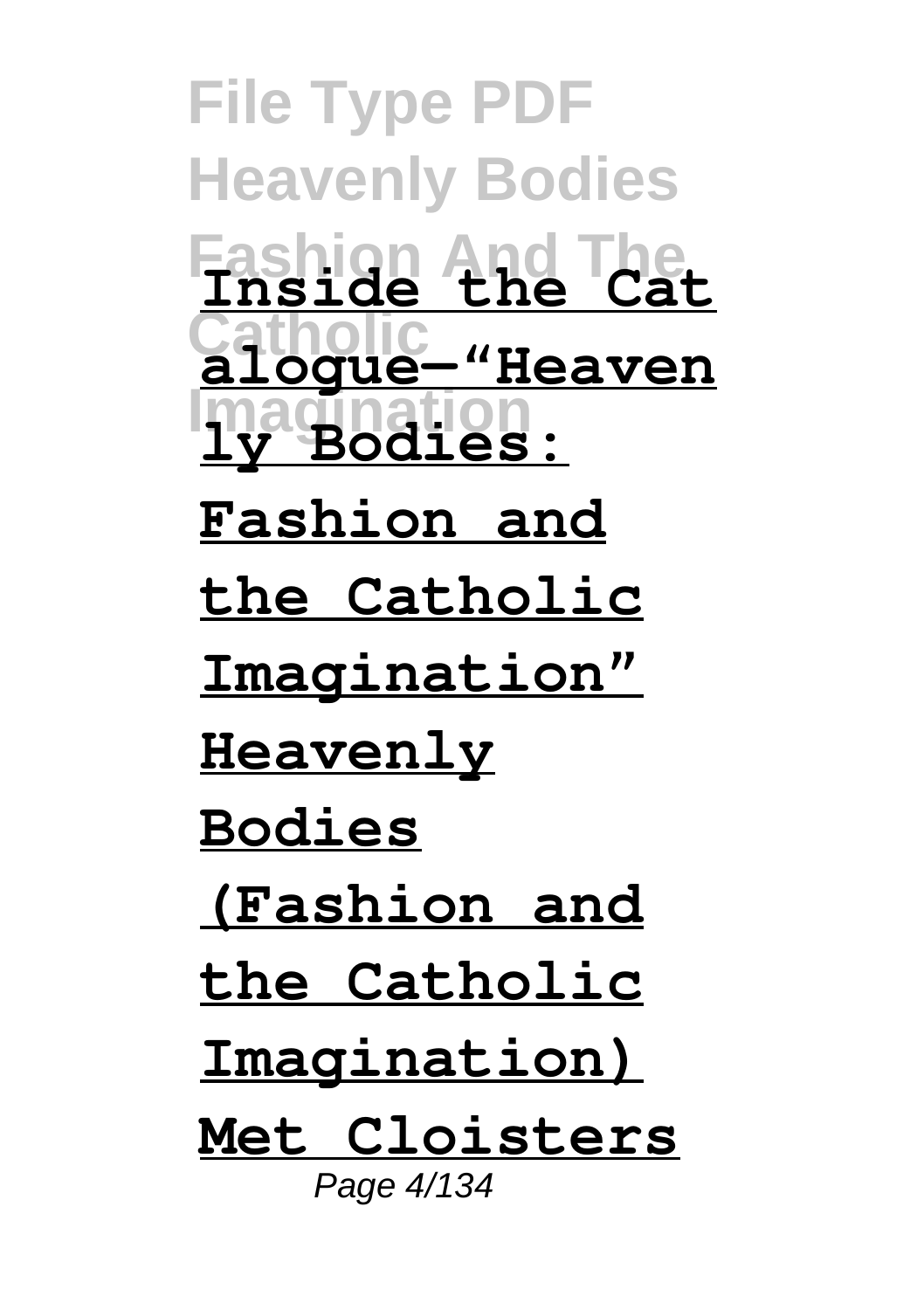**Inside the Catalogue—"Heavenly Bodies: Fashion and the Catholic Imagination"** **Heavenly Bodies (Fashion and the Catholic Imagination) Met Cloisters**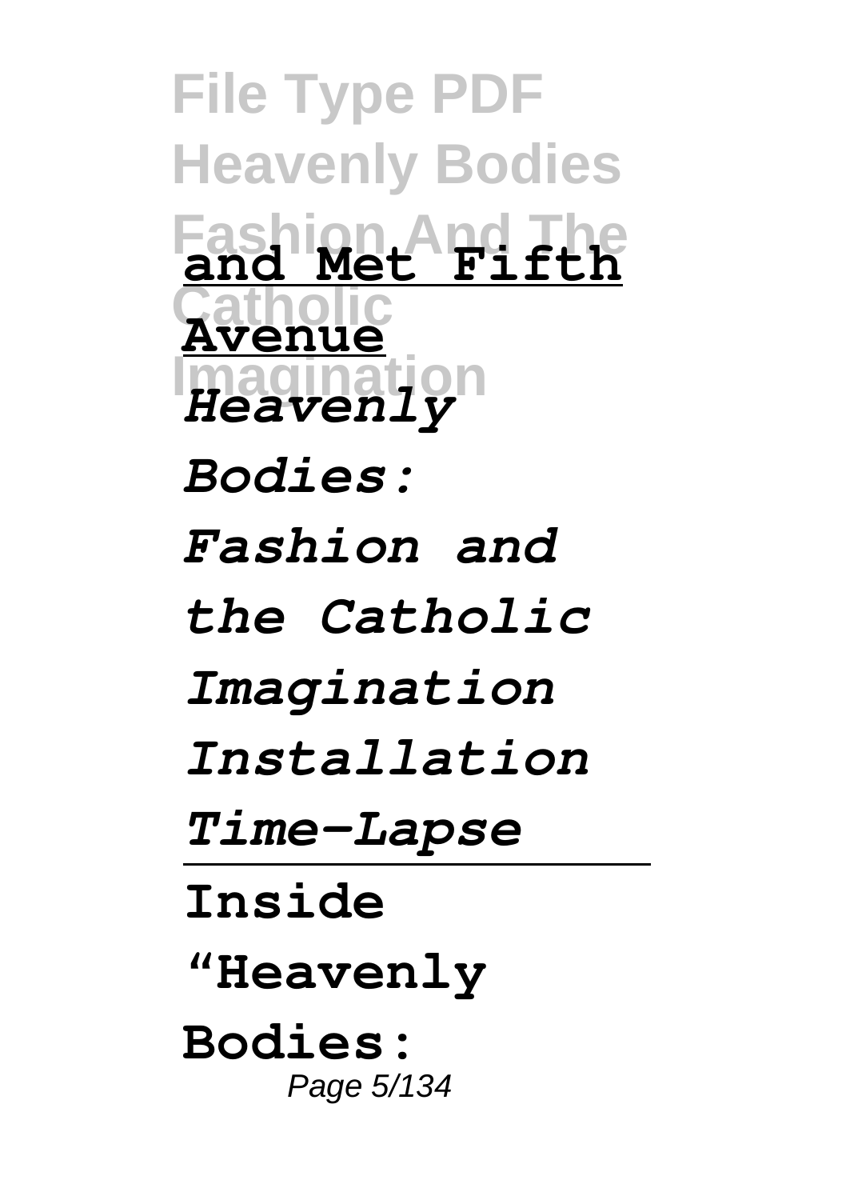**and Met Fifth Avenue**

*Heavenly Bodies: Fashion and the Catholic Imagination Installation Time-Lapse*

---

**Inside "Heavenly Bodies:**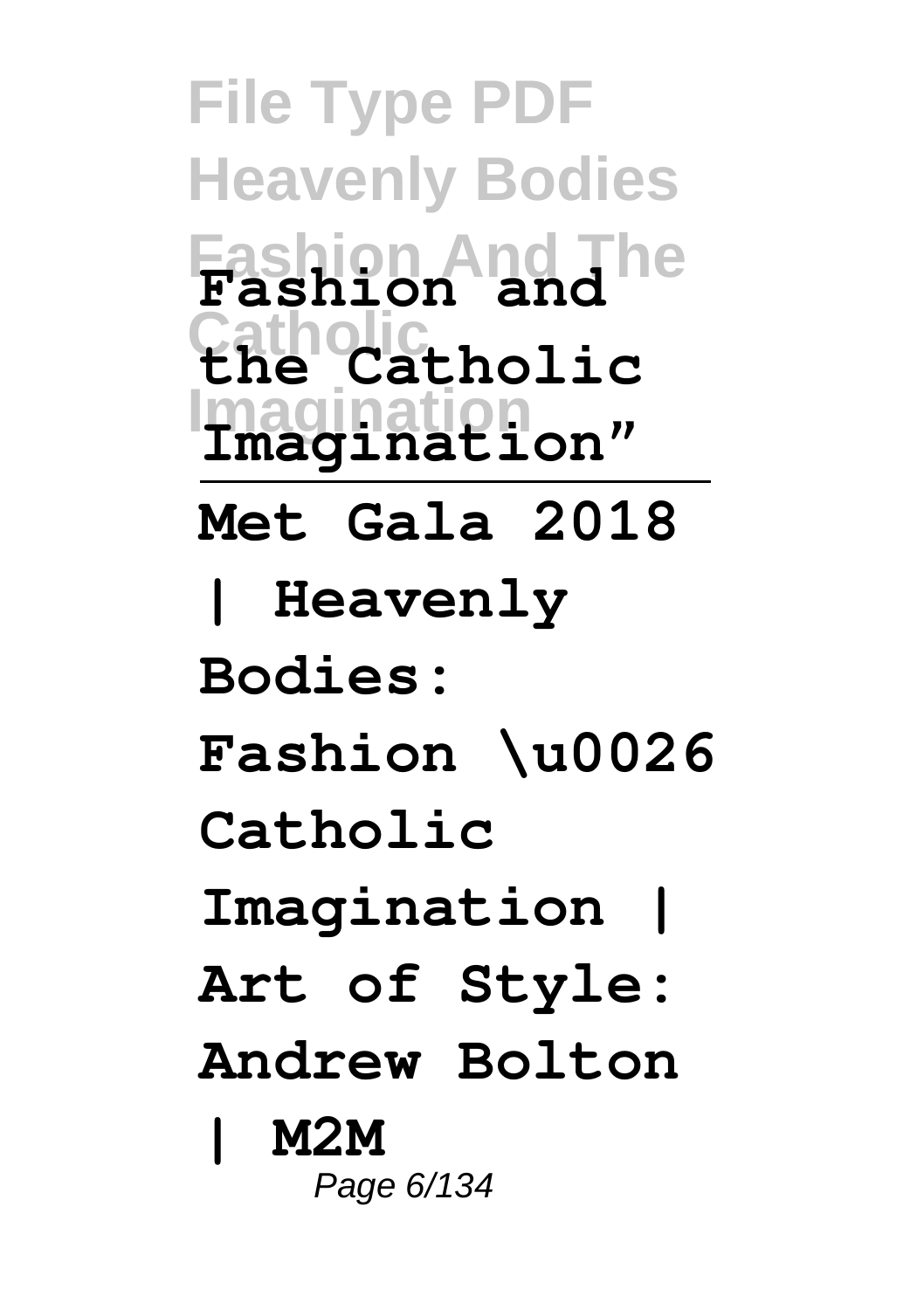**Fashion and the Catholic Imagination"**

---

**Met Gala 2018 | Heavenly Bodies: Fashion \u0026 Catholic Imagination | Art of Style: Andrew Bolton | M2M**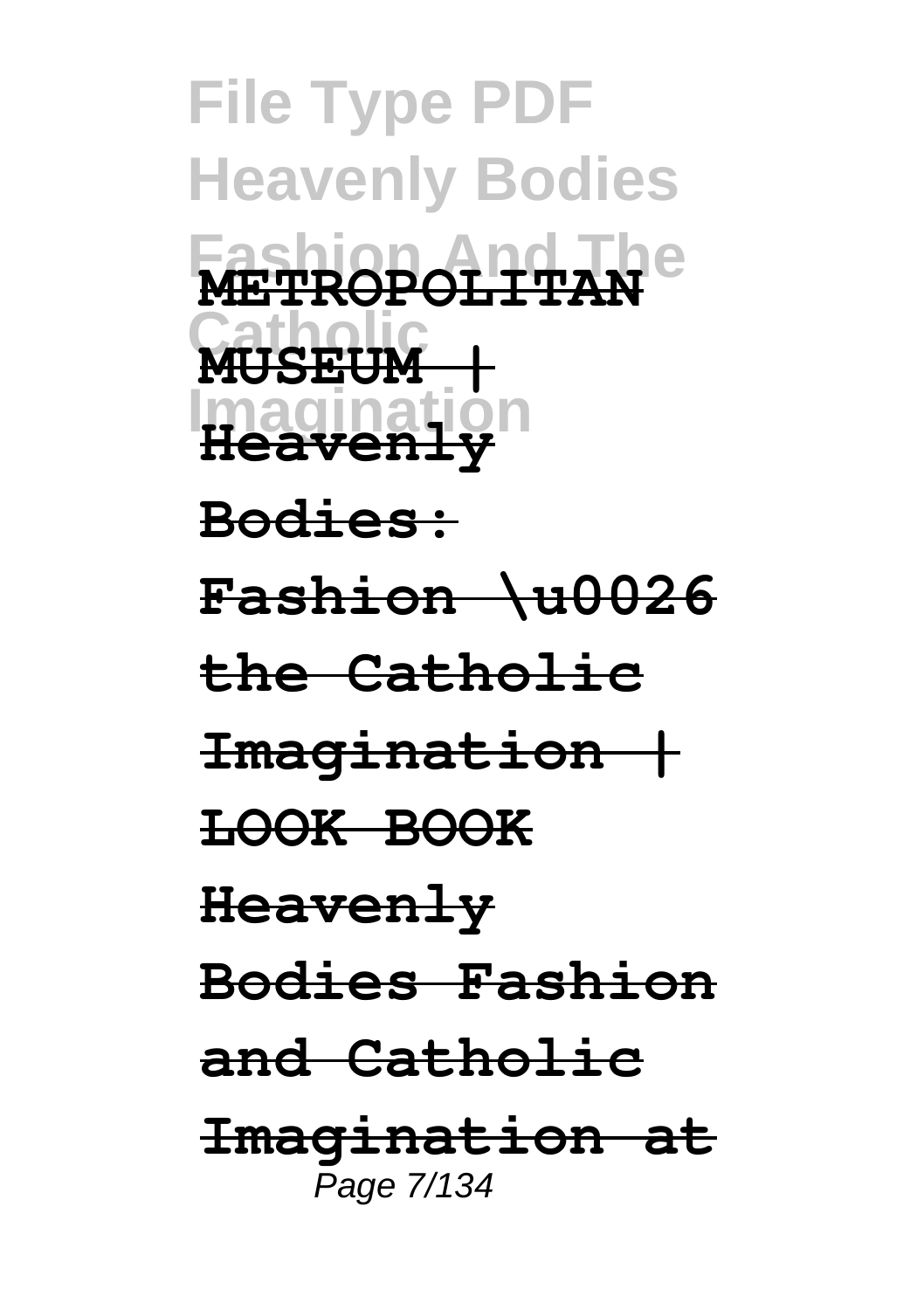**METROPOLITAN MUSEUM | Heavenly Bodies: Fashion \u0026 the Catholic Imagination | LOOK BOOK Heavenly Bodies Fashion and Catholic Imagination at**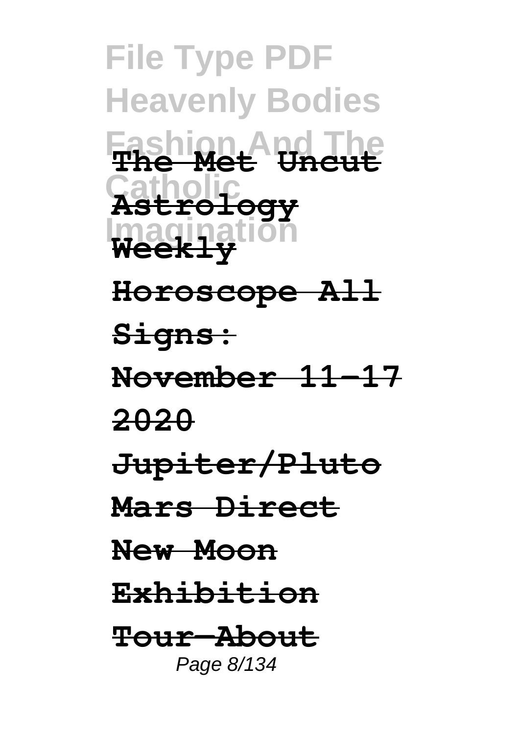**The Met Uncut Astrology Weekly Horoscope All Signs: November 11-17 2020 Jupiter/Pluto Mars Direct New Moon Exhibition Tour—About**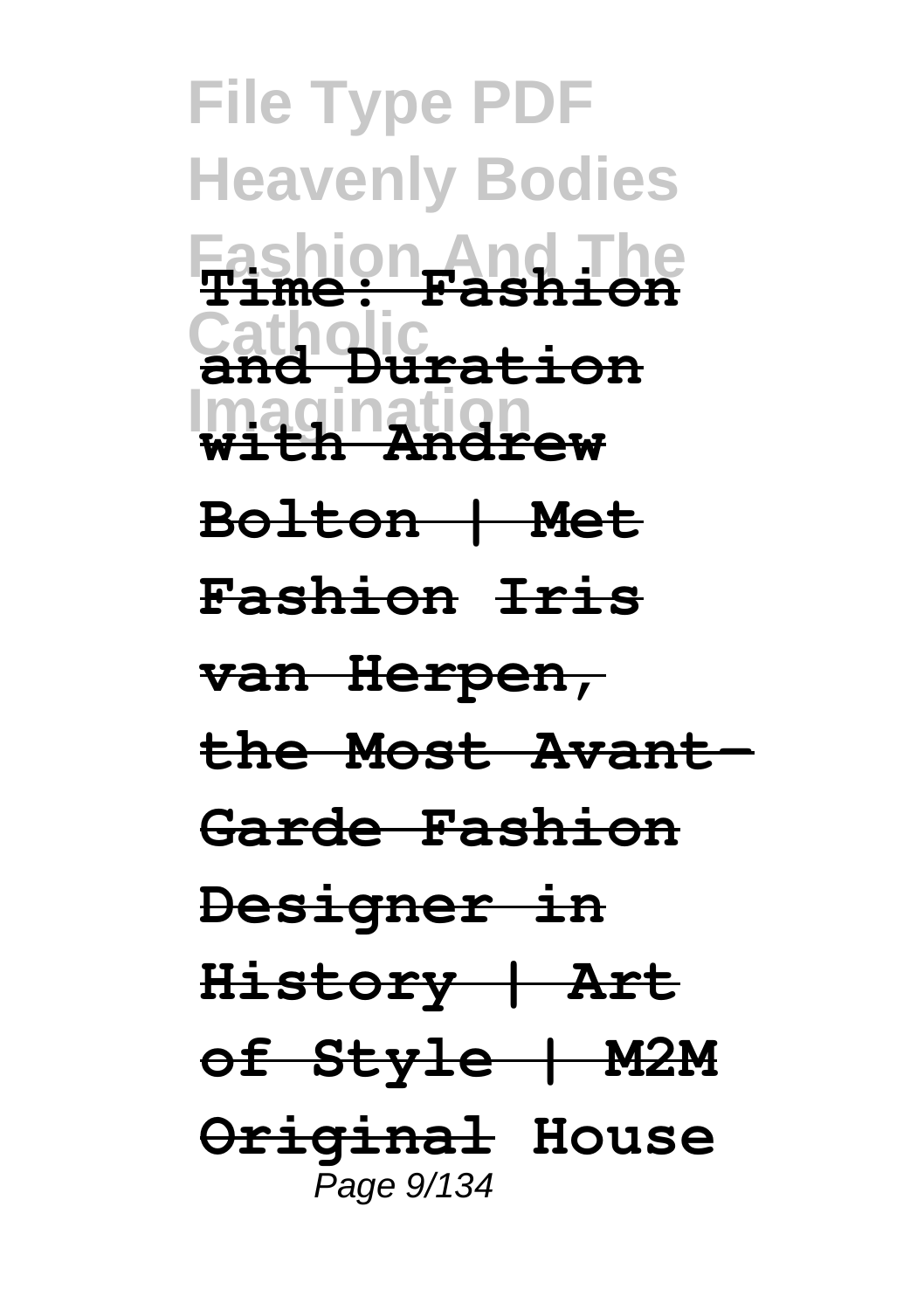**Time: Fashion and Duration with Andrew Bolton | Met Fashion** ~~**Iris van Herpen, the Most Avant-Garde Fashion Designer in History | Art of Style | M2M Original**~~ **House**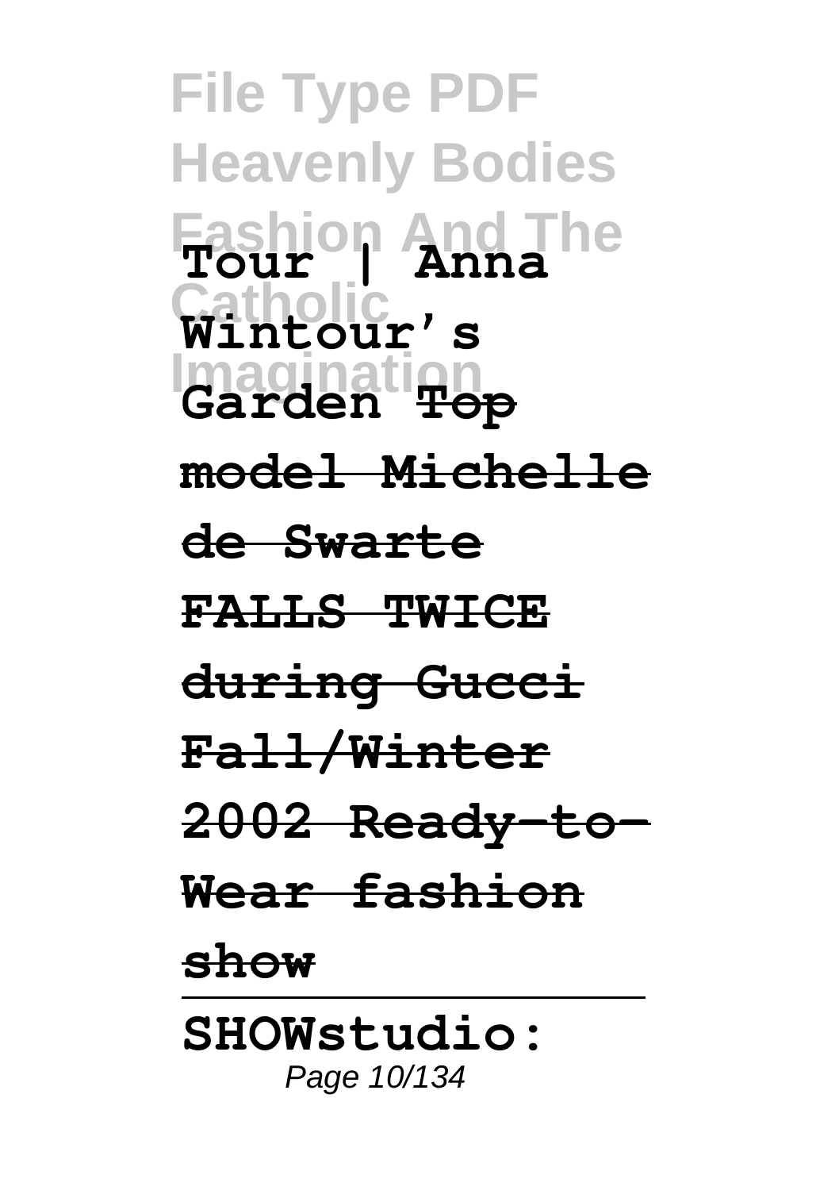**Tour | Anna Wintour's Garden** ~~**Top model Michelle de Swarte FALLS TWICE during Gucci Fall/Winter 2002 Ready-to-Wear fashion show**~~

---

**SHOWstudio:**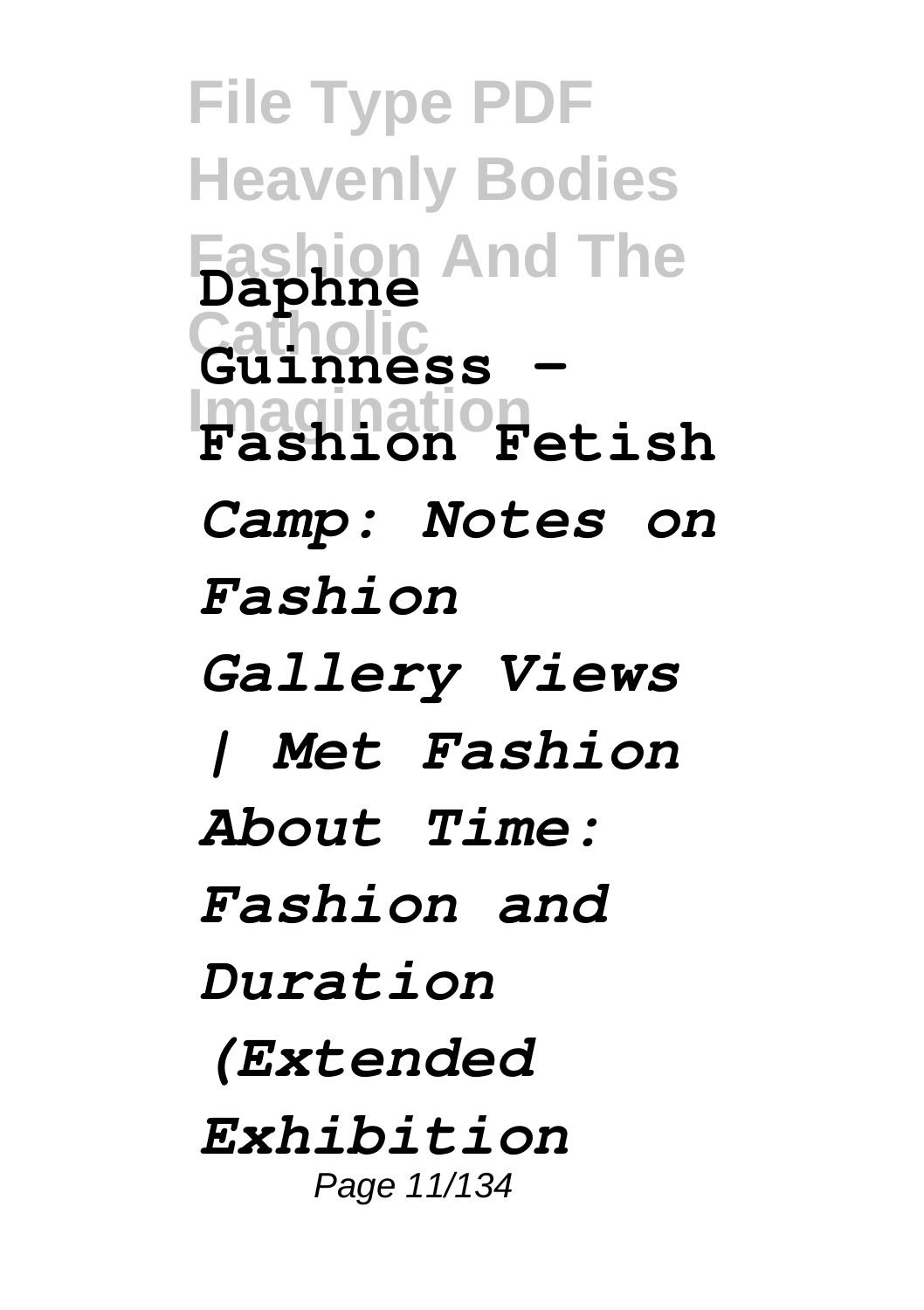**Daphne Guinness - Fashion Fetish**

*Camp: Notes on Fashion Gallery Views | Met Fashion About Time: Fashion and Duration (Extended Exhibition*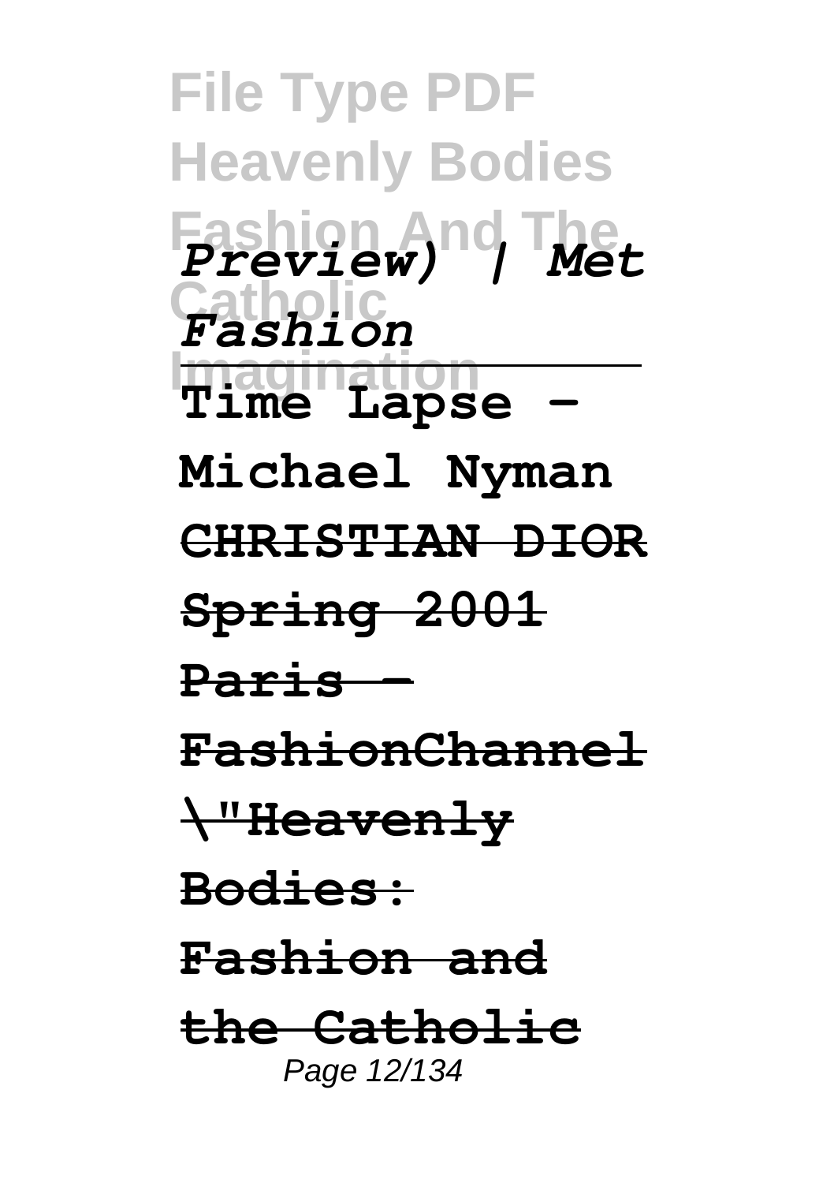*Preview) | Met Fashion*

**Time Lapse - Michael Nyman**

~~**CHRISTIAN DIOR Spring 2001 Paris - FashionChannel**~~

~~**\"Heavenly Bodies: Fashion and the Catholic**~~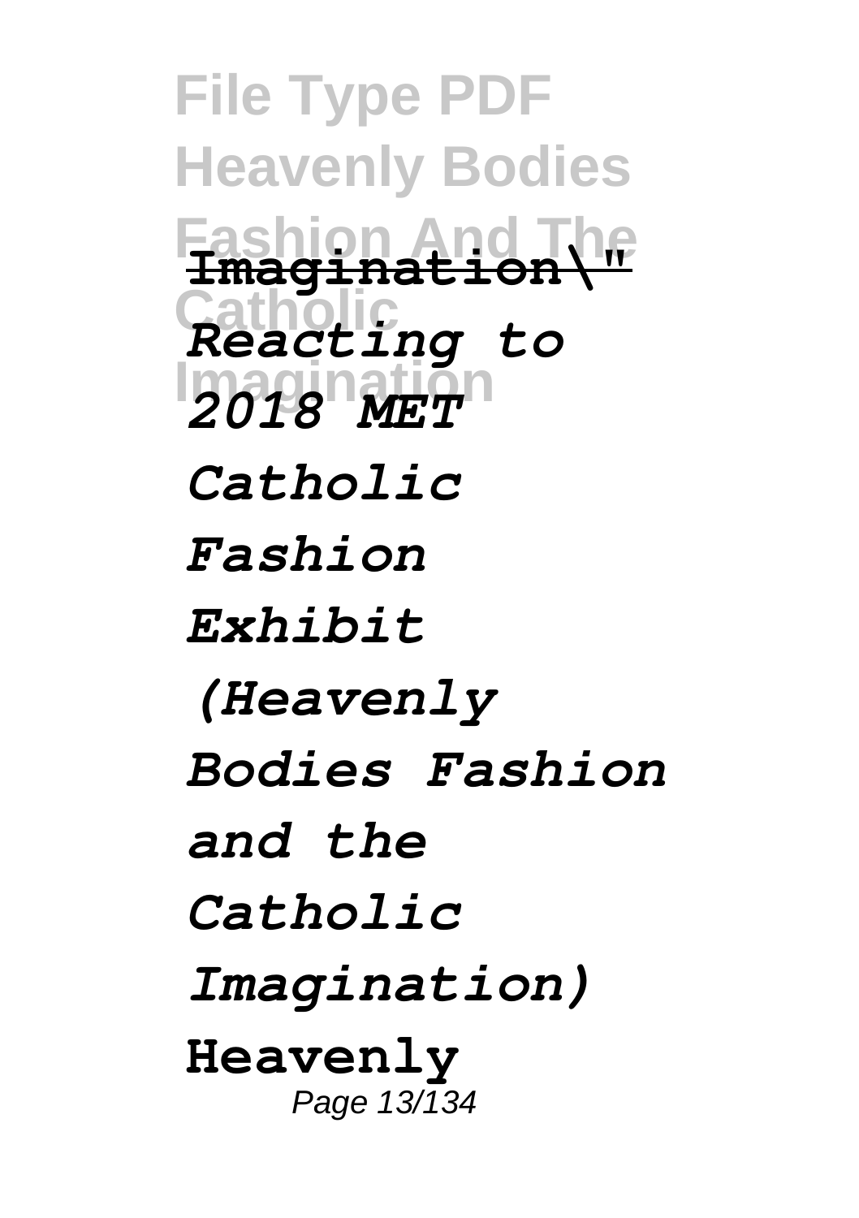**Imagination\"**

***Reacting to 2018 MET Catholic Fashion Exhibit (Heavenly Bodies Fashion and the Catholic Imagination)***

**Heavenly**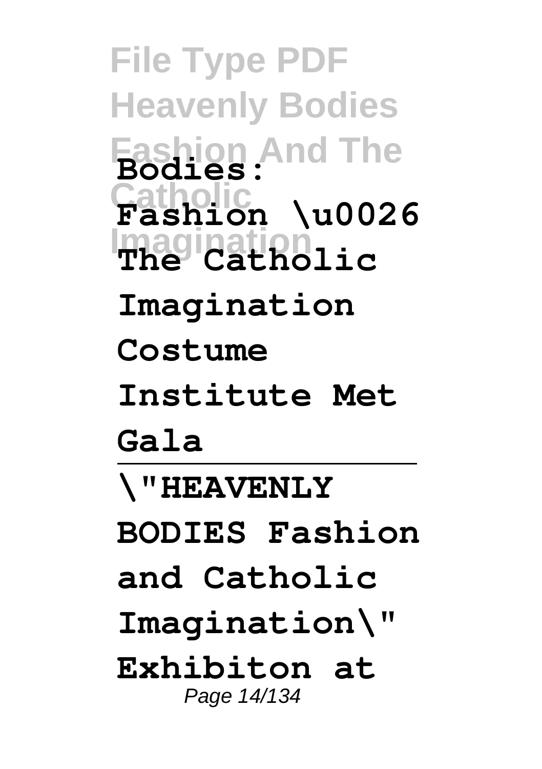**Bodies: Fashion \u0026 The Catholic Imagination Costume Institute Met Gala**

---

**\"HEAVENLY BODIES Fashion and Catholic Imagination\" Exhibiton at**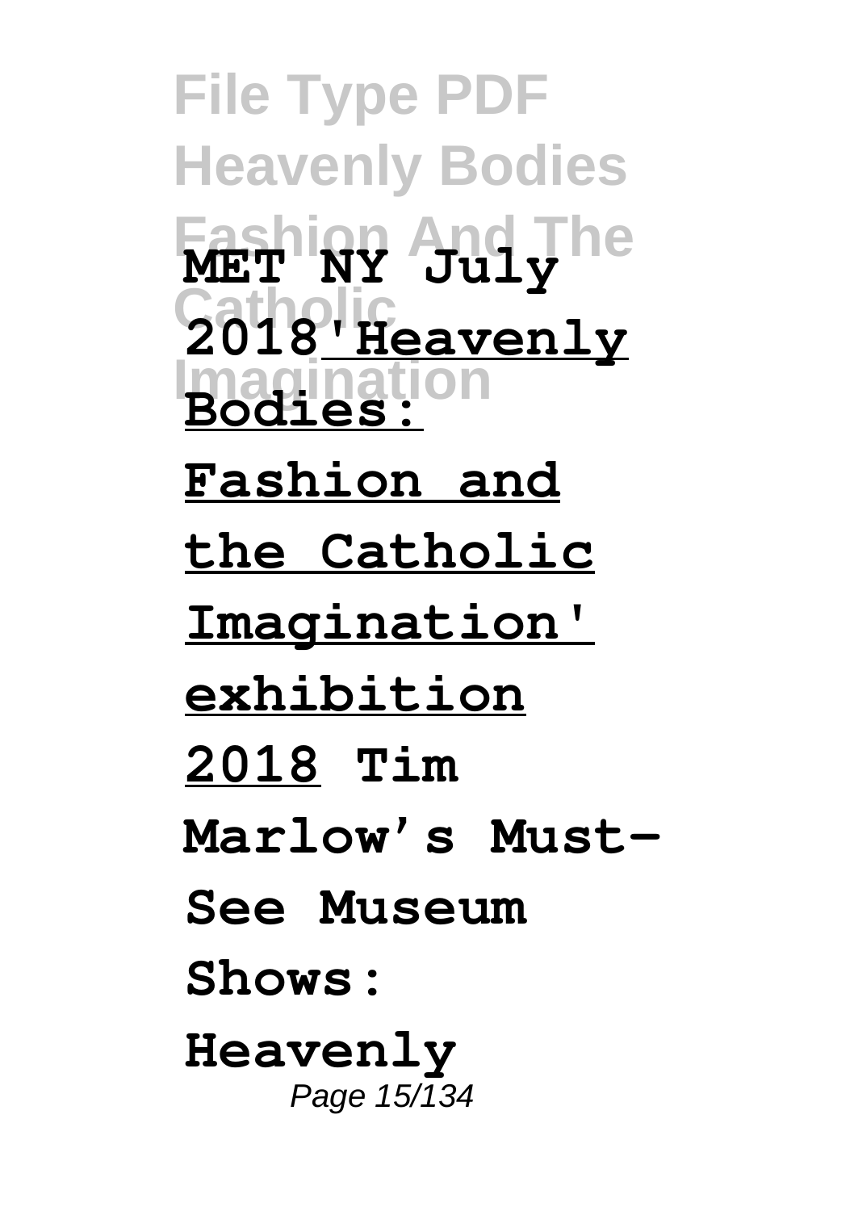**MET NY July 2018**'Heavenly Bodies: Fashion and the Catholic Imagination' exhibition 2018 **Tim Marlow's Must-See Museum Shows: Heavenly**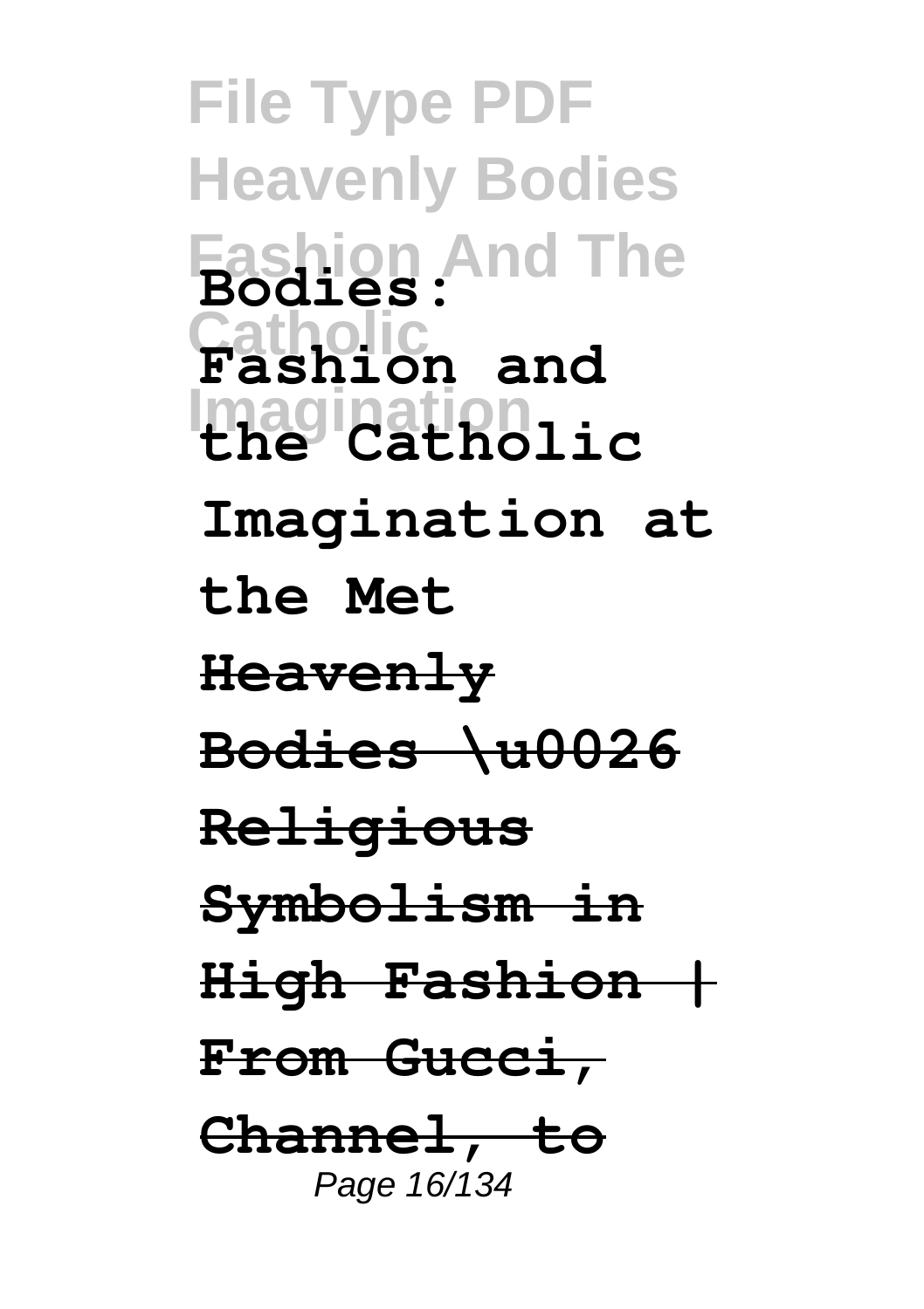**Bodies: Fashion and the Catholic Imagination at the Met**

~~**Heavenly Bodies \u0026 Religious Symbolism in High Fashion | From Gucci, Channel, to**~~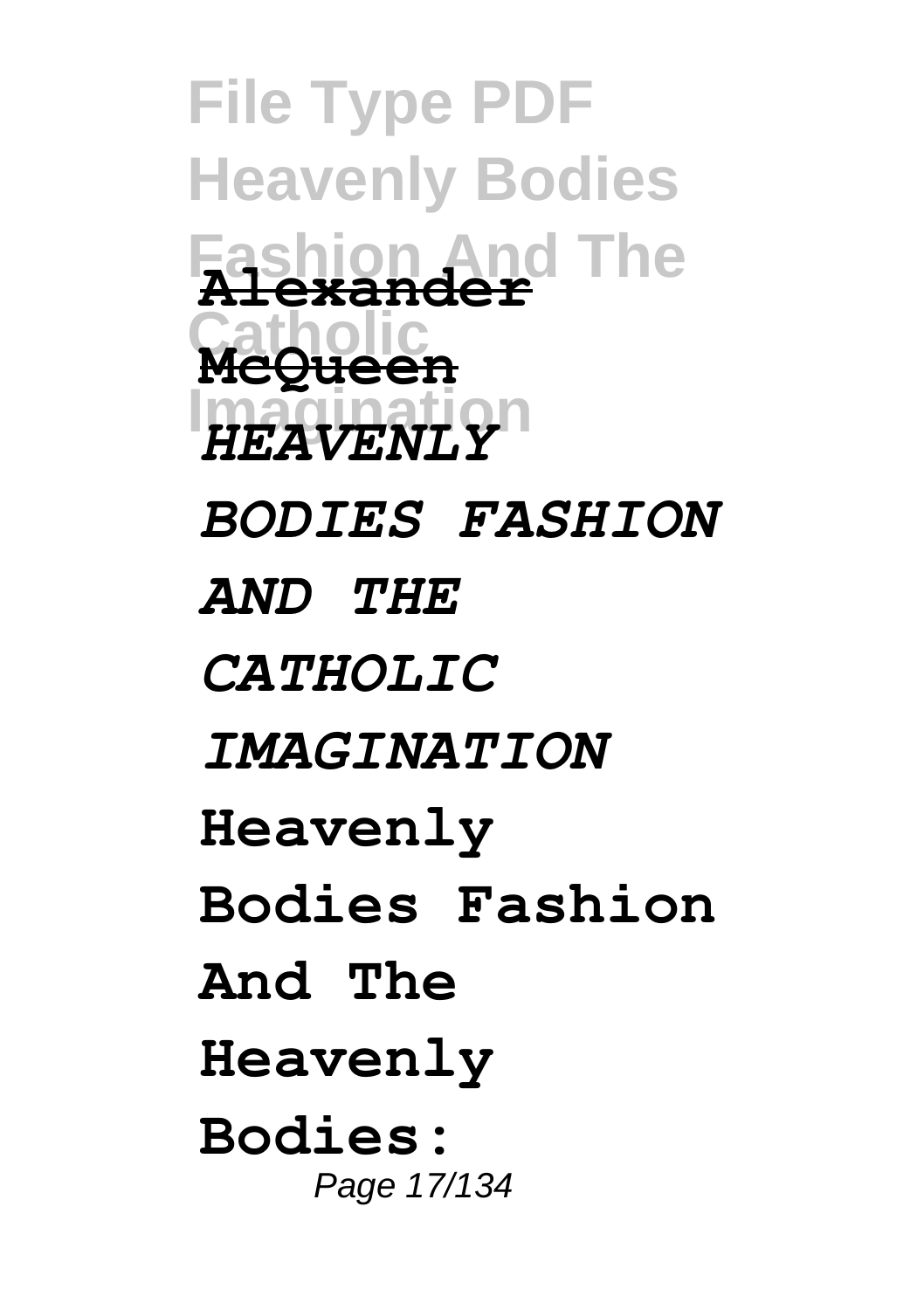**Alexander McQueen**

***HEAVENLY BODIES FASHION AND THE CATHOLIC IMAGINATION***

**Heavenly Bodies Fashion And The Heavenly Bodies:**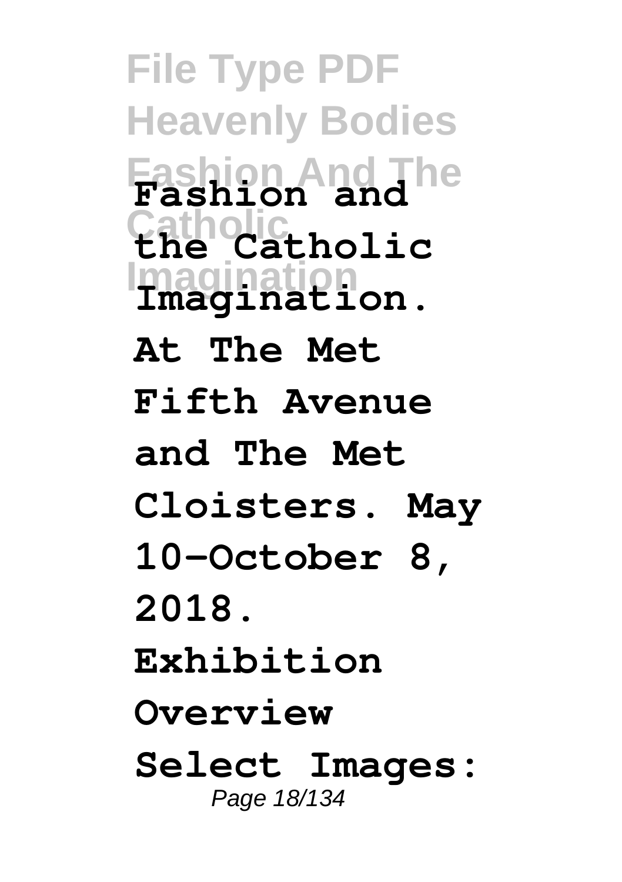**Fashion and the Catholic Imagination. At The Met Fifth Avenue and The Met Cloisters. May 10–October 8, 2018. Exhibition Overview Select Images:**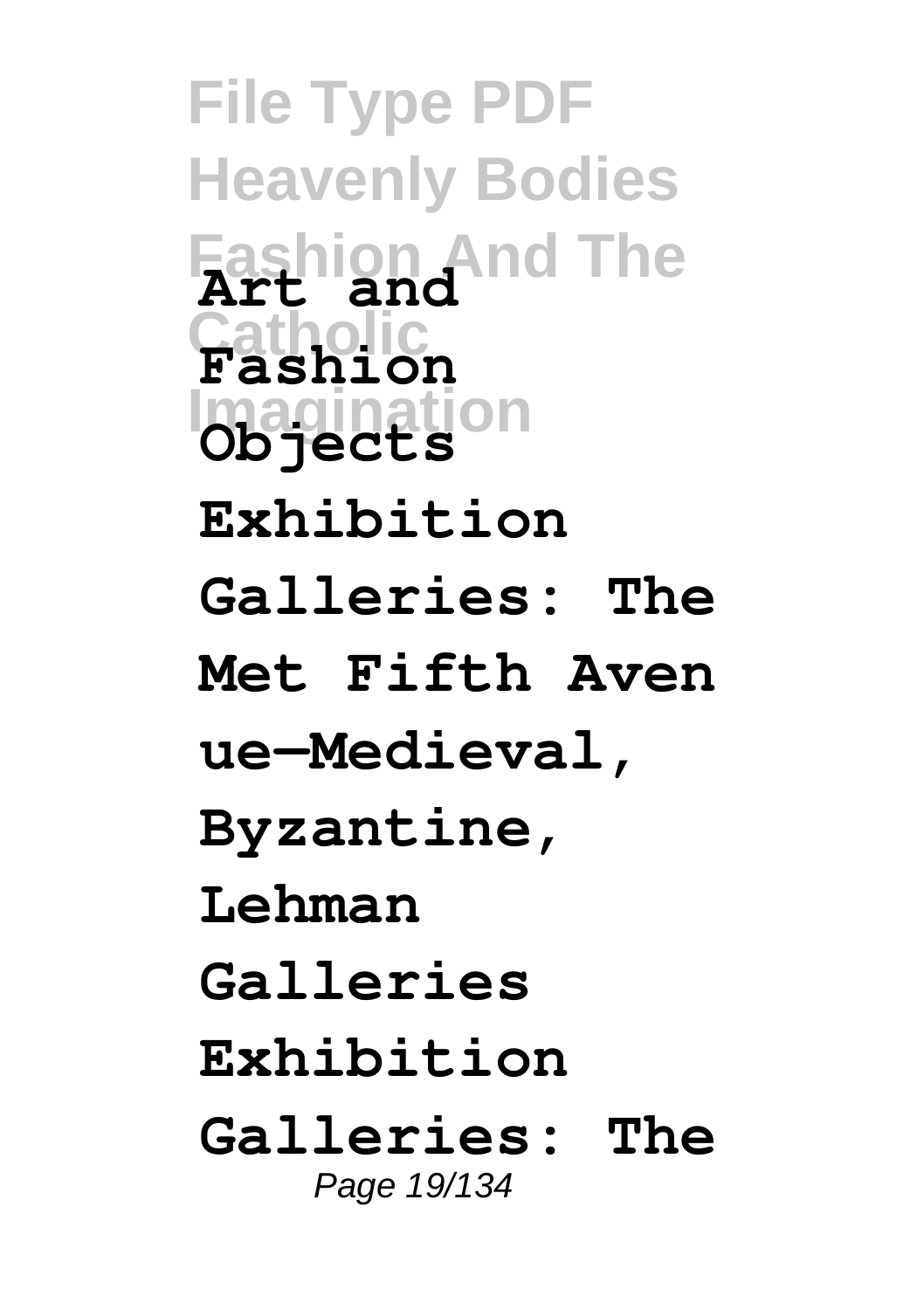**Art and Fashion Objects Exhibition Galleries: The Met Fifth Avenue—Medieval, Byzantine, Lehman Galleries Exhibition Galleries: The**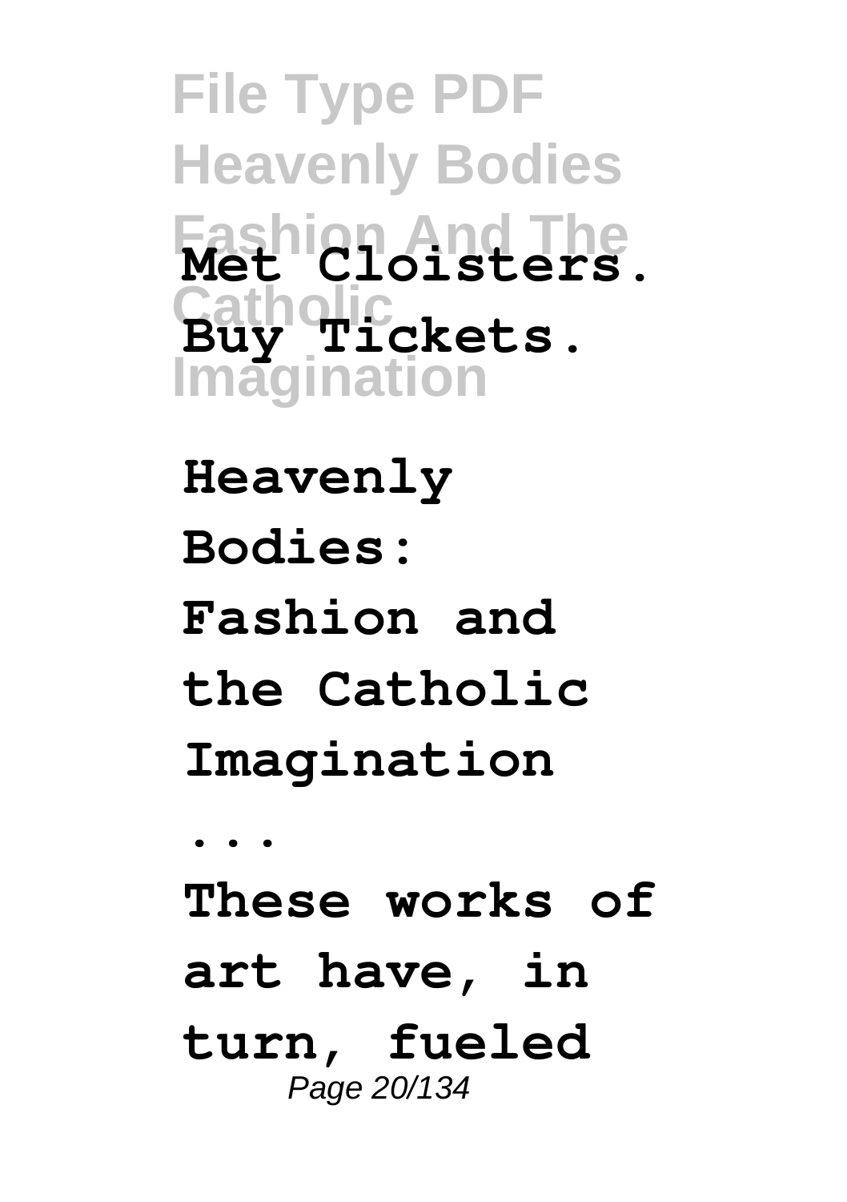Met Cloisters. Buy Tickets.

**Heavenly Bodies: Fashion and the Catholic Imagination ...**

**These works of art have, in turn, fueled**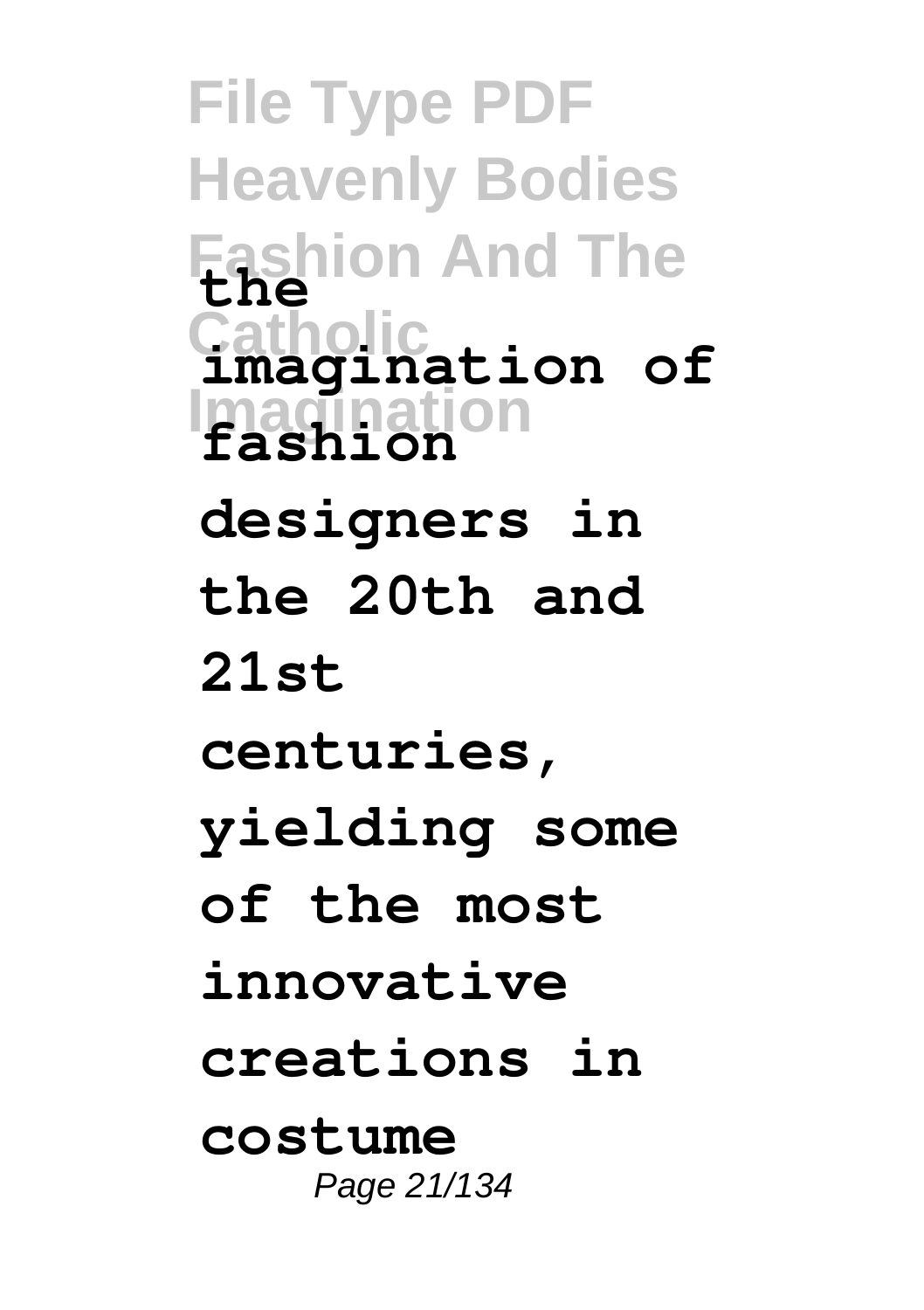**the imagination of fashion designers in the 20th and 21st centuries, yielding some of the most innovative creations in costume**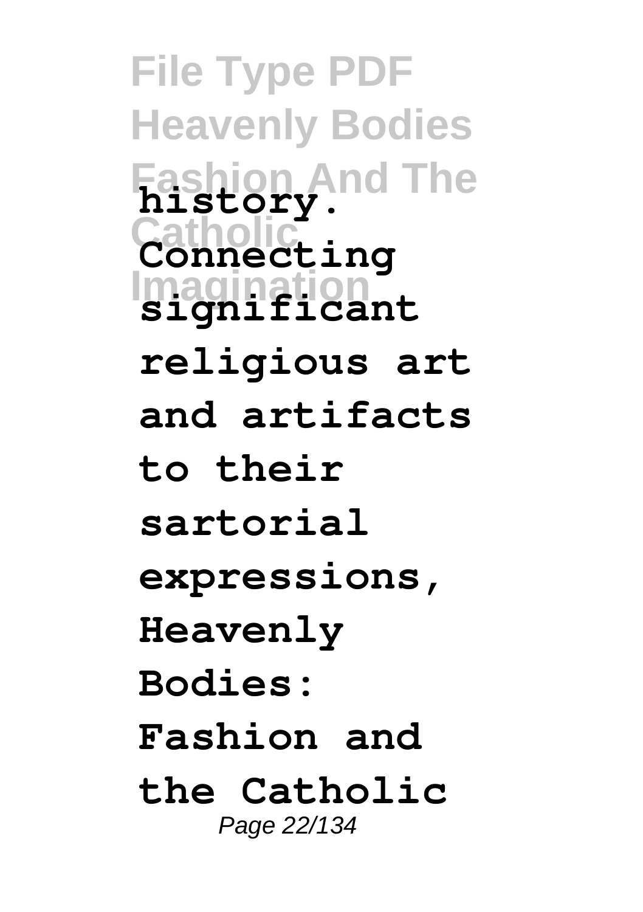**history. Connecting significant religious art and artifacts to their sartorial expressions, Heavenly Bodies: Fashion and the Catholic**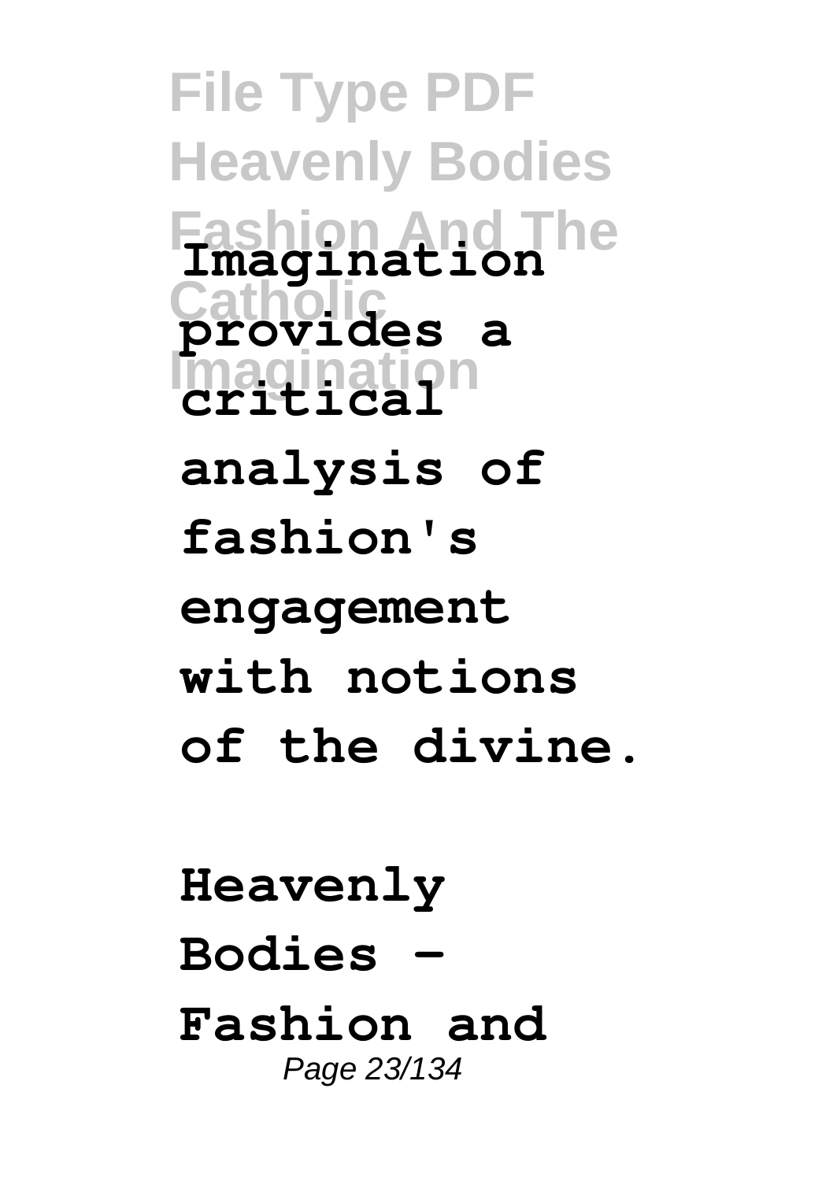**Imagination provides a critical analysis of fashion's engagement with notions of the divine.**

**Heavenly Bodies - Fashion and**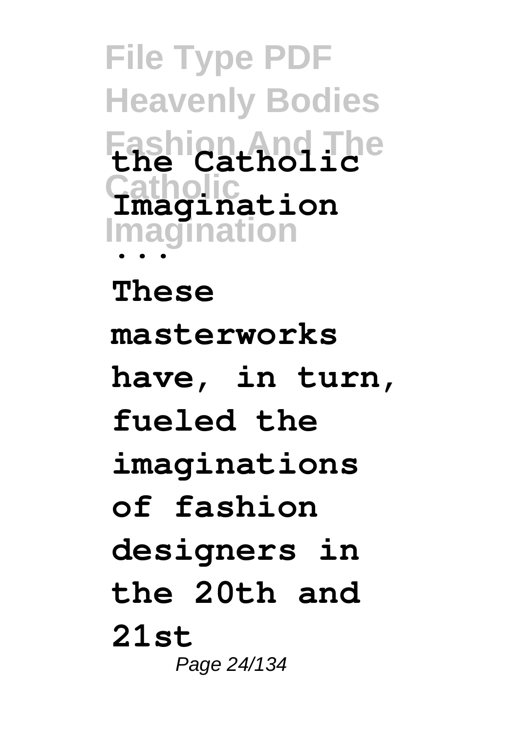**the Catholic Imagination ...**

**These masterworks have, in turn, fueled the imaginations of fashion designers in the 20th and 21st**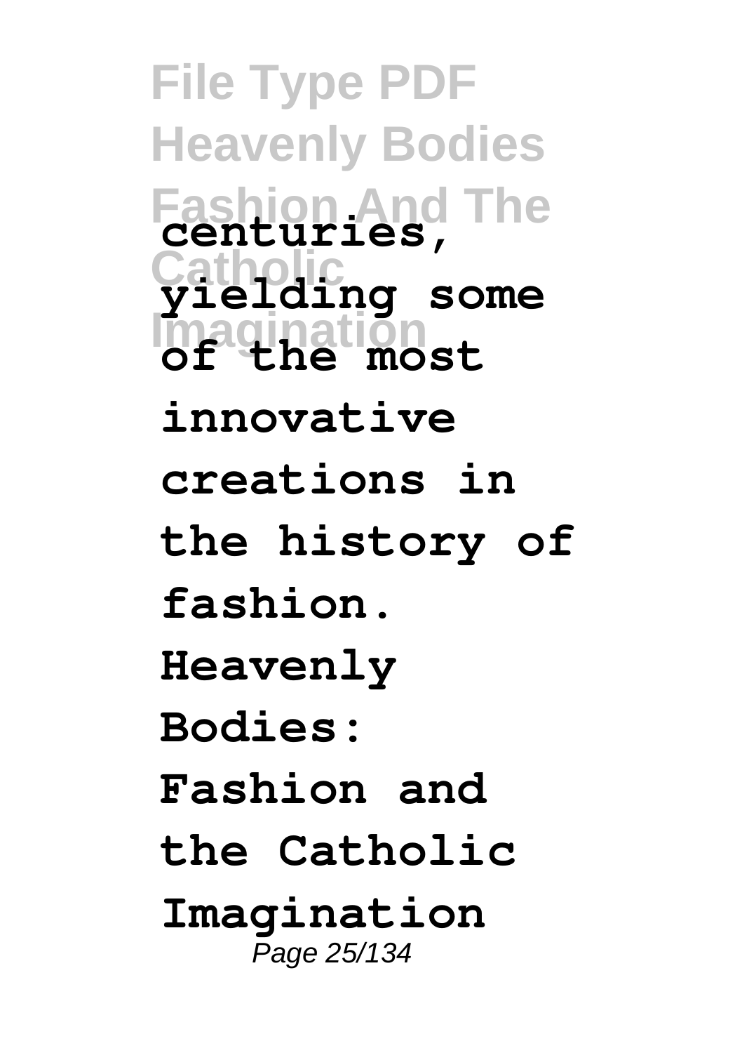centuries, yielding some of the most innovative creations in the history of fashion. Heavenly Bodies: Fashion and the Catholic Imagination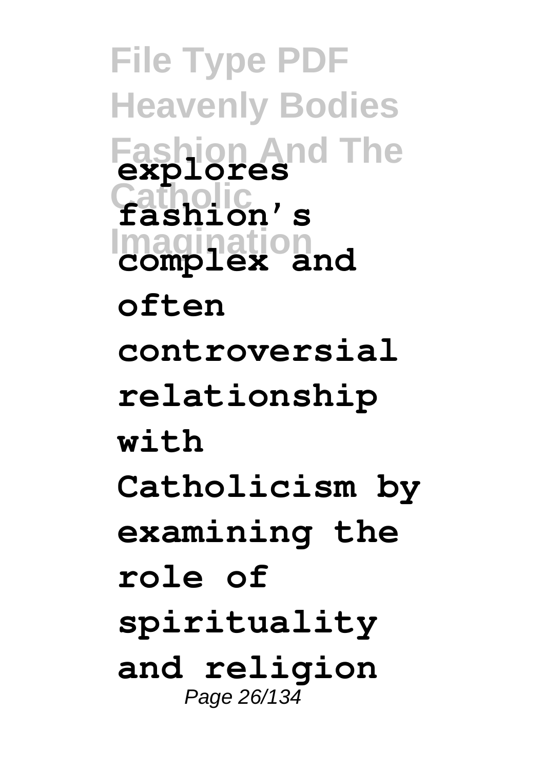**explores fashion's complex and often controversial relationship with Catholicism by examining the role of spirituality and religion**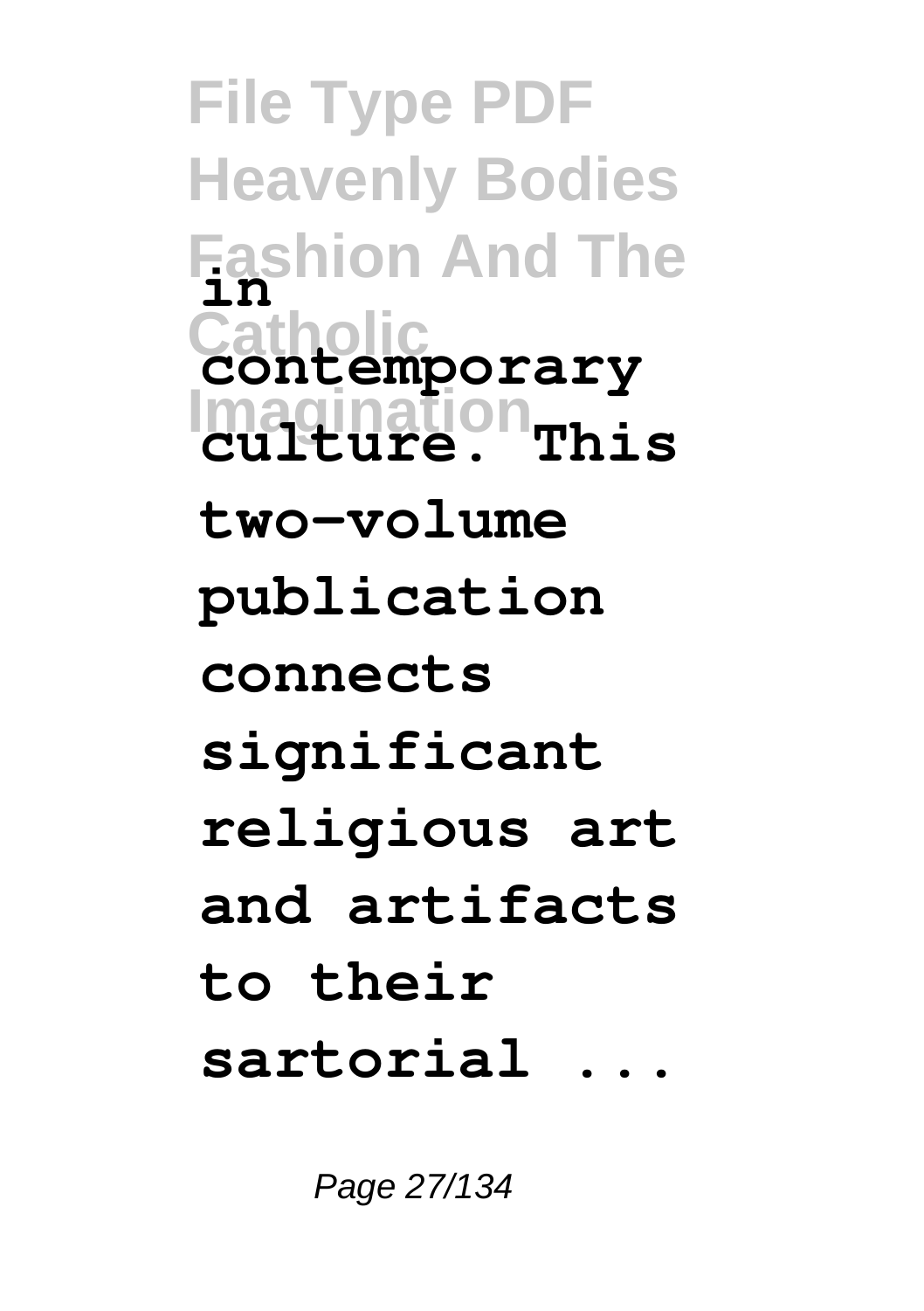**in contemporary culture. This two-volume publication connects significant religious art and artifacts to their sartorial ...**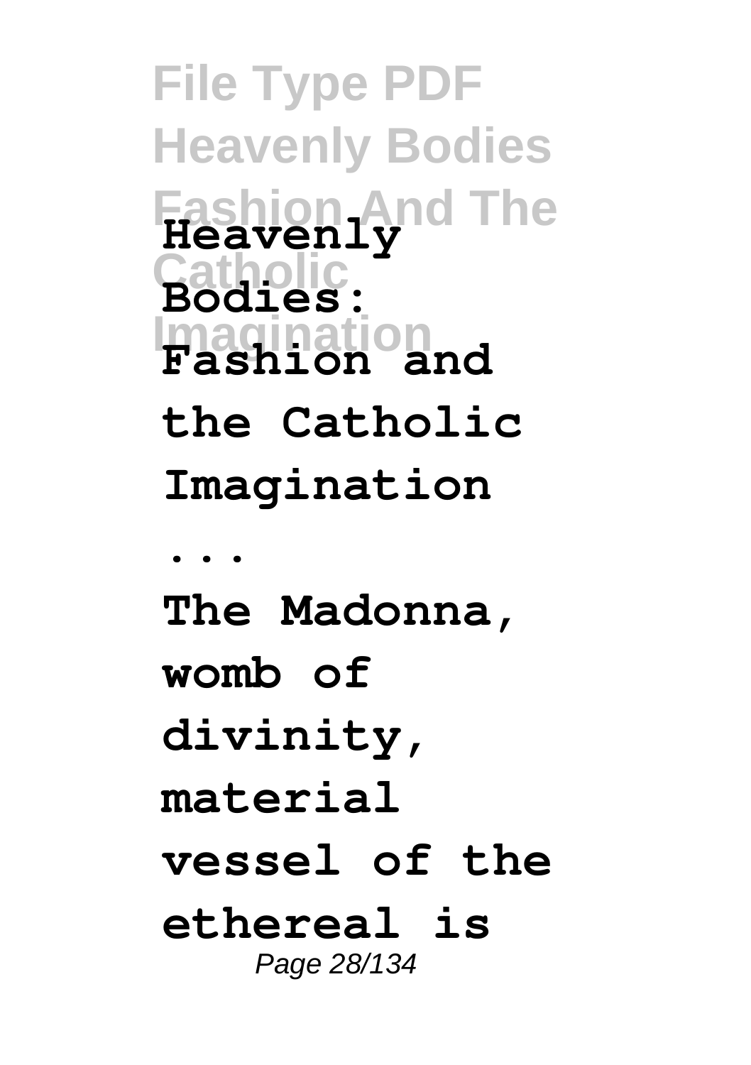**Heavenly Bodies: Fashion and the Catholic Imagination ...**

**The Madonna, womb of divinity, material vessel of the ethereal is**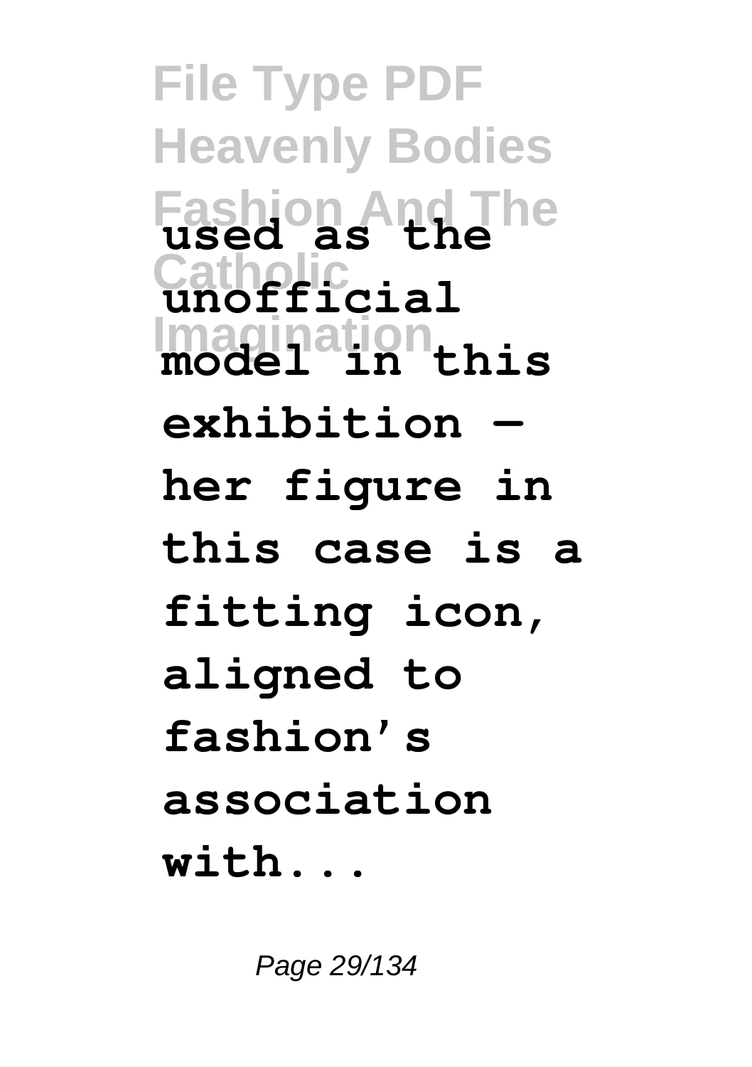**used as the unofficial model in this exhibition — her figure in this case is a fitting icon, aligned to fashion's association with...**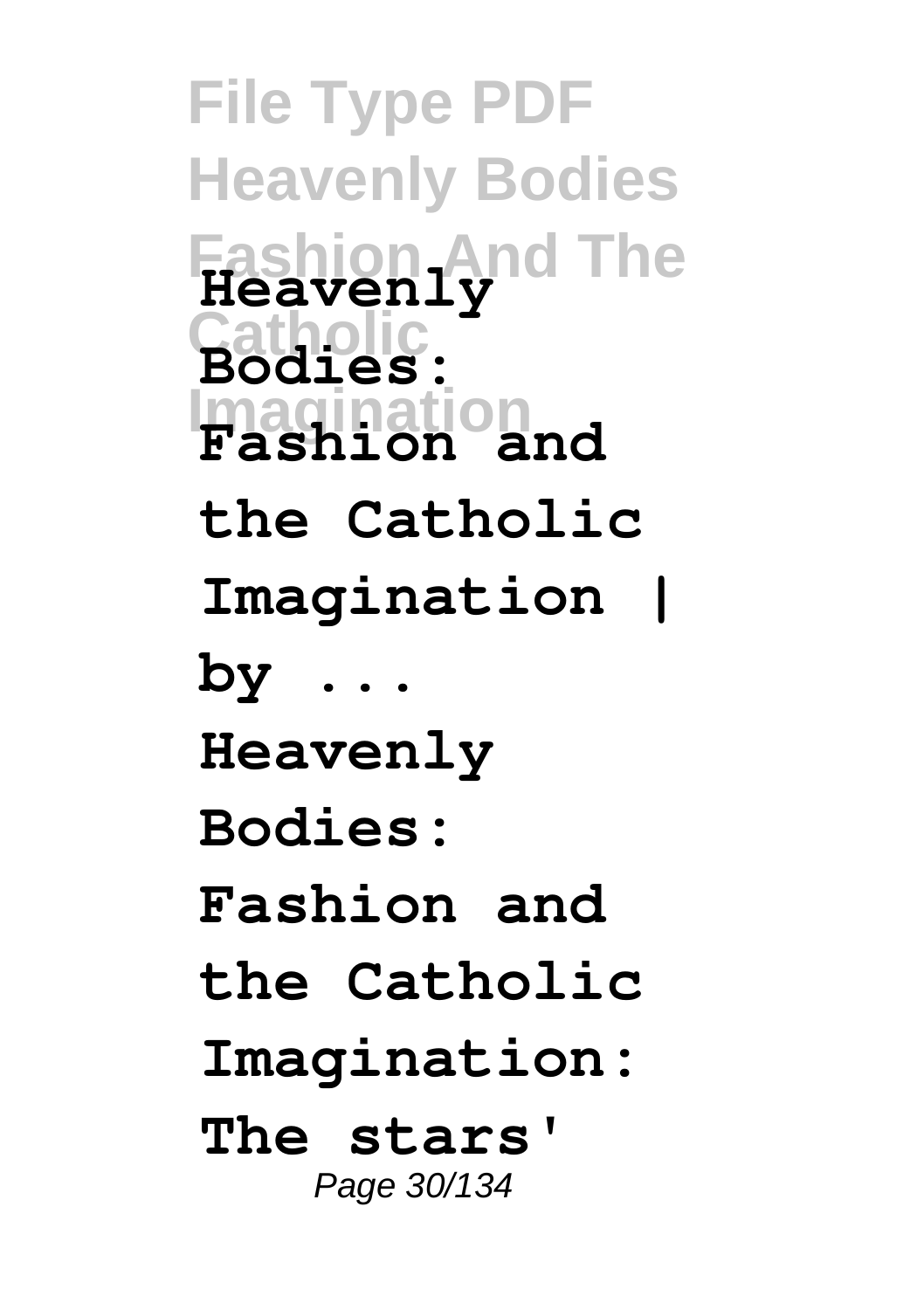**Heavenly Bodies: Fashion and the Catholic Imagination | by ...**

**Heavenly Bodies: Fashion and the Catholic Imagination: The stars'**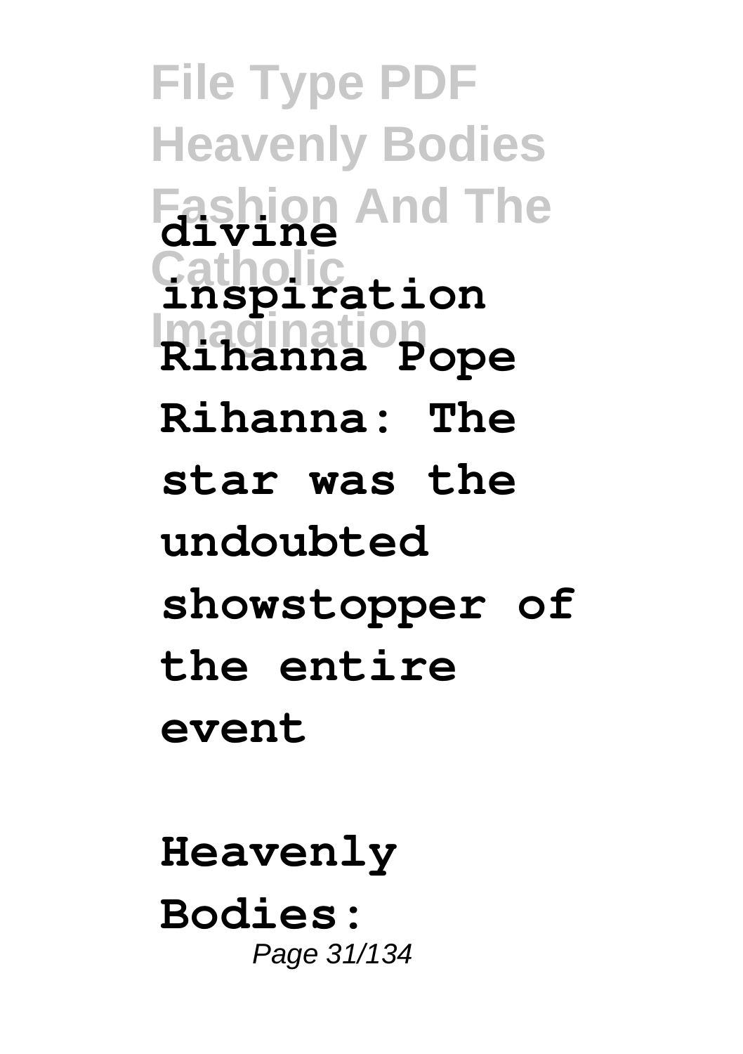**divine inspiration Rihanna Pope Rihanna: The star was the undoubted showstopper of the entire event**

**Heavenly Bodies:**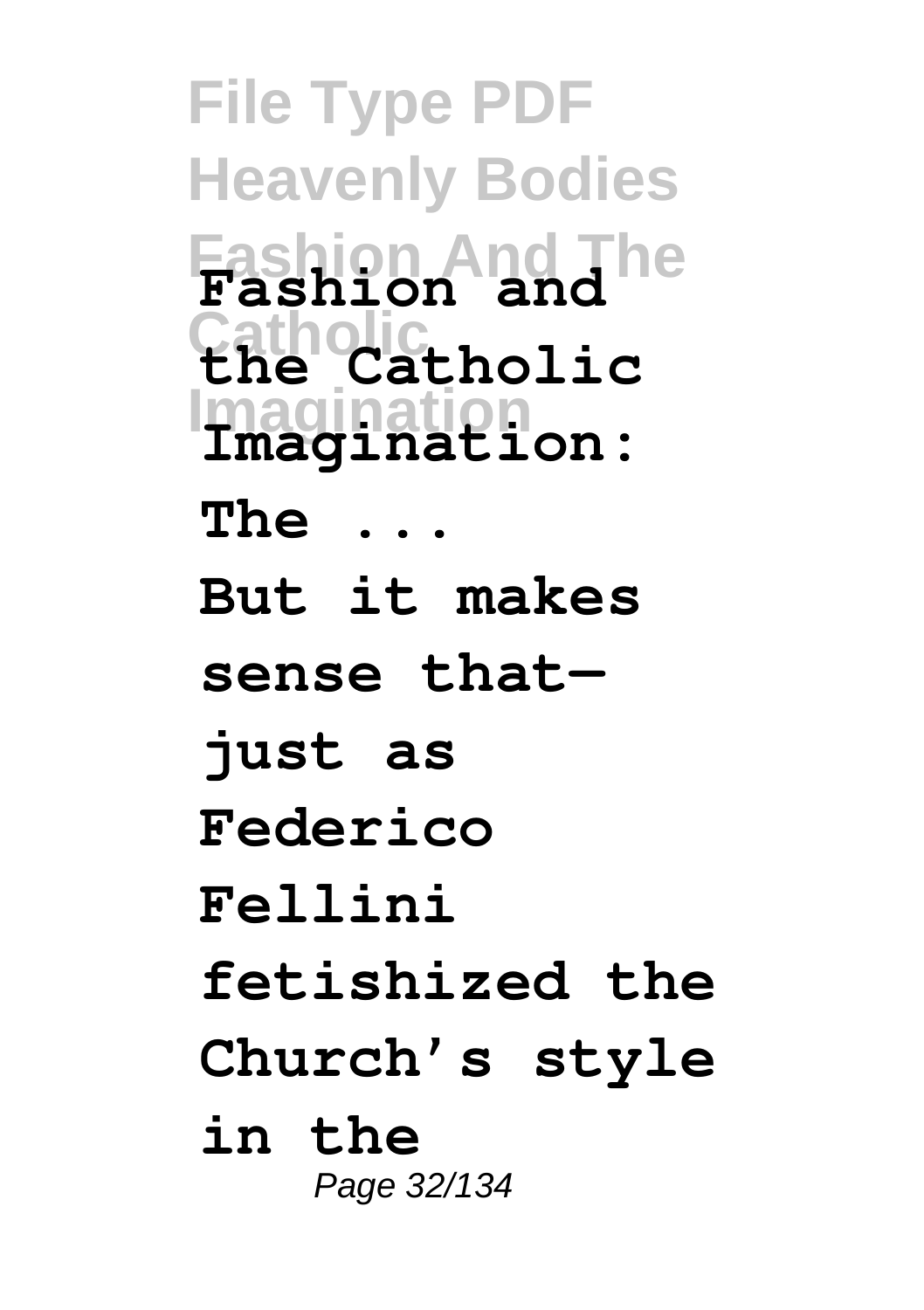**Fashion and the Catholic Imagination: The ...**

**But it makes sense that—just as Federico Fellini fetishized the Church's style in the**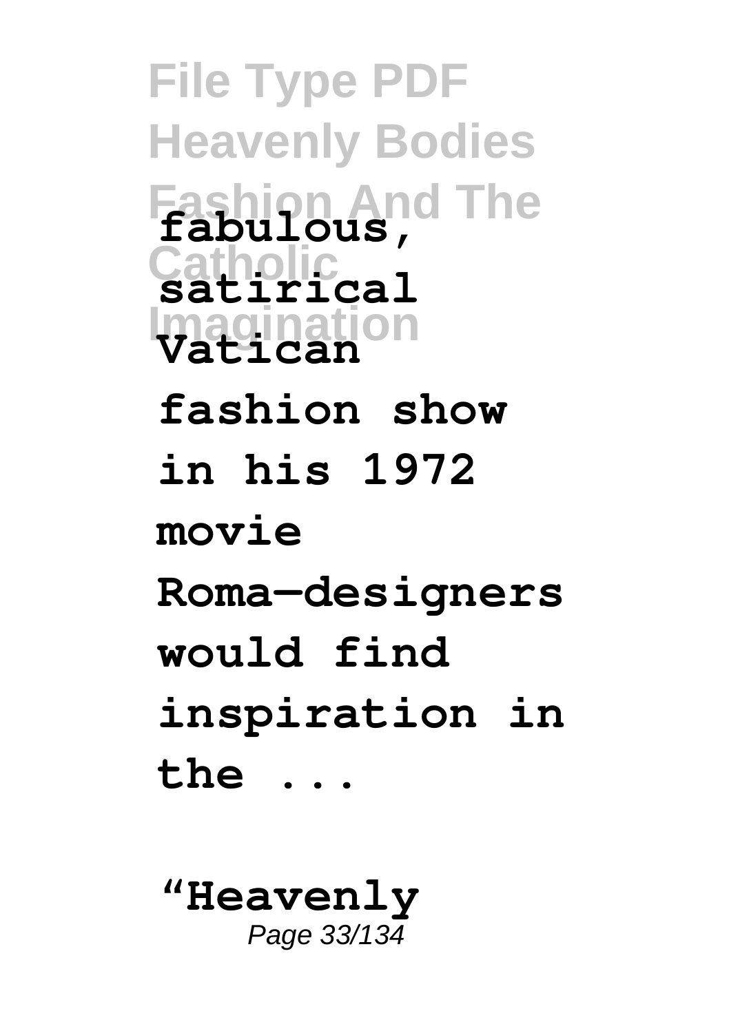**fabulous, satirical Vatican fashion show in his 1972 movie Roma—designers would find inspiration in the ...**

**"Heavenly**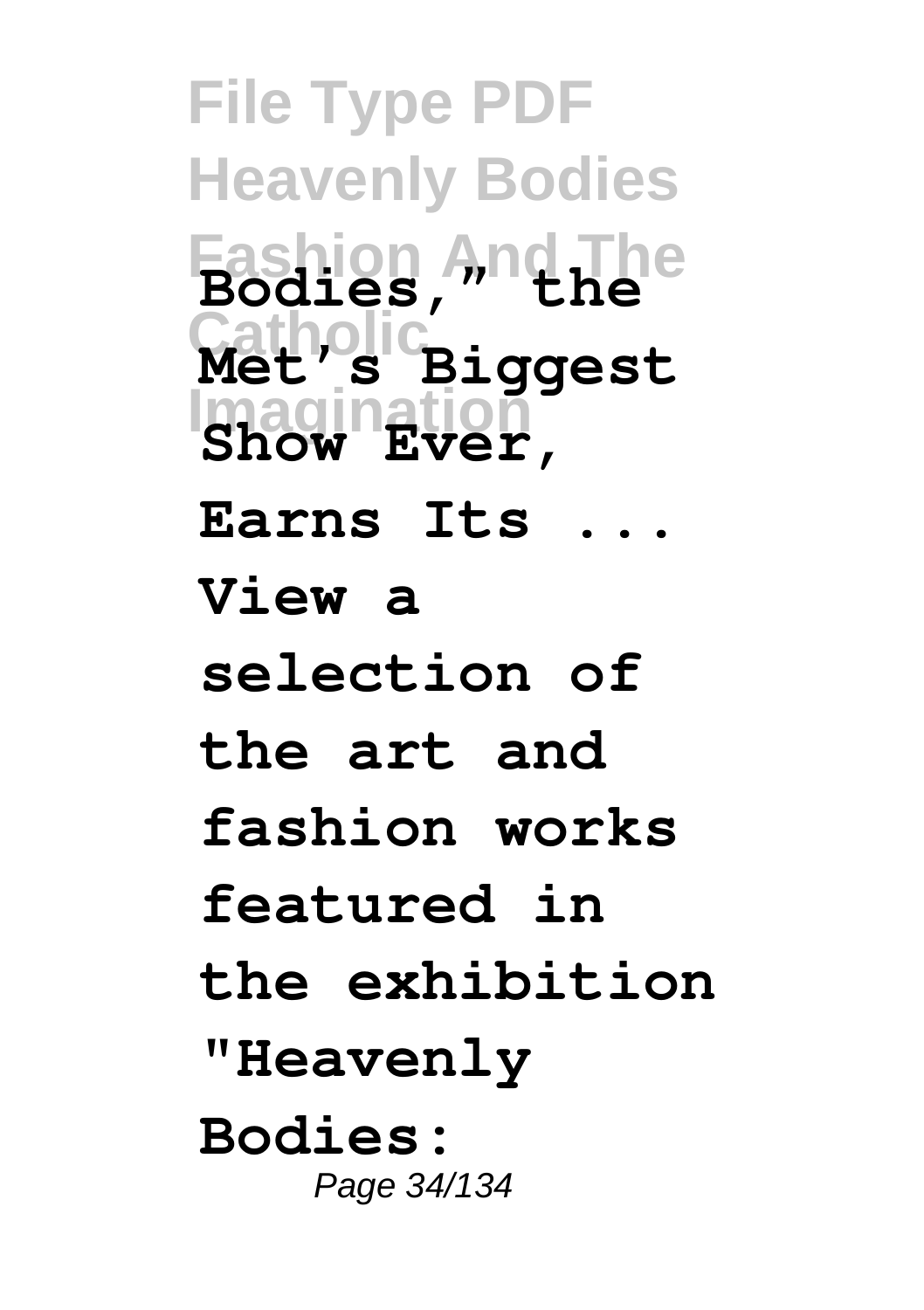**Bodies," the Met's Biggest Show Ever, Earns Its ...**

**View a selection of the art and fashion works featured in the exhibition "Heavenly Bodies:**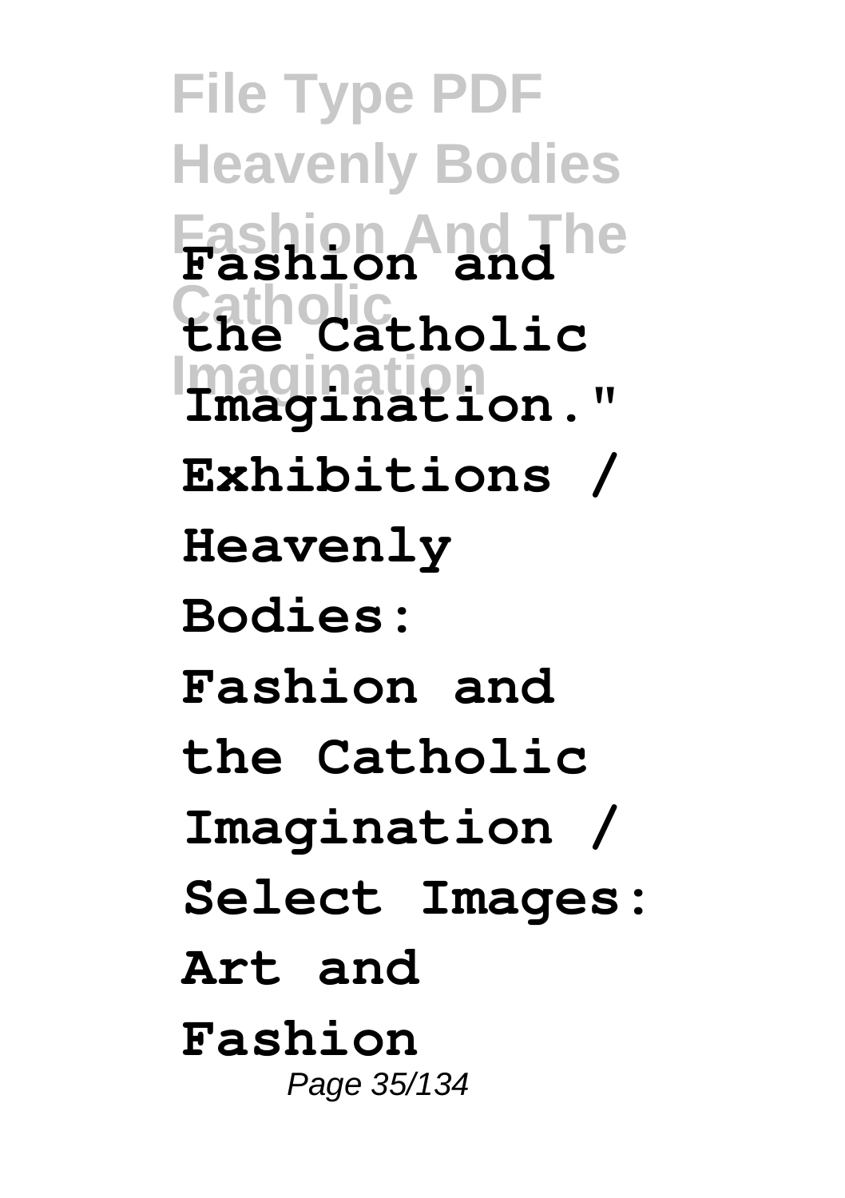**Fashion and the Catholic Imagination." Exhibitions / Heavenly Bodies: Fashion and the Catholic Imagination / Select Images: Art and Fashion**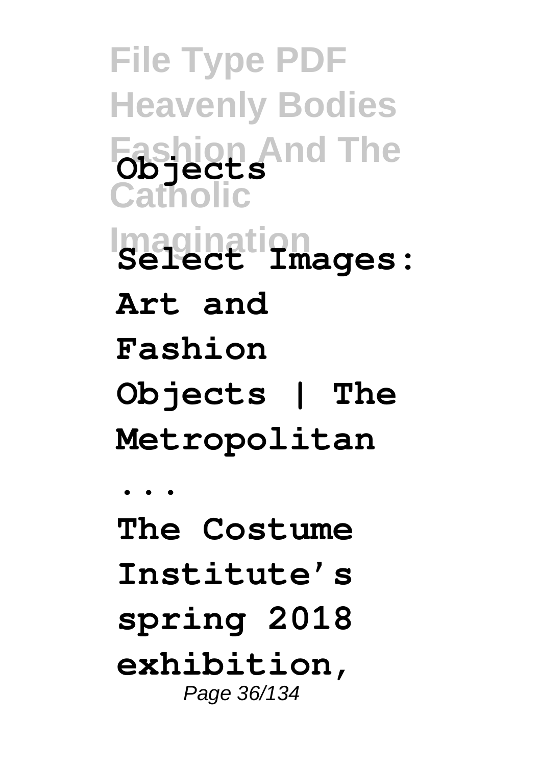**Objects**

**Select Images: Art and Fashion Objects | The Metropolitan ...**

**The Costume Institute's spring 2018 exhibition,**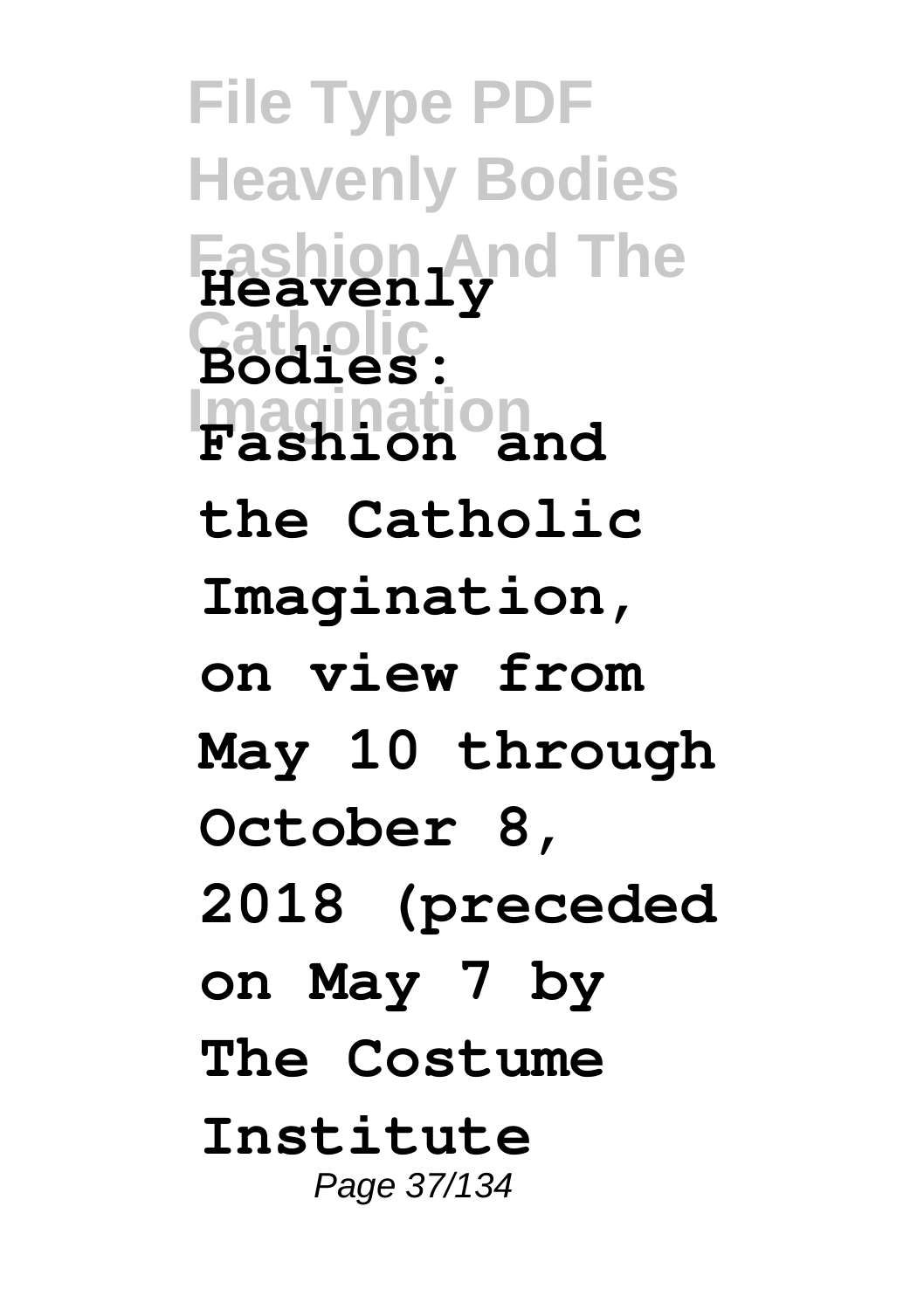**Heavenly Bodies: Fashion and the Catholic Imagination, on view from May 10 through October 8, 2018 (preceded on May 7 by The Costume Institute**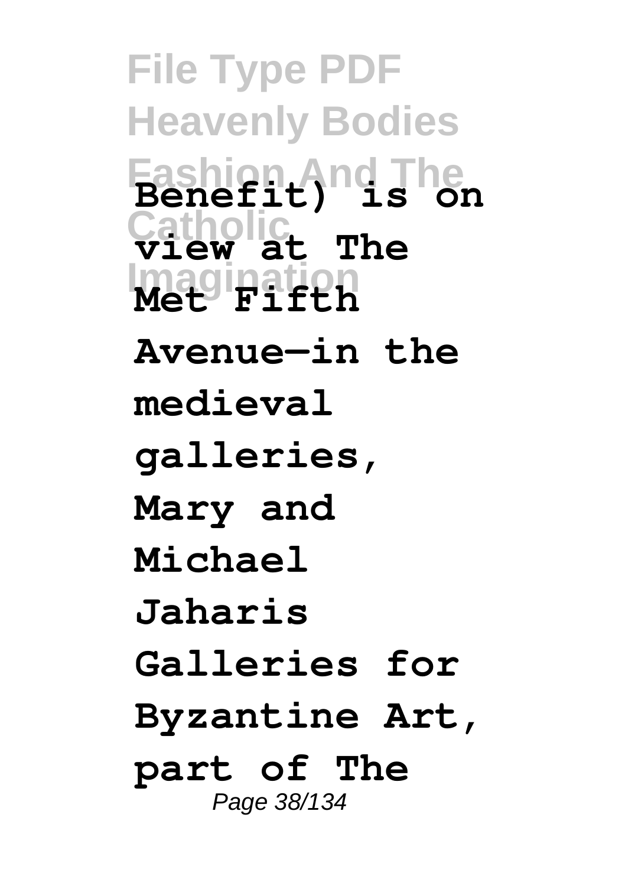**Benefit) is on view at The Met Fifth Avenue—in the medieval galleries, Mary and Michael Jaharis Galleries for Byzantine Art, part of The**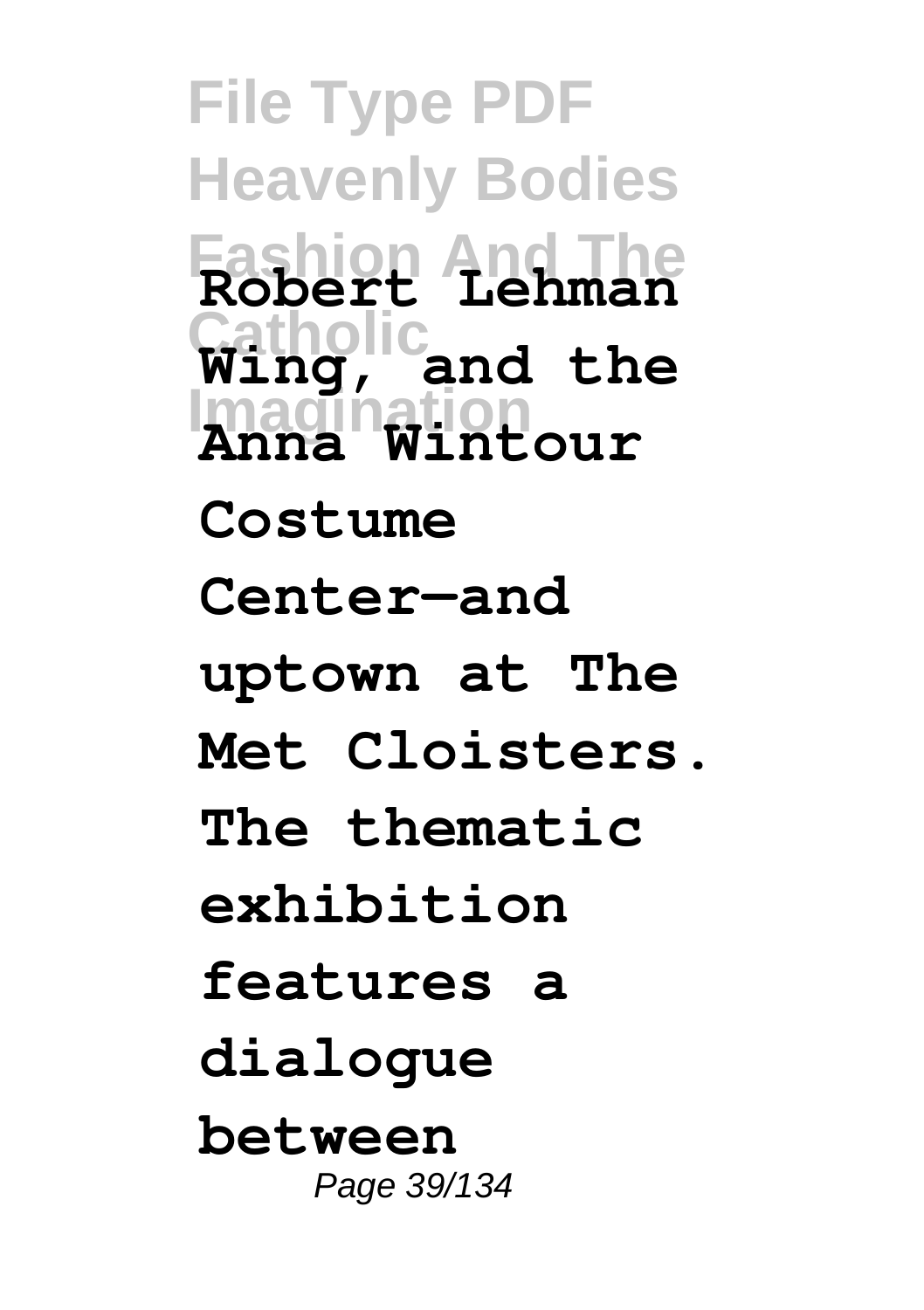**Robert Lehman Wing, and the Anna Wintour Costume Center—and uptown at The Met Cloisters. The thematic exhibition features a dialogue between**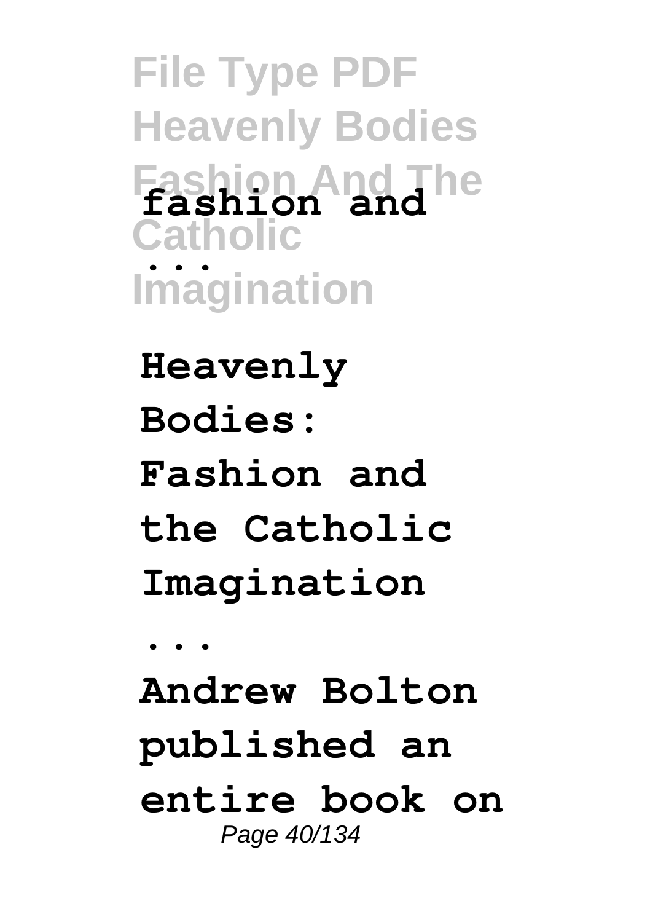**fashion and ...**

**Heavenly Bodies: Fashion and the Catholic Imagination ...**

**Andrew Bolton published an entire book on**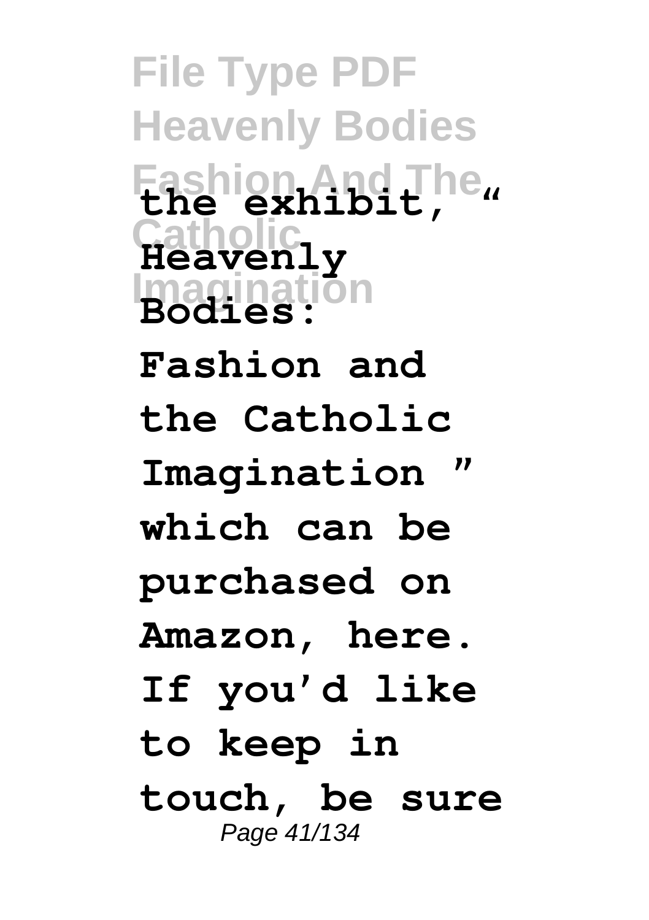**the exhibit, " Heavenly Bodies: Fashion and the Catholic Imagination " which can be purchased on Amazon, here. If you'd like to keep in touch, be sure**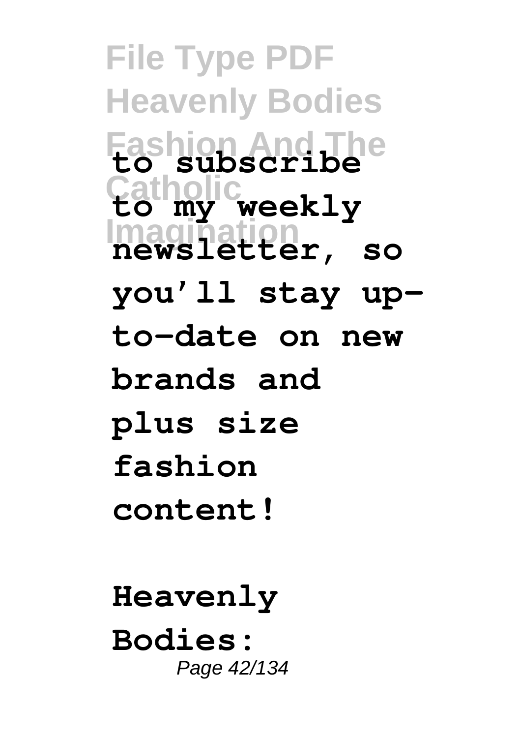**to subscribe to my weekly newsletter, so you'll stay up-to-date on new brands and plus size fashion content!**

**Heavenly Bodies:**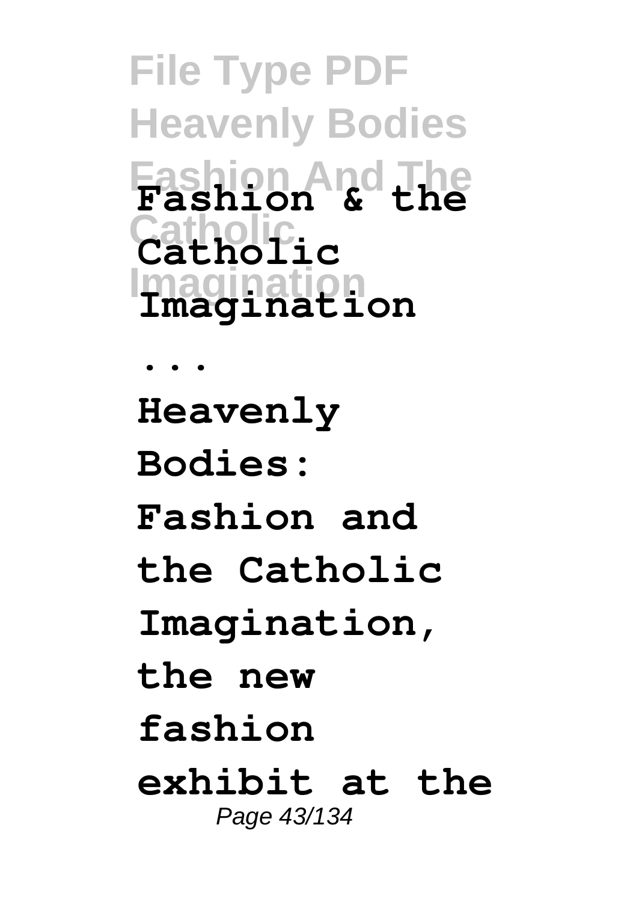**Fashion & the Catholic Imagination ...**

**Heavenly Bodies: Fashion and the Catholic Imagination, the new fashion exhibit at the**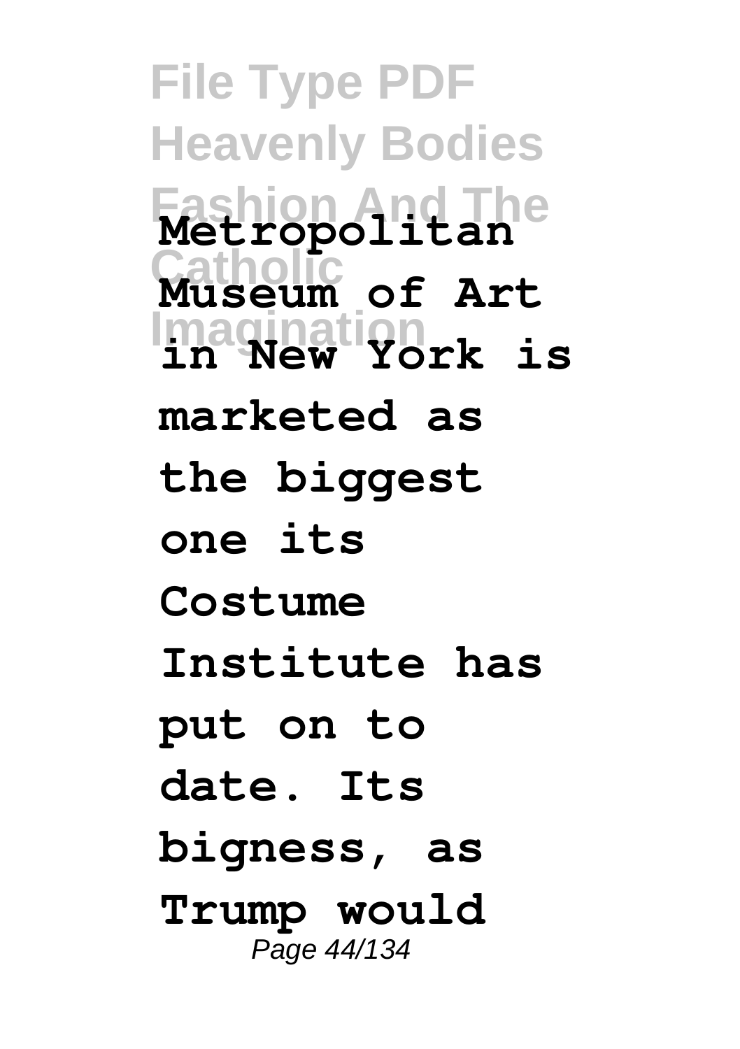**Metropolitan Museum of Art in New York is marketed as the biggest one its Costume Institute has put on to date. Its bigness, as Trump would**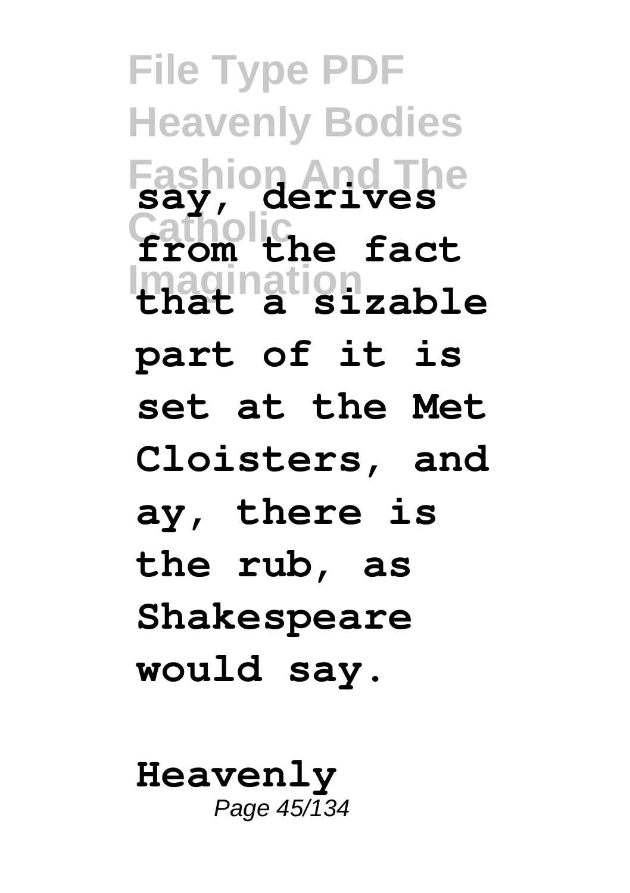say, derives from the fact that a sizable part of it is set at the Met Cloisters, and ay, there is the rub, as Shakespeare would say.

**Heavenly**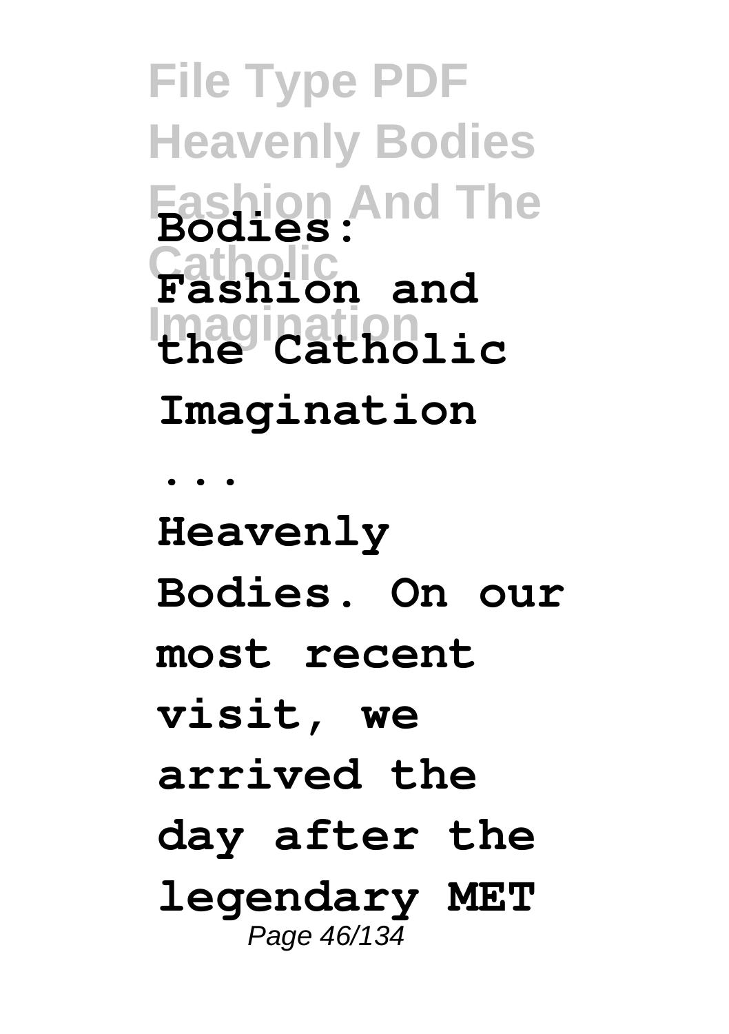**Bodies: Fashion and the Catholic Imagination ...**

**Heavenly Bodies. On our most recent visit, we arrived the day after the legendary MET**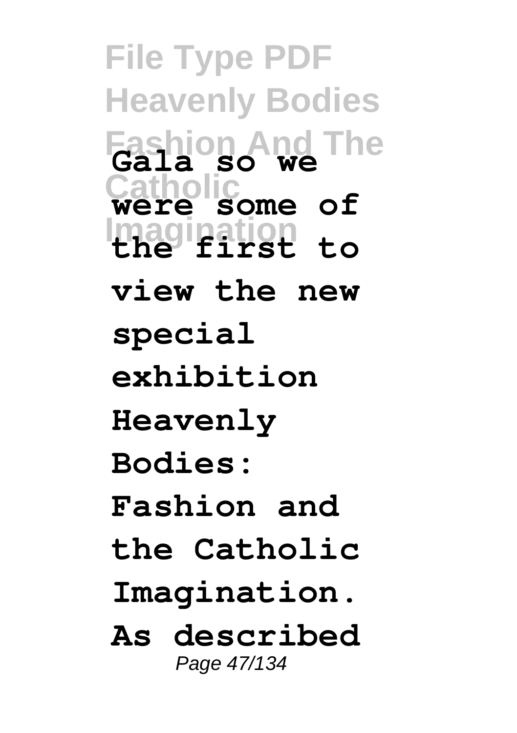Gala so we were some of the first to view the new special exhibition Heavenly Bodies: Fashion and the Catholic Imagination. As described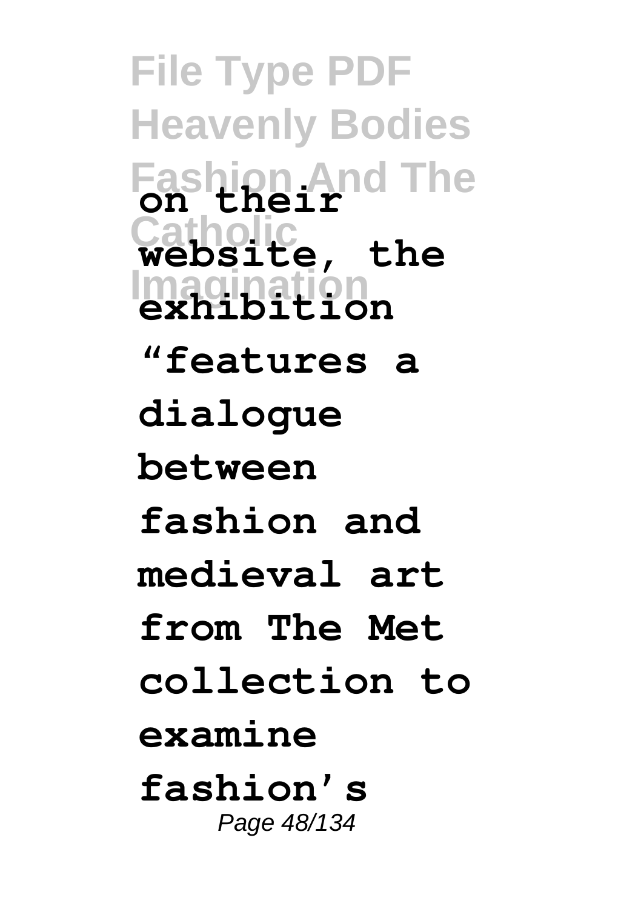**on their website, the exhibition "features a dialogue between fashion and medieval art from The Met collection to examine fashion's**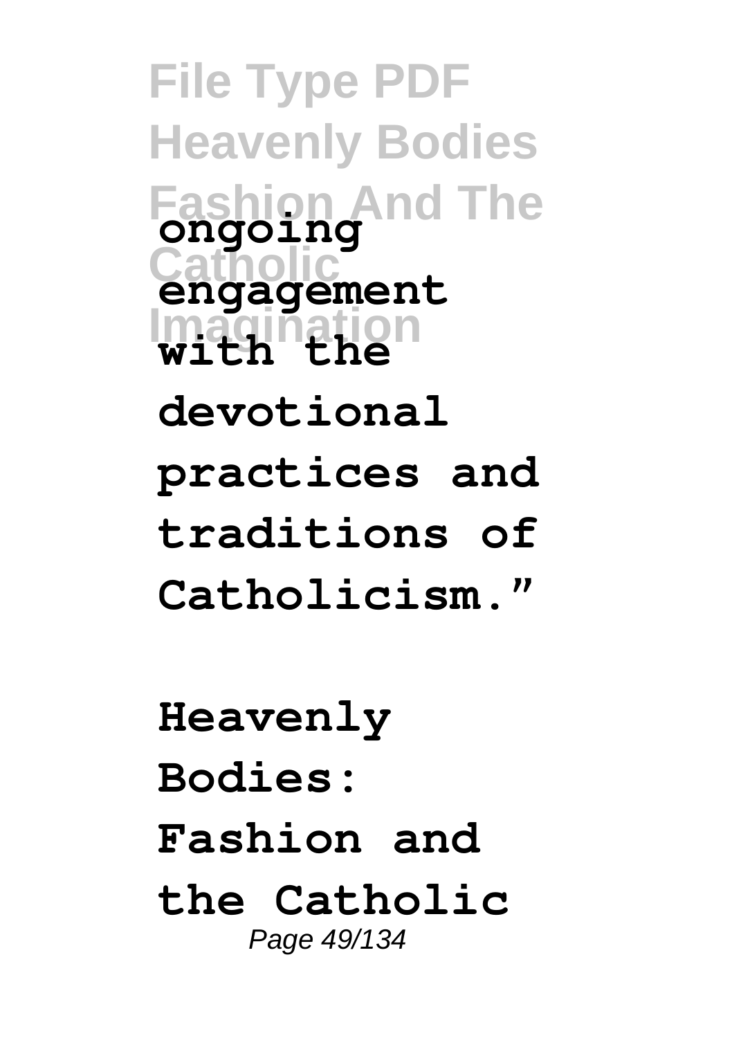**ongoing engagement with the devotional practices and traditions of Catholicism."**

**Heavenly Bodies: Fashion and the Catholic**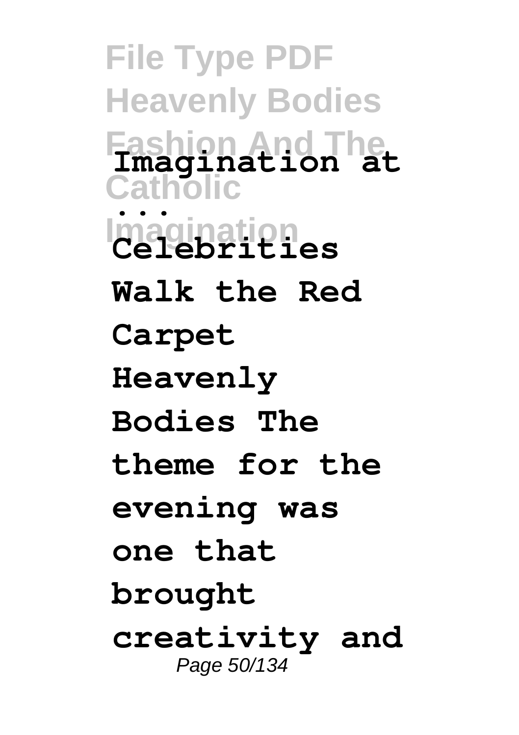**Imagination at ...**

**Celebrities Walk the Red Carpet Heavenly Bodies The theme for the evening was one that brought creativity and**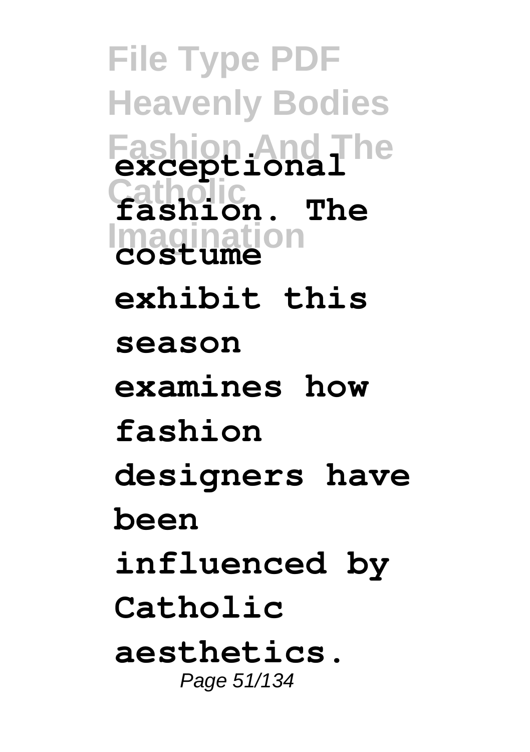**exceptional fashion. The costume exhibit this season examines how fashion designers have been influenced by Catholic aesthetics.**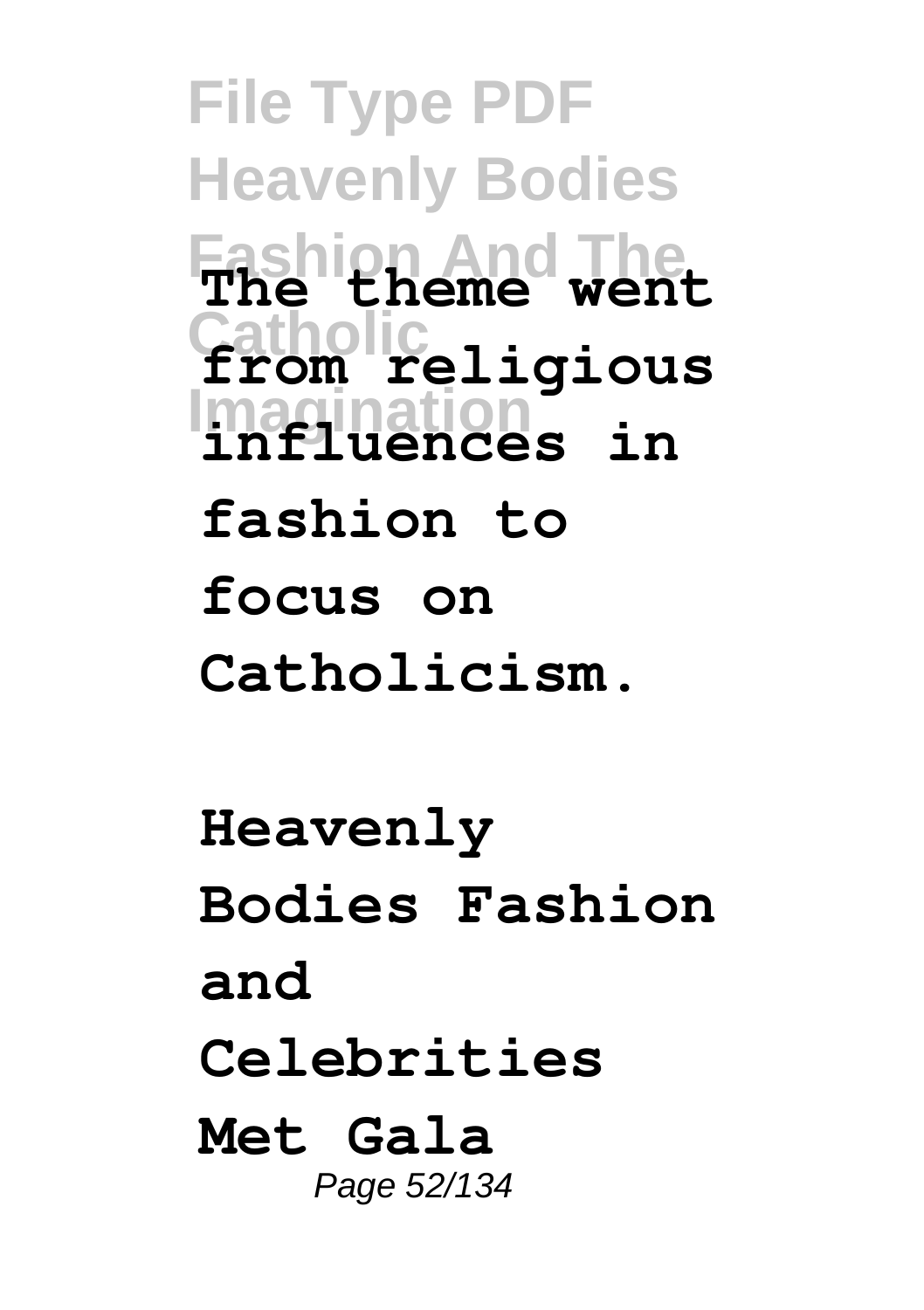**The theme went from religious influences in fashion to focus on Catholicism.**

**Heavenly Bodies Fashion and Celebrities Met Gala**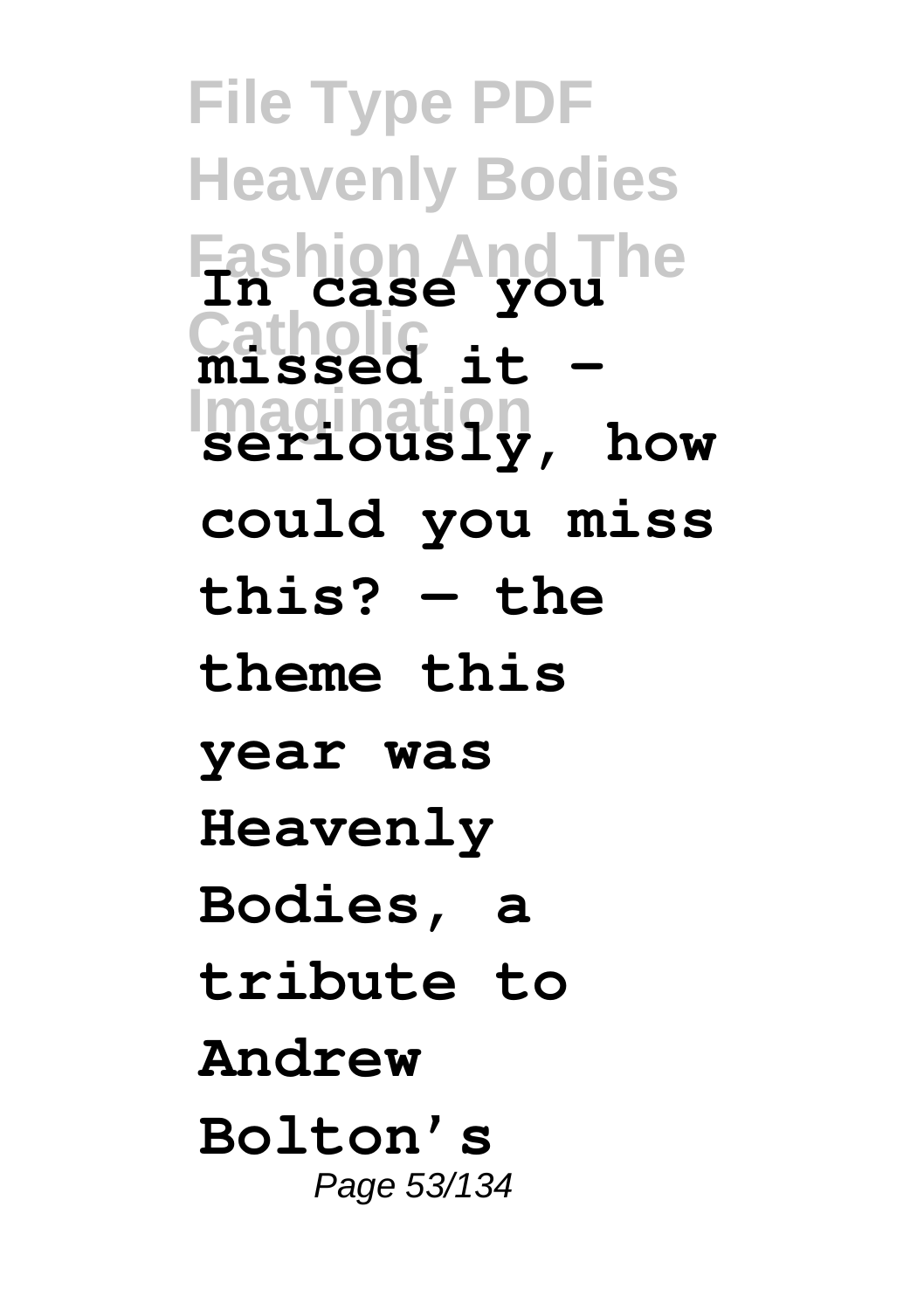**In case you missed it – seriously, how could you miss this? — the theme this year was Heavenly Bodies, a tribute to Andrew Bolton's**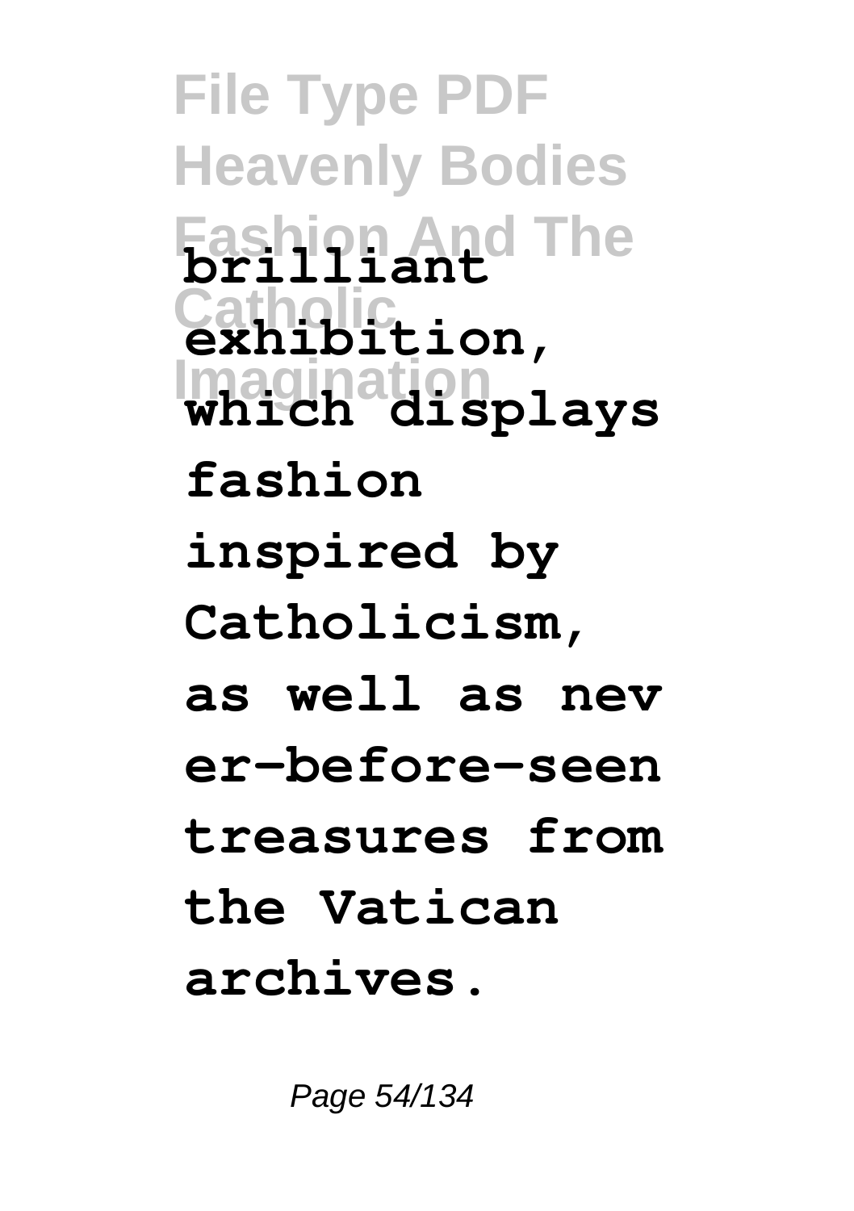**brilliant exhibition, which displays fashion inspired by Catholicism, as well as never-before-seen treasures from the Vatican archives.**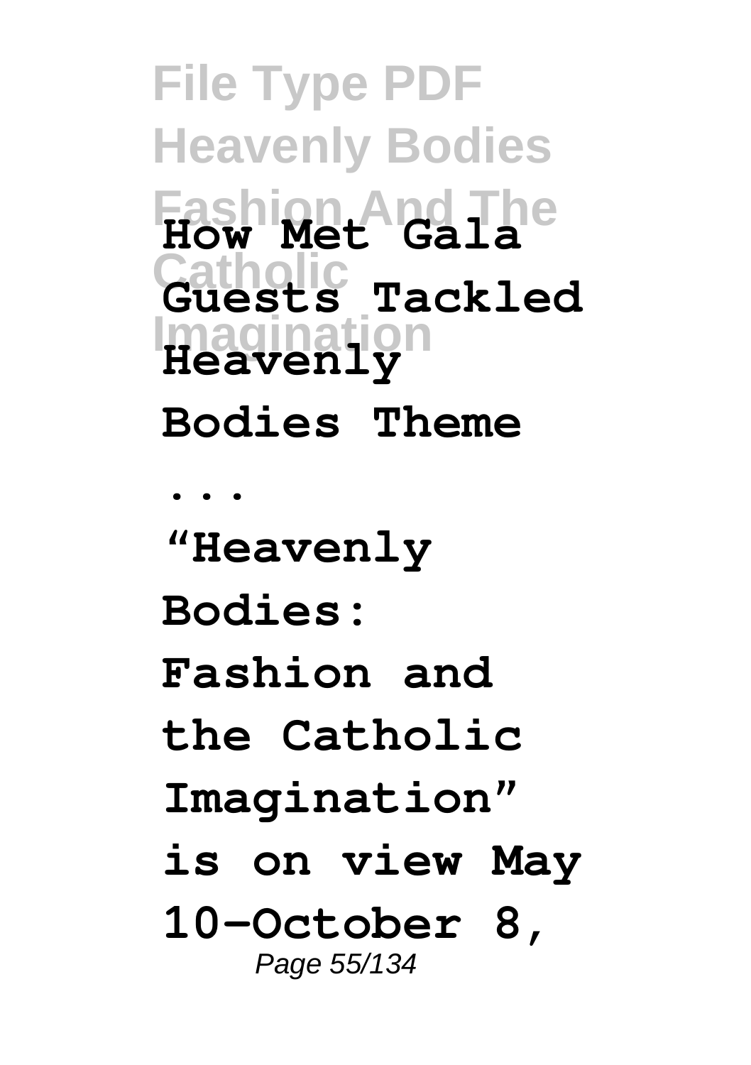**How Met Gala Guests Tackled Heavenly Bodies Theme ...**

**"Heavenly Bodies: Fashion and the Catholic Imagination" is on view May 10–October 8,**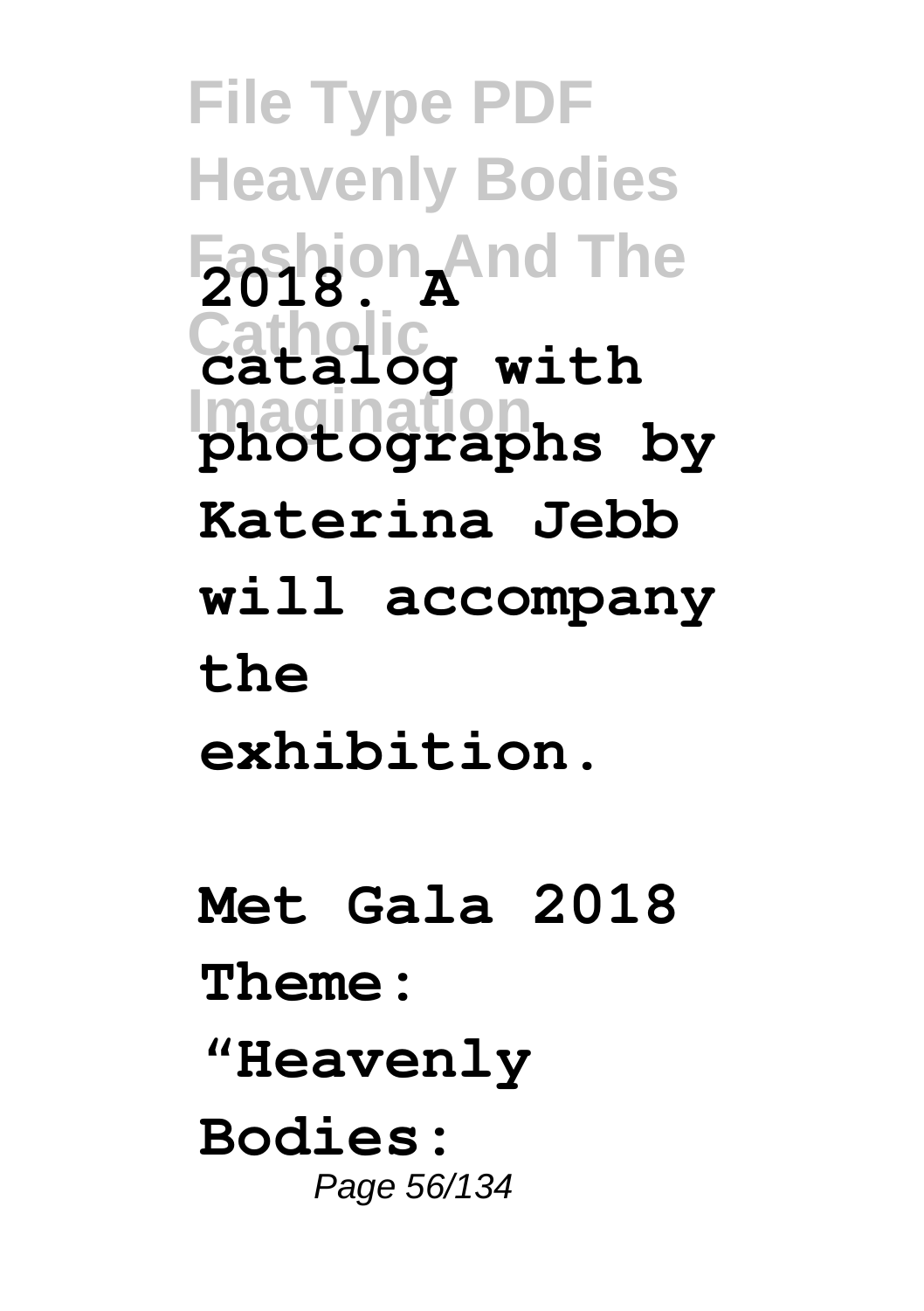**2018. A catalog with photographs by Katerina Jebb will accompany the exhibition.**

**Met Gala 2018 Theme: "Heavenly Bodies:**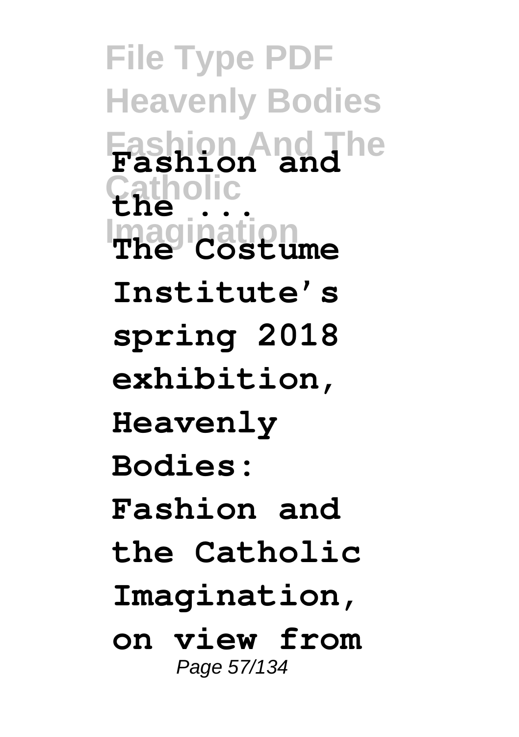**Fashion and the ...**

**The Costume Institute's spring 2018 exhibition, Heavenly Bodies: Fashion and the Catholic Imagination, on view from**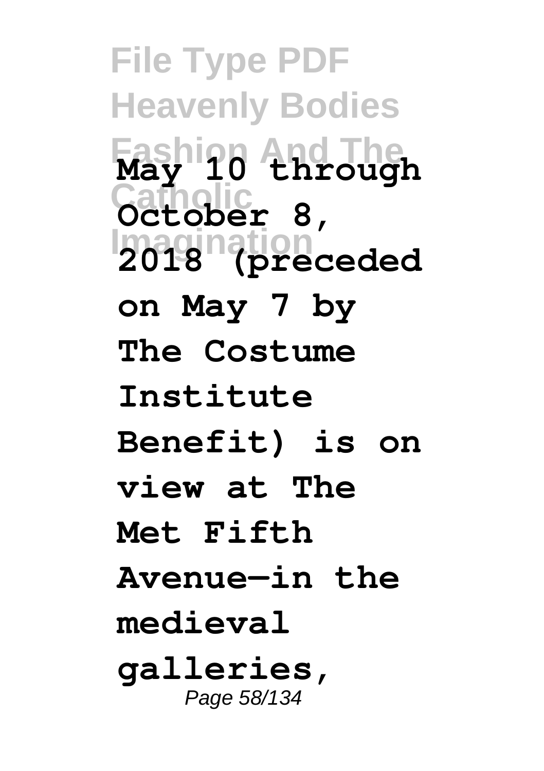**May 10 through October 8, 2018 (preceded on May 7 by The Costume Institute Benefit) is on view at The Met Fifth Avenue—in the medieval galleries,**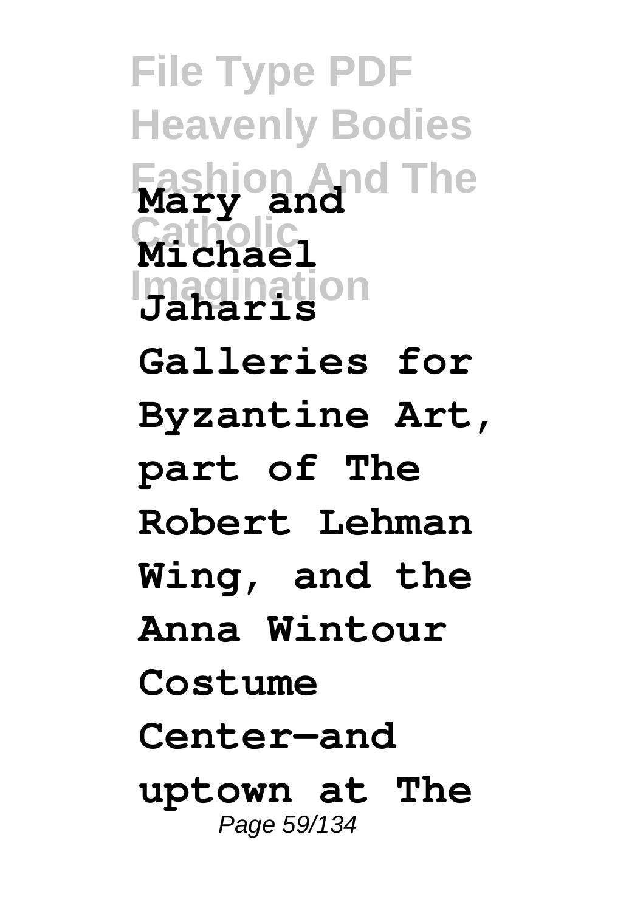**Mary and Michael Jaharis Galleries for Byzantine Art, part of The Robert Lehman Wing, and the Anna Wintour Costume Center—and uptown at The**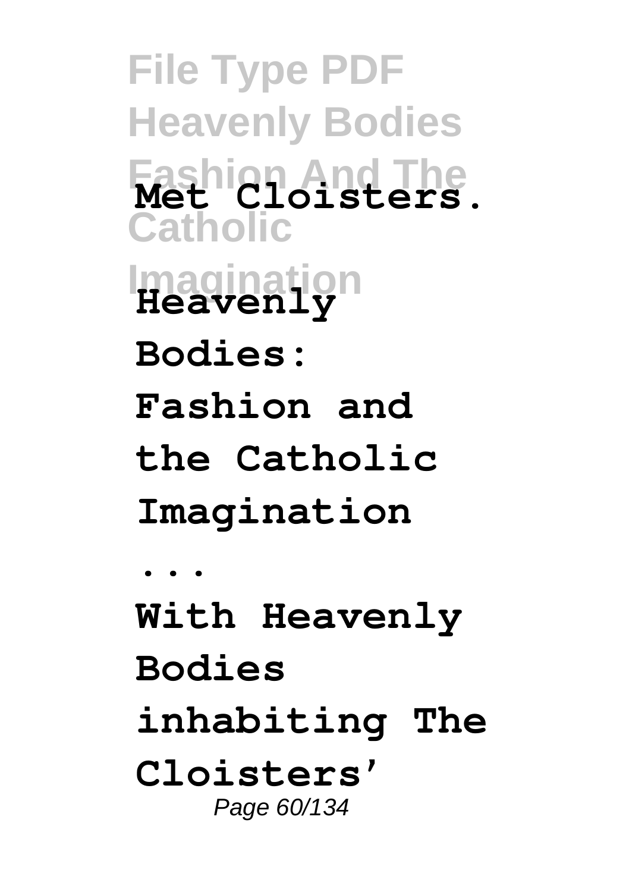Met Cloisters.

**Heavenly Bodies: Fashion and the Catholic Imagination ...**

**With Heavenly Bodies inhabiting The Cloisters'**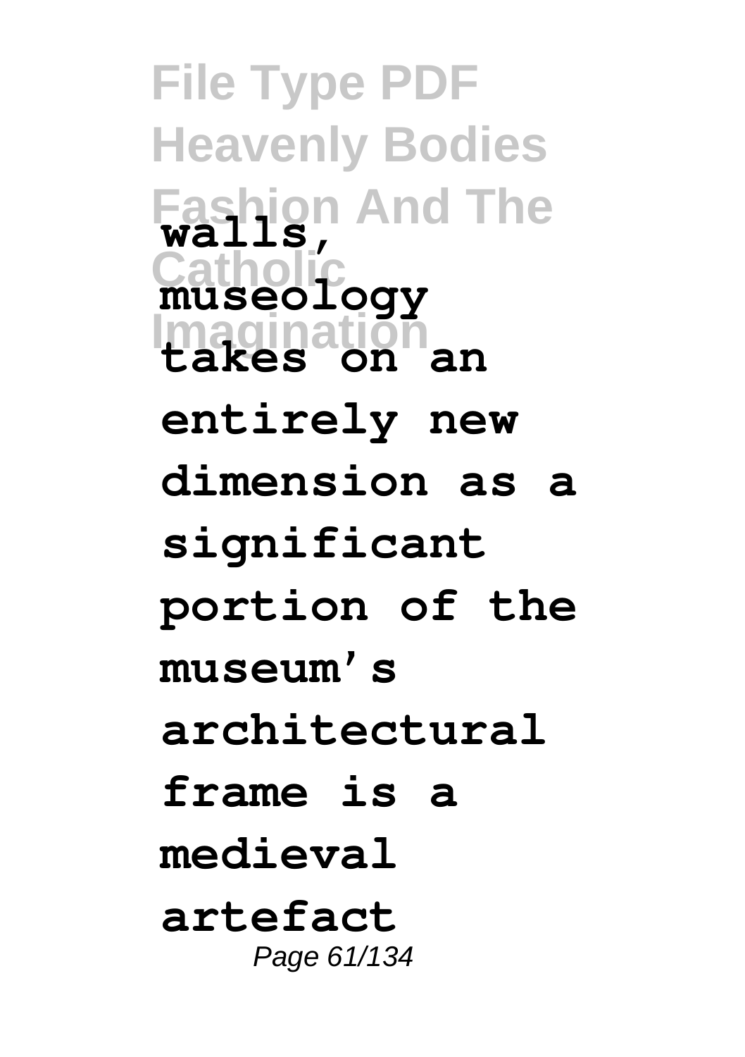**walls, museology takes on an entirely new dimension as a significant portion of the museum's architectural frame is a medieval artefact**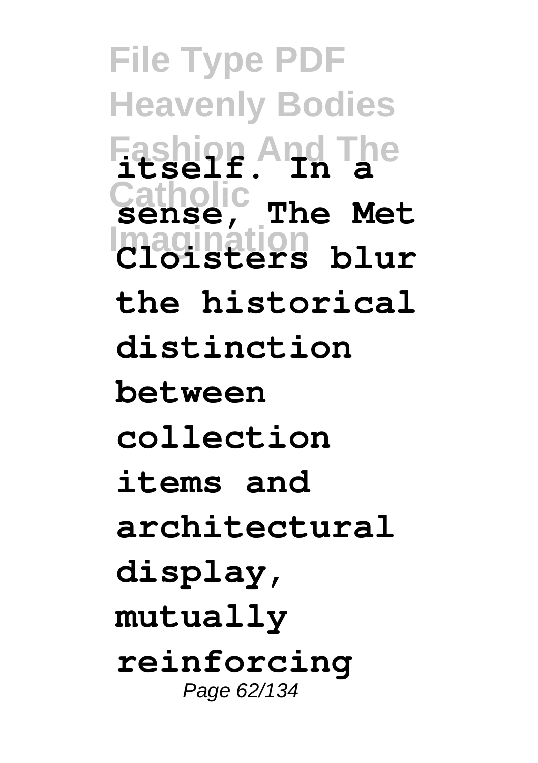**itself. In a sense, The Met Cloisters blur the historical distinction between collection items and architectural display, mutually reinforcing**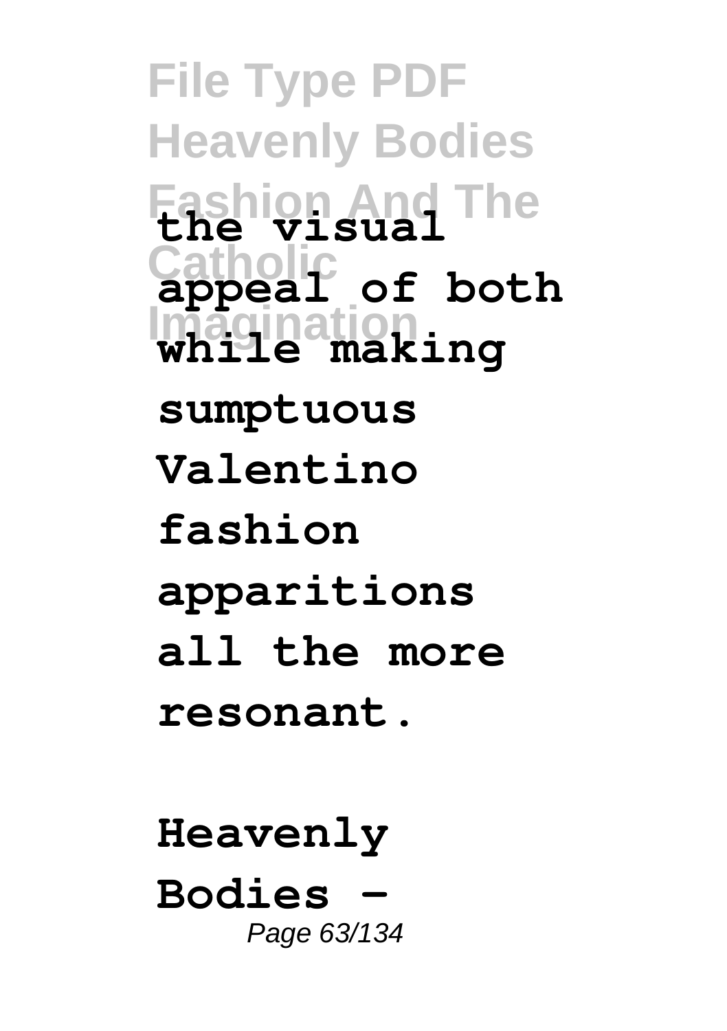**the visual appeal of both while making sumptuous Valentino fashion apparitions all the more resonant.**

**Heavenly Bodies -**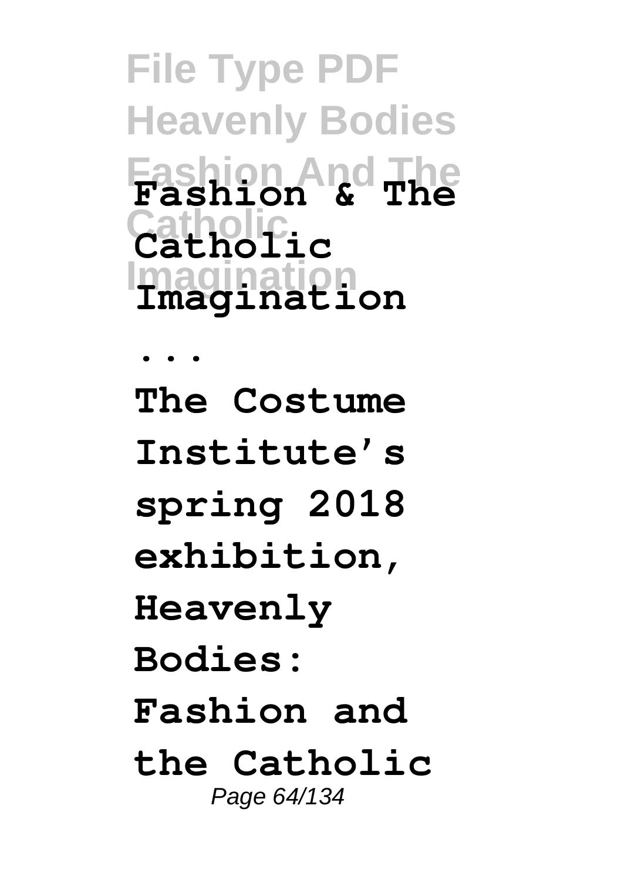**Fashion & The Catholic Imagination ...**

**The Costume Institute's spring 2018 exhibition, Heavenly Bodies: Fashion and the Catholic**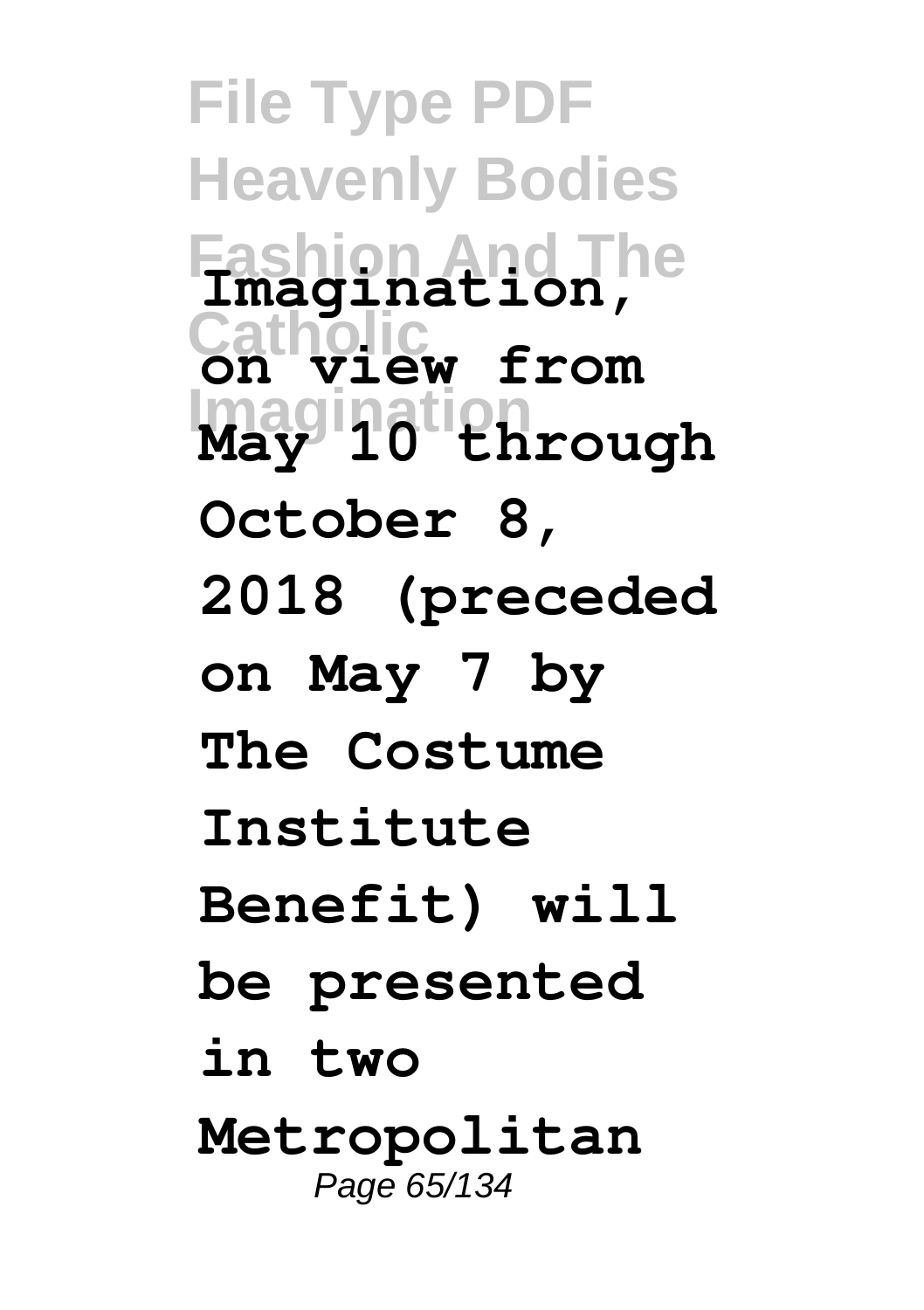**Imagination, on view from May 10 through October 8, 2018 (preceded on May 7 by The Costume Institute Benefit) will be presented in two Metropolitan**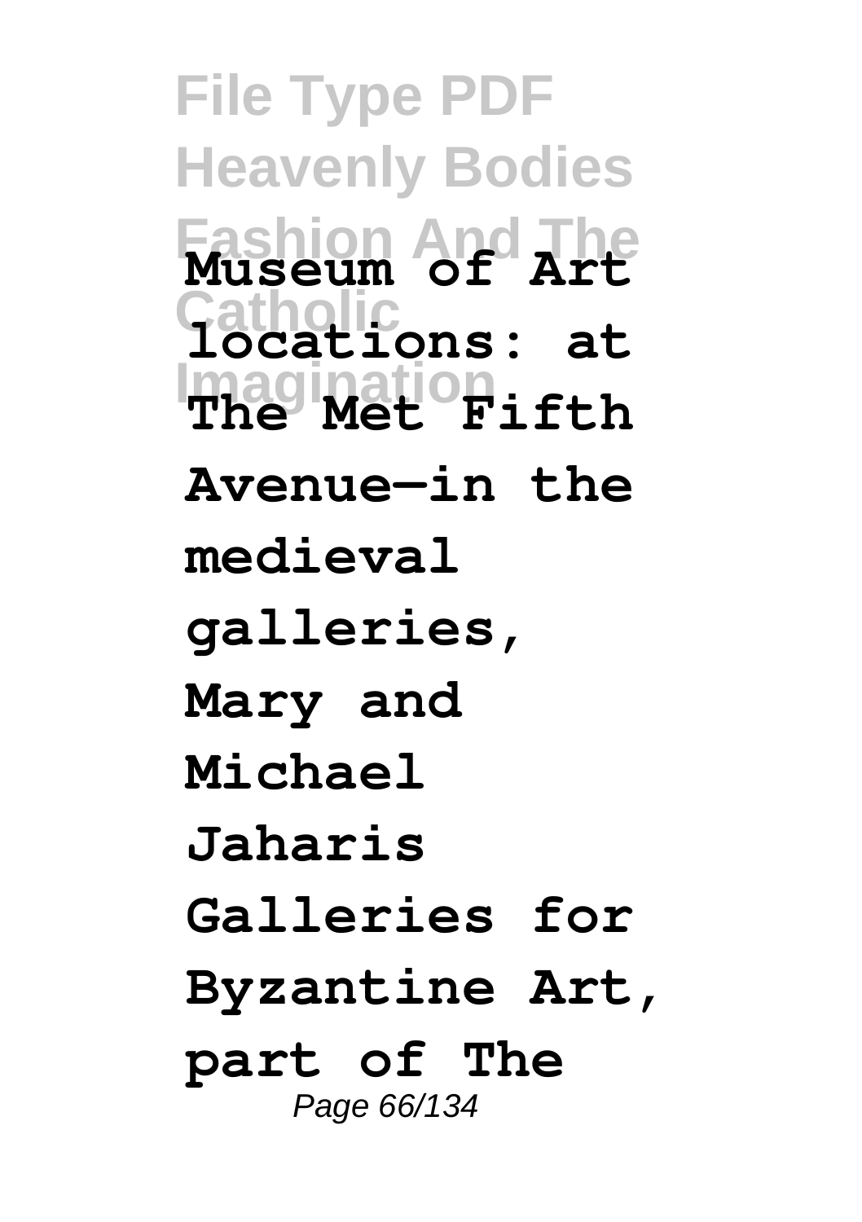**Museum of Art locations: at The Met Fifth Avenue—in the medieval galleries, Mary and Michael Jaharis Galleries for Byzantine Art, part of The**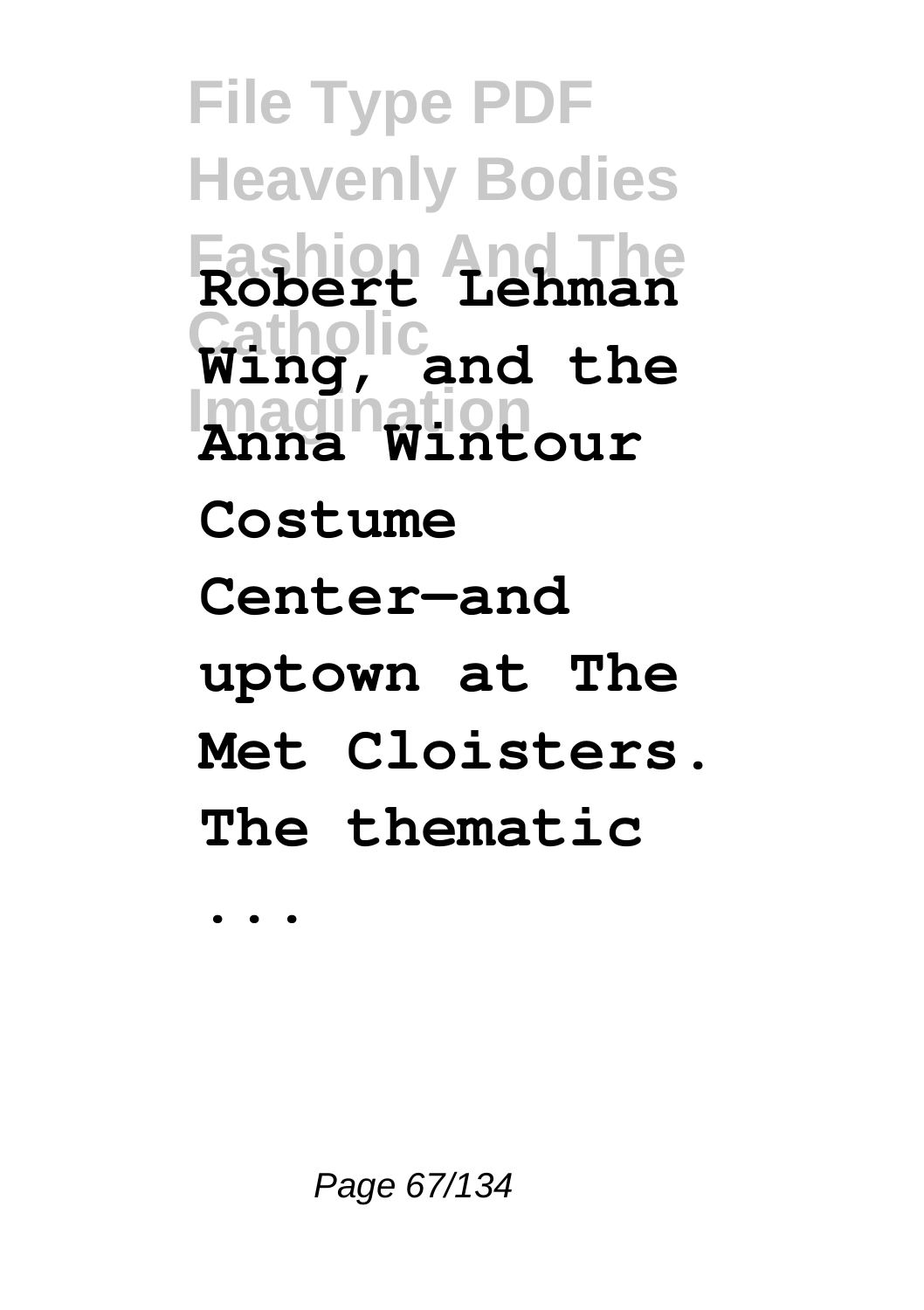**Robert Lehman Wing, and the Anna Wintour Costume Center—and uptown at The Met Cloisters. The thematic ...**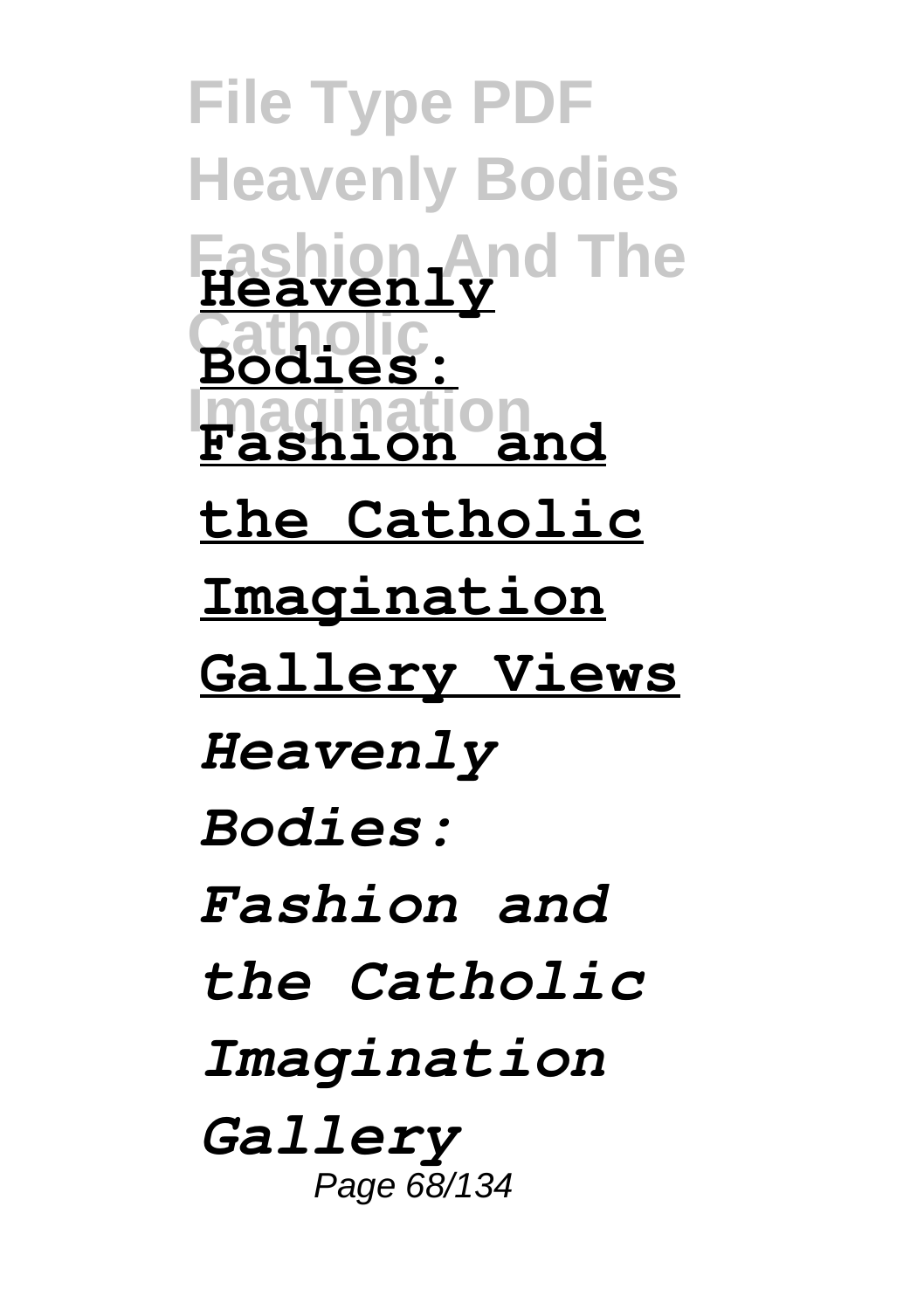**Heavenly Bodies: Fashion and the Catholic Imagination Gallery Views**

*Heavenly Bodies: Fashion and the Catholic Imagination Gallery*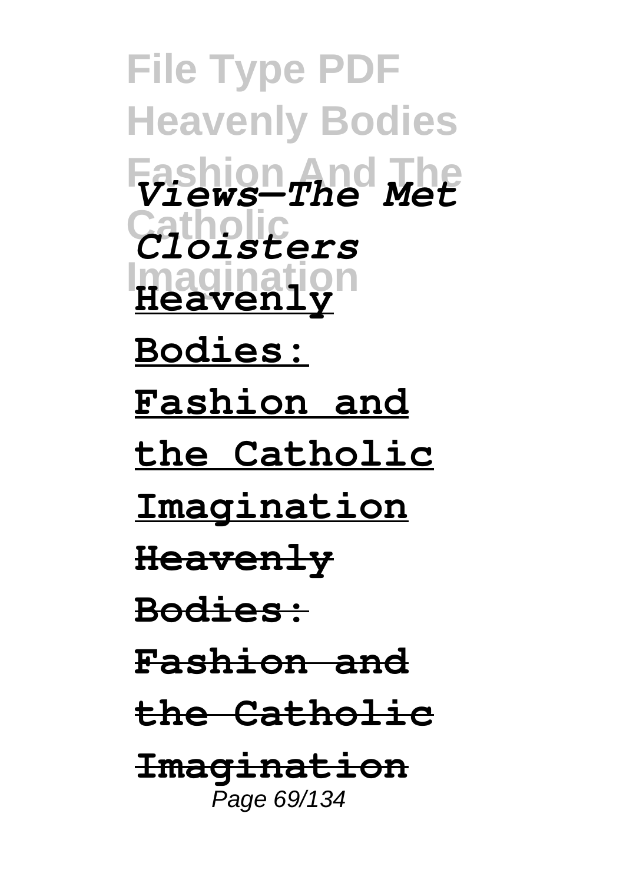*Views—The Met Cloisters*

**Heavenly Bodies: Fashion and the Catholic Imagination**

**~~Heavenly Bodies: Fashion and the Catholic Imagination~~**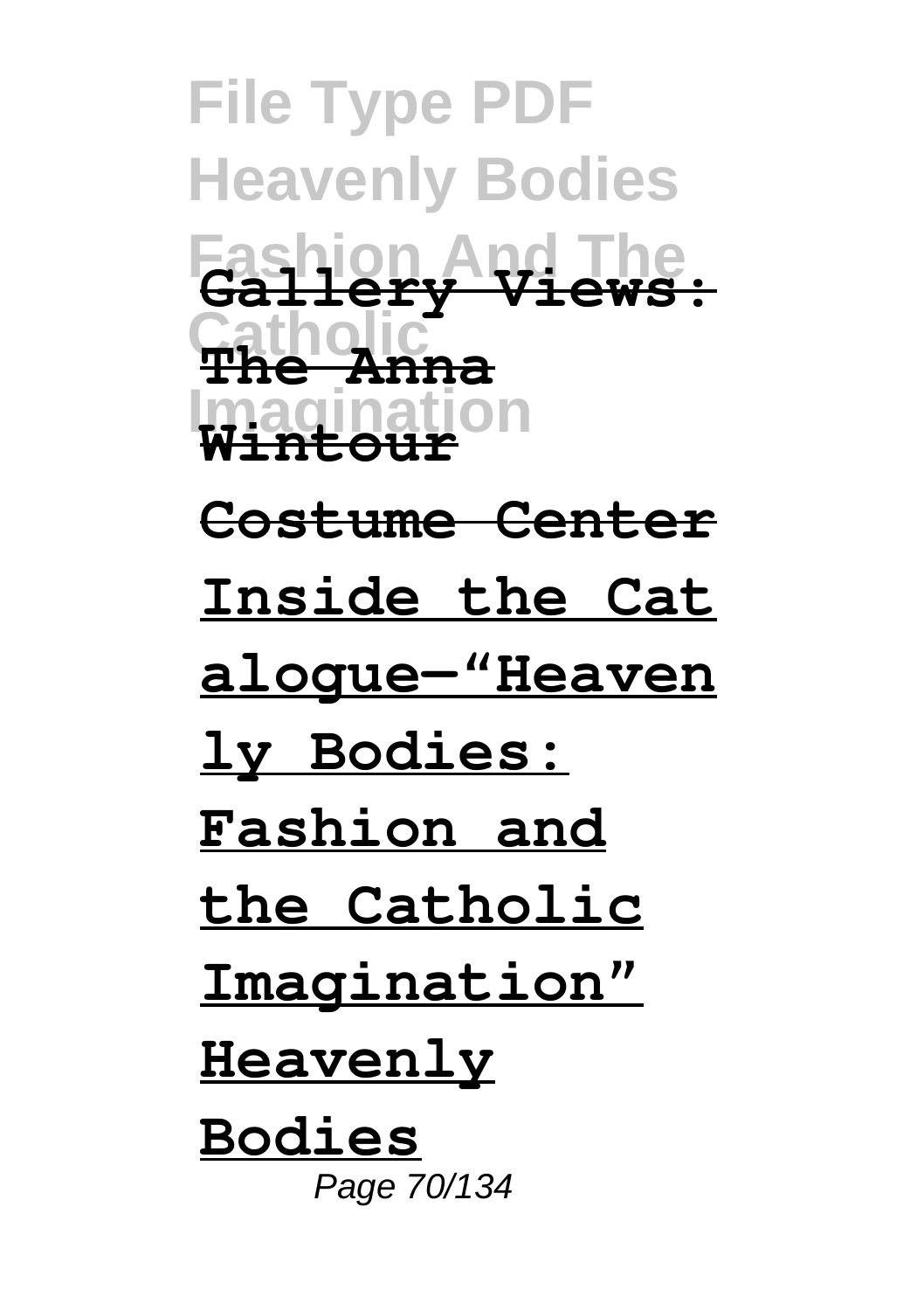**Gallery Views: The Anna Wintour Costume Center**

**Inside the Catalogue—"Heavenly Bodies: Fashion and the Catholic Imagination"**

**Heavenly Bodies**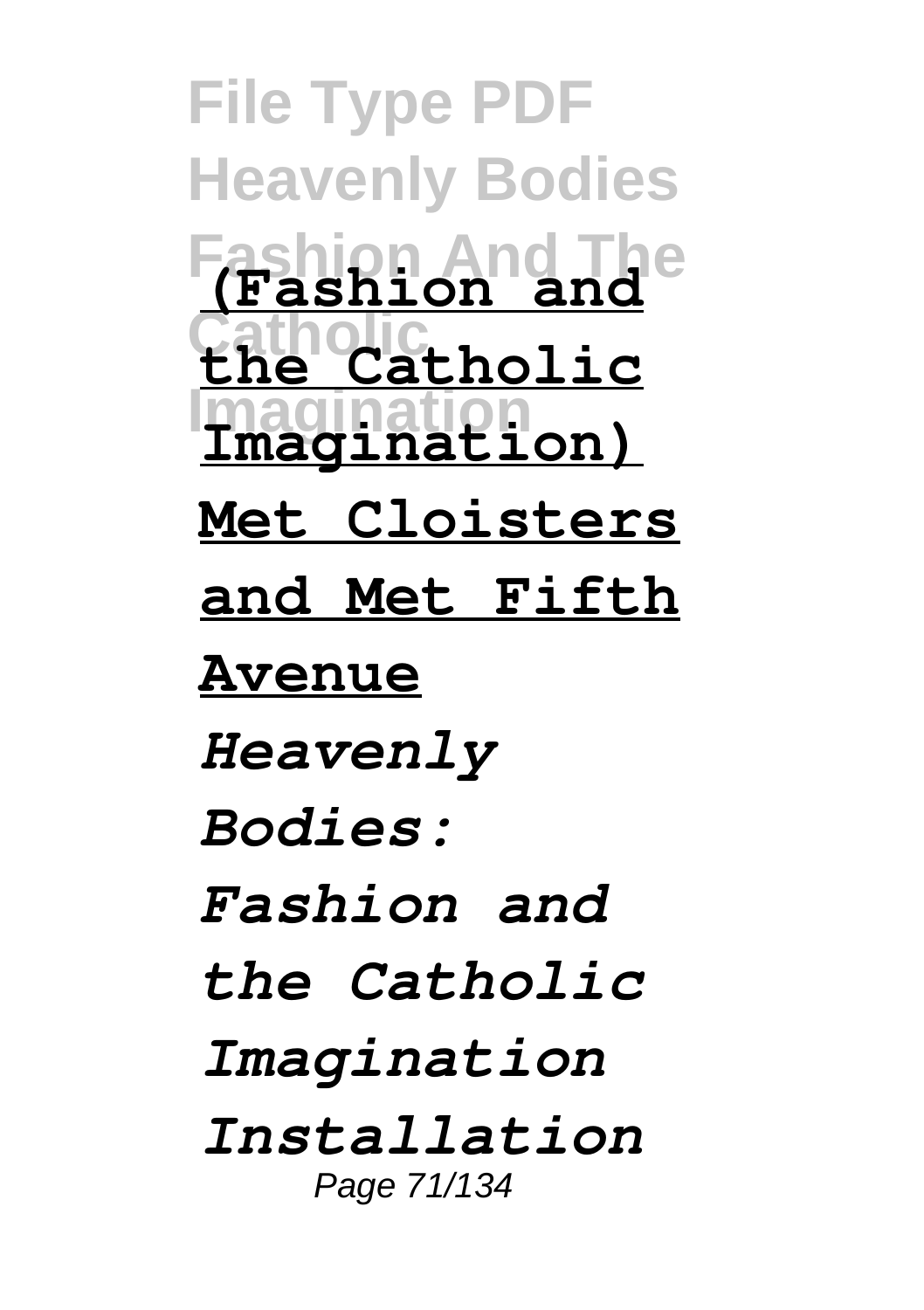**(Fashion and the Catholic Imagination)**

**Met Cloisters and Met Fifth Avenue**

*Heavenly Bodies: Fashion and the Catholic Imagination Installation*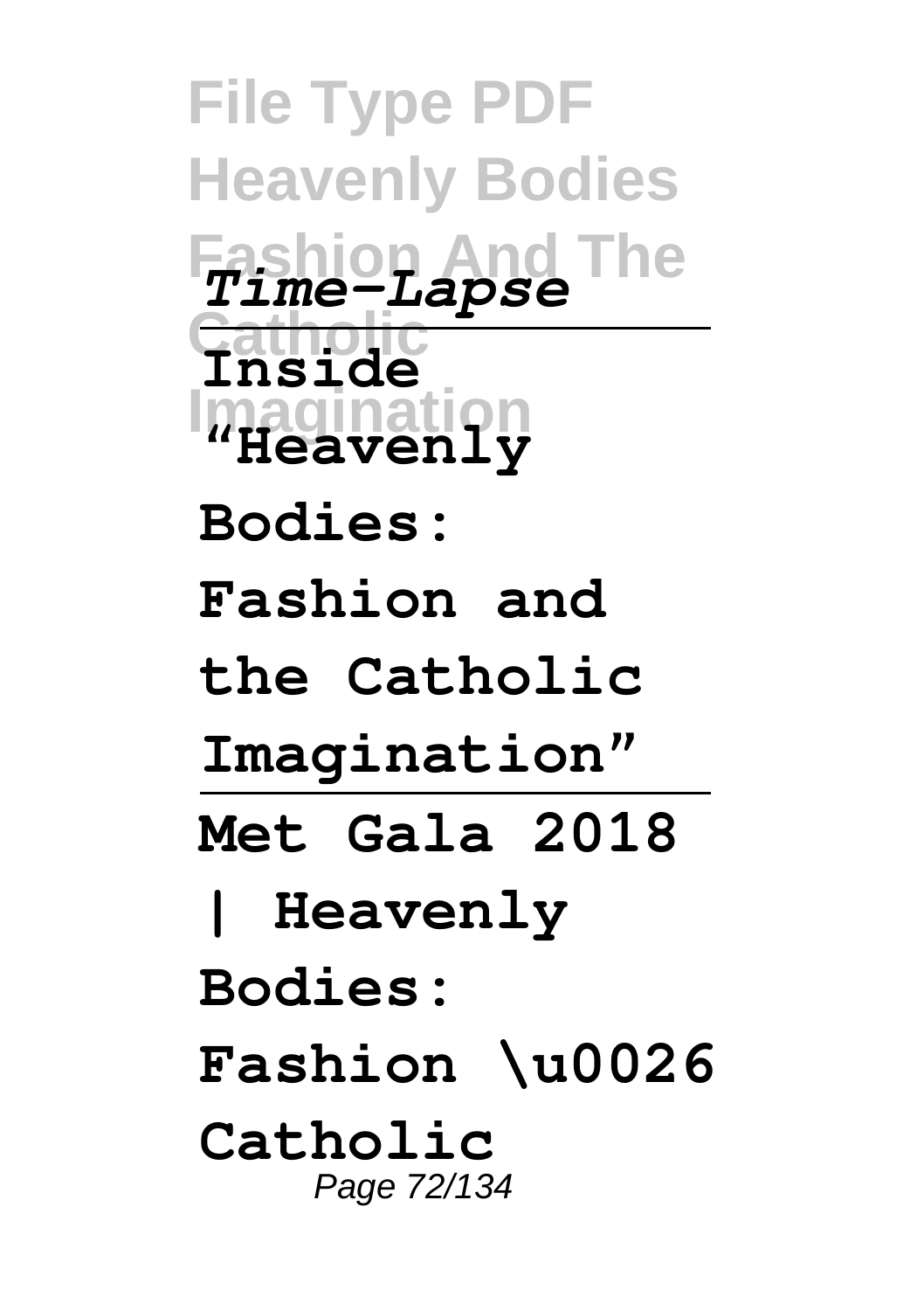*Time-Lapse*

---

**Inside "Heavenly Bodies: Fashion and the Catholic Imagination"**

---

**Met Gala 2018 | Heavenly Bodies: Fashion \u0026 Catholic**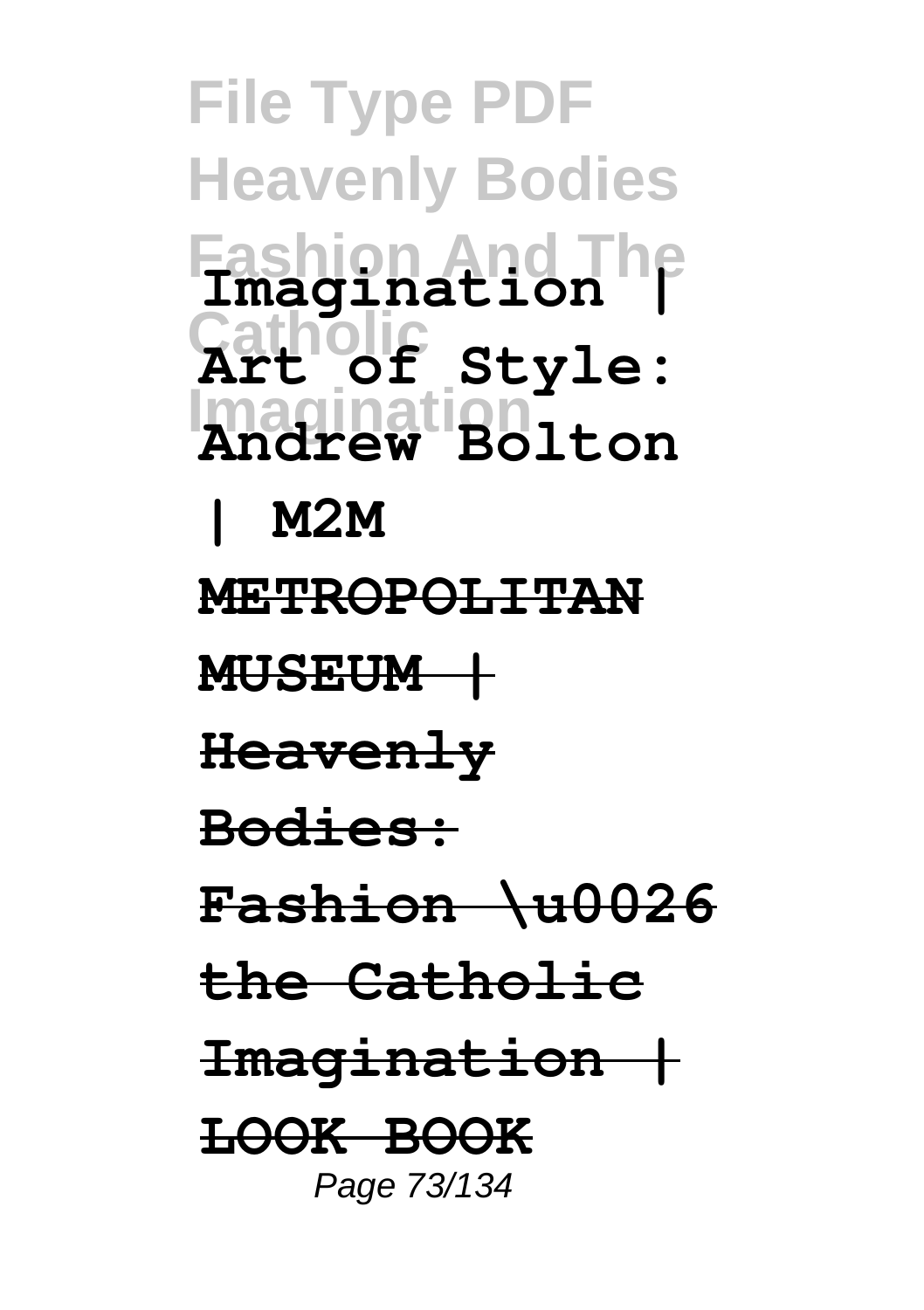**Imagination | Art of Style: Andrew Bolton | M2M**

~~**METROPOLITAN MUSEUM | Heavenly Bodies: Fashion \u0026 the Catholic Imagination | LOOK BOOK**~~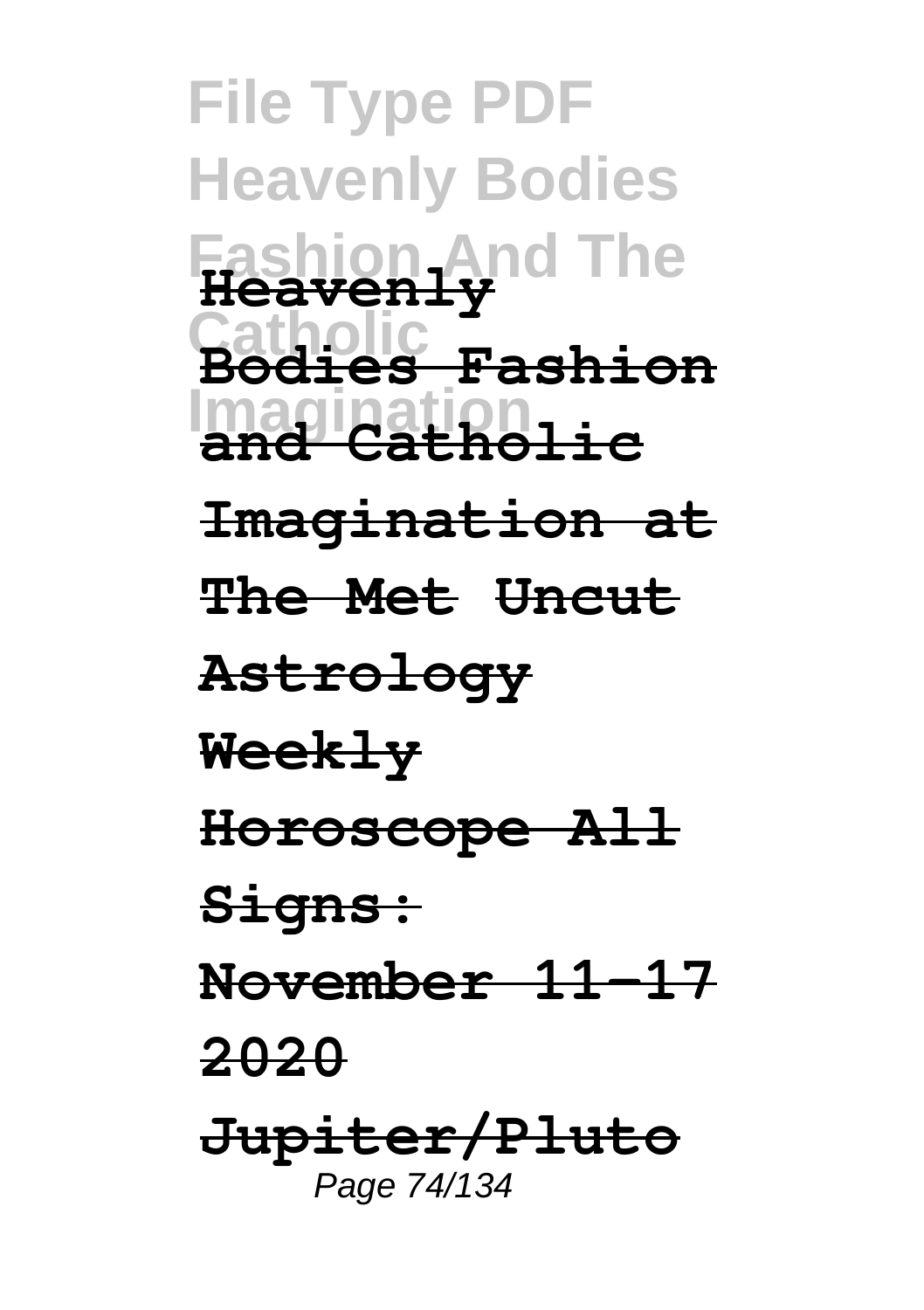**Heavenly Bodies Fashion and Catholic Imagination at The Met Uncut Astrology Weekly Horoscope All Signs: November 11-17 2020 Jupiter/Pluto**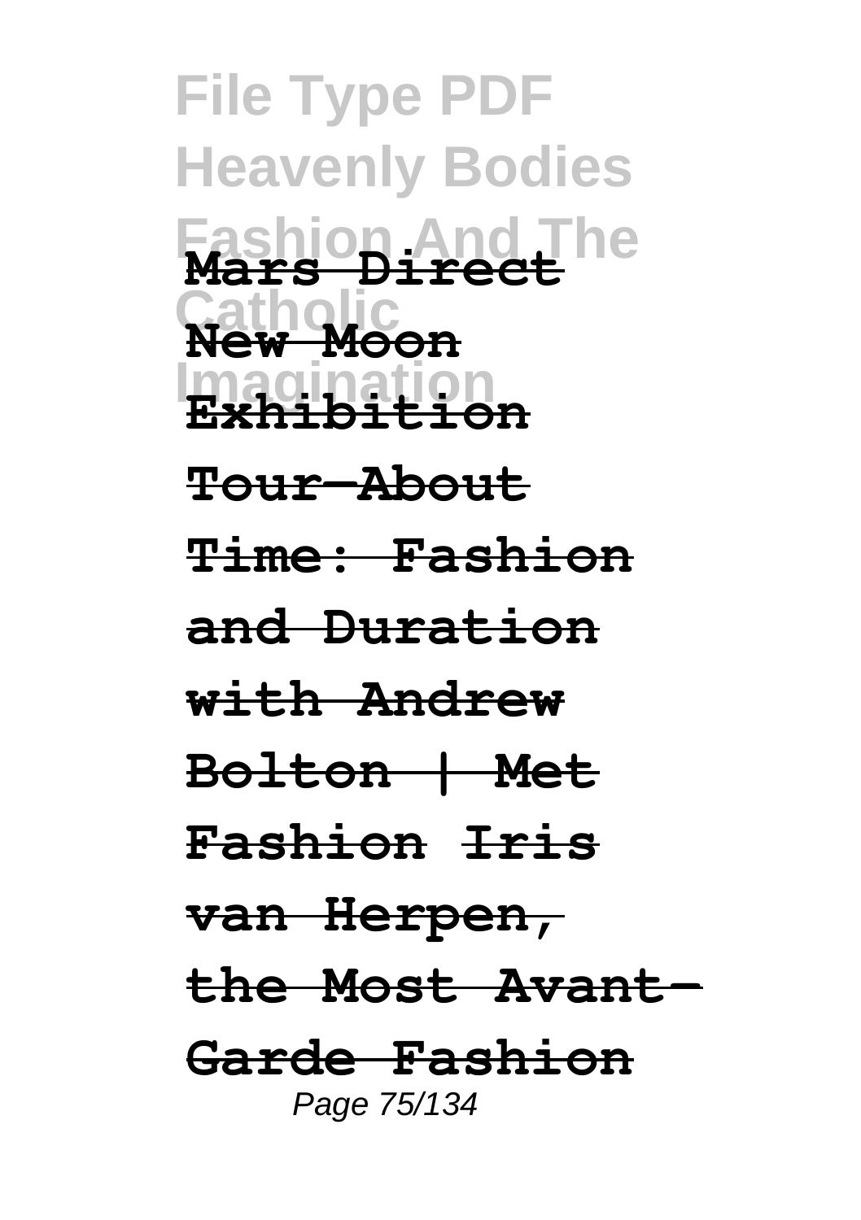**Mars Direct**

**New Moon**

**Exhibition Tour—About Time: Fashion and Duration with Andrew Bolton | Met Fashion** **Iris van Herpen, the Most Avant-Garde Fashion**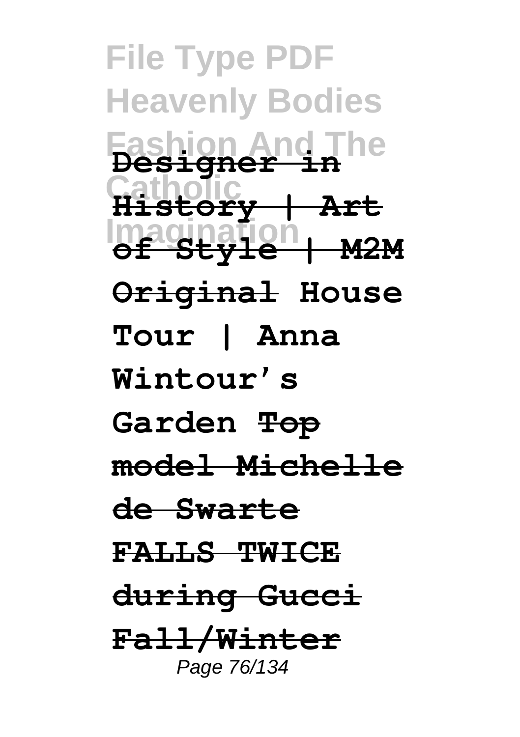**Designer in History | Art of Style | M2M Original** **House Tour | Anna Wintour's Garden** **~~Top model Michelle de Swarte FALLS TWICE during Gucci Fall/Winter~~**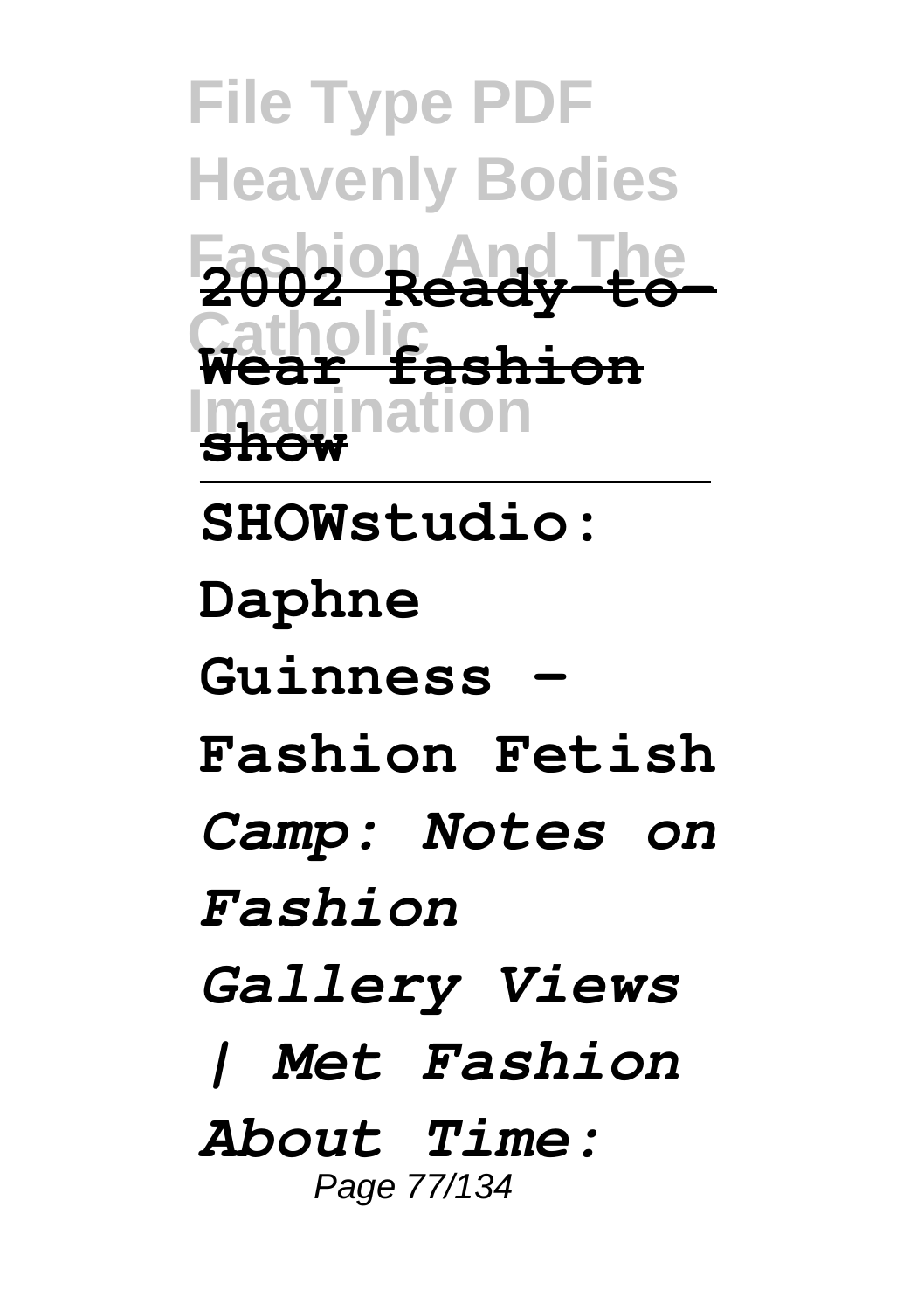**2002 Ready-to-Wear fashion show**

---

**SHOWstudio: Daphne Guinness - Fashion Fetish**

*Camp: Notes on Fashion Gallery Views | Met Fashion*

*About Time:*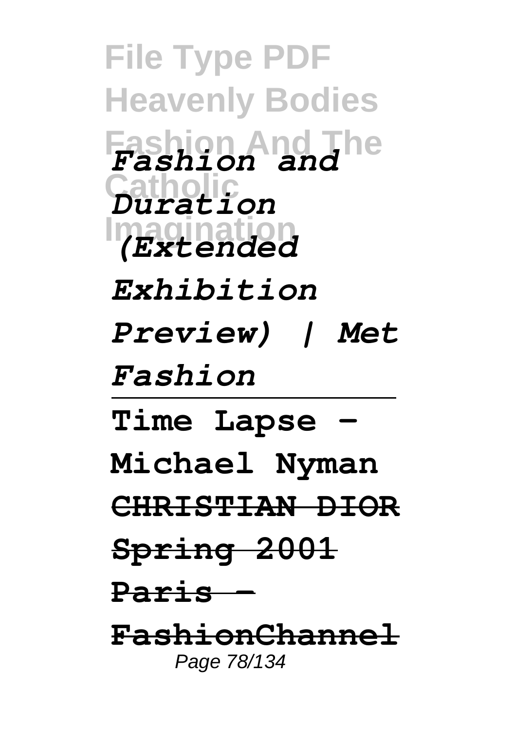*Fashion and Duration (Extended Exhibition Preview) | Met Fashion*

---

**Time Lapse - Michael Nyman**

**CHRISTIAN DIOR Spring 2001 Paris - FashionChannel**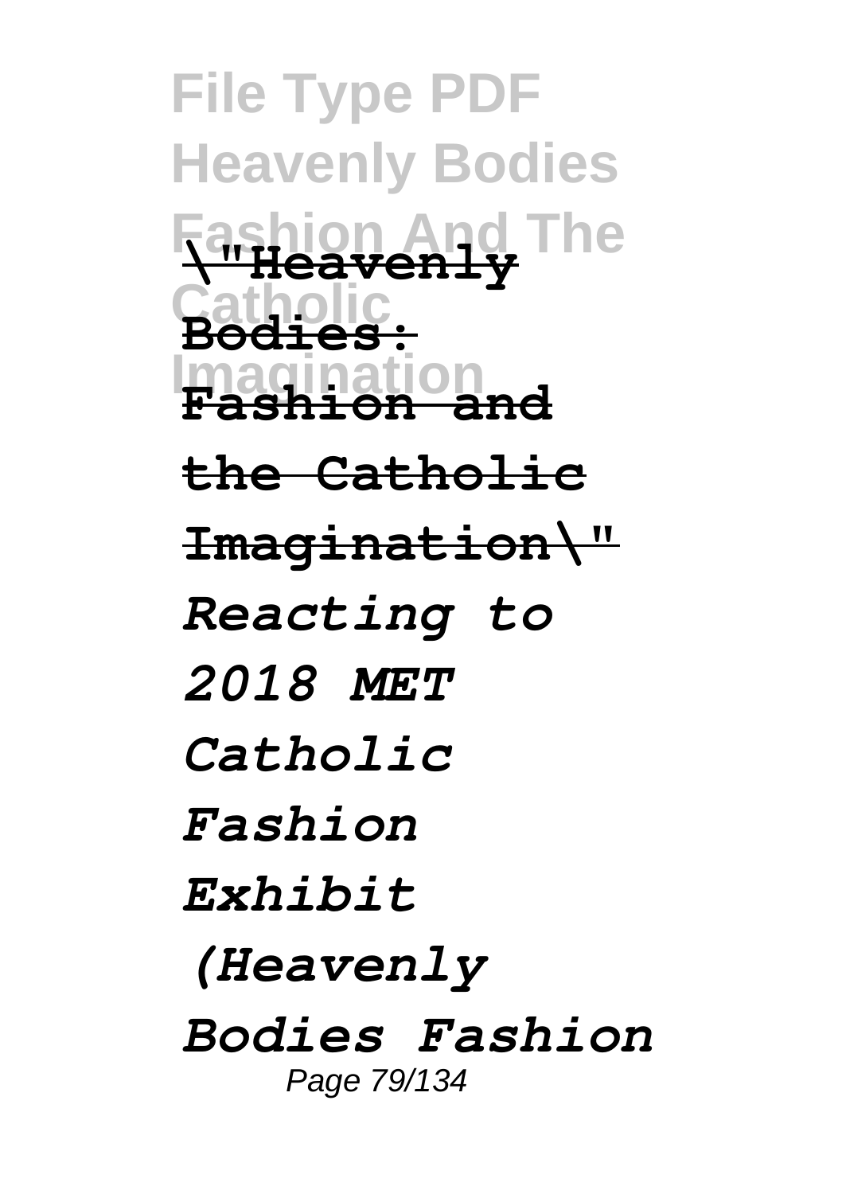**\"Heavenly Bodies: Fashion and the Catholic Imagination\"**

*Reacting to 2018 MET Catholic Fashion Exhibit (Heavenly Bodies Fashion*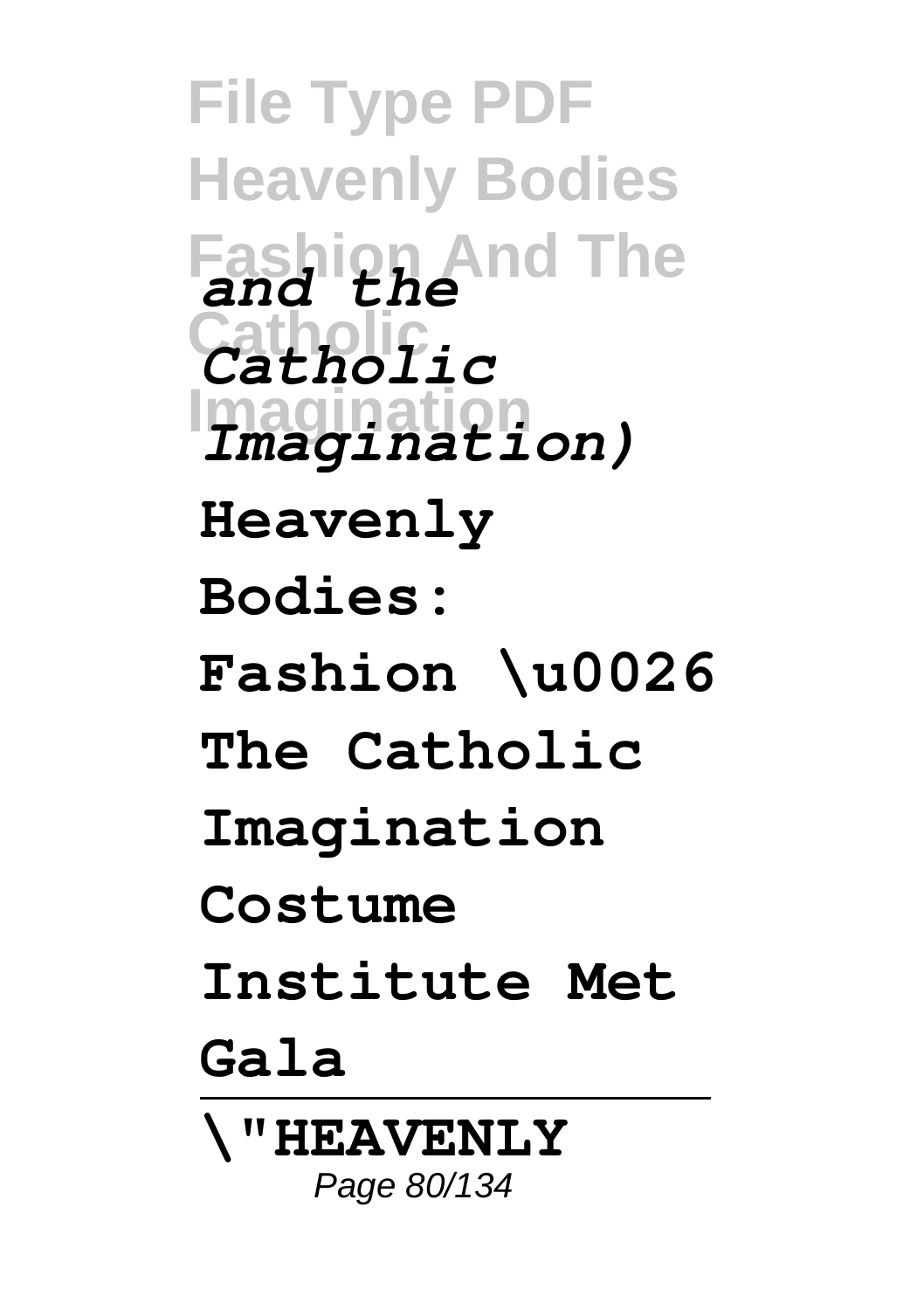*and the Catholic Imagination)*

**Heavenly Bodies: Fashion \u0026 The Catholic Imagination Costume Institute Met Gala**

---

**\"HEAVENLY**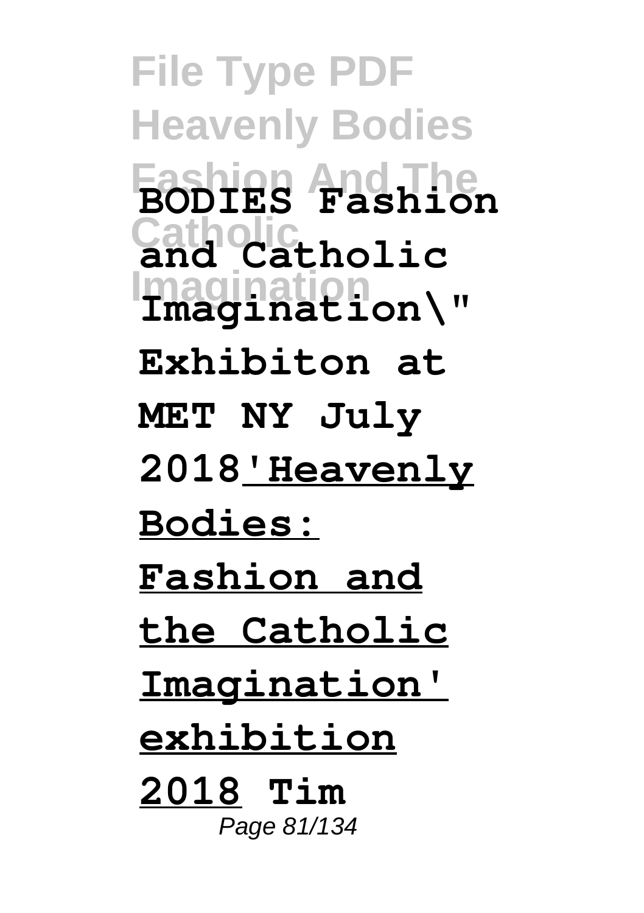**BODIES Fashion and Catholic Imagination\" Exhibiton at MET NY July 2018**'Heavenly Bodies: Fashion and the Catholic Imagination' exhibition 2018 **Tim**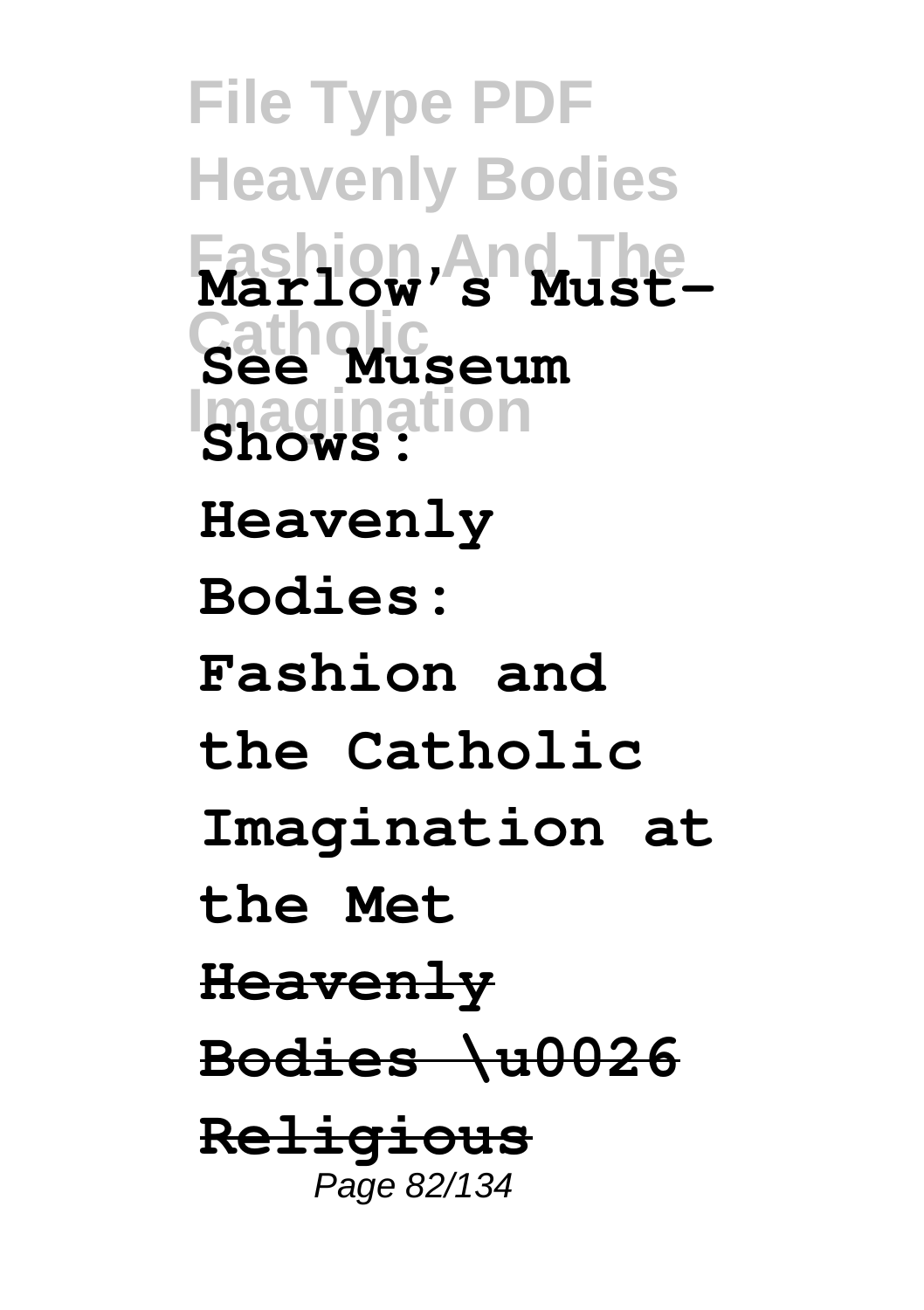**Marlow's Must-See Museum Shows: Heavenly Bodies: Fashion and the Catholic Imagination at the Met**

~~**Heavenly Bodies \u0026 Religious**~~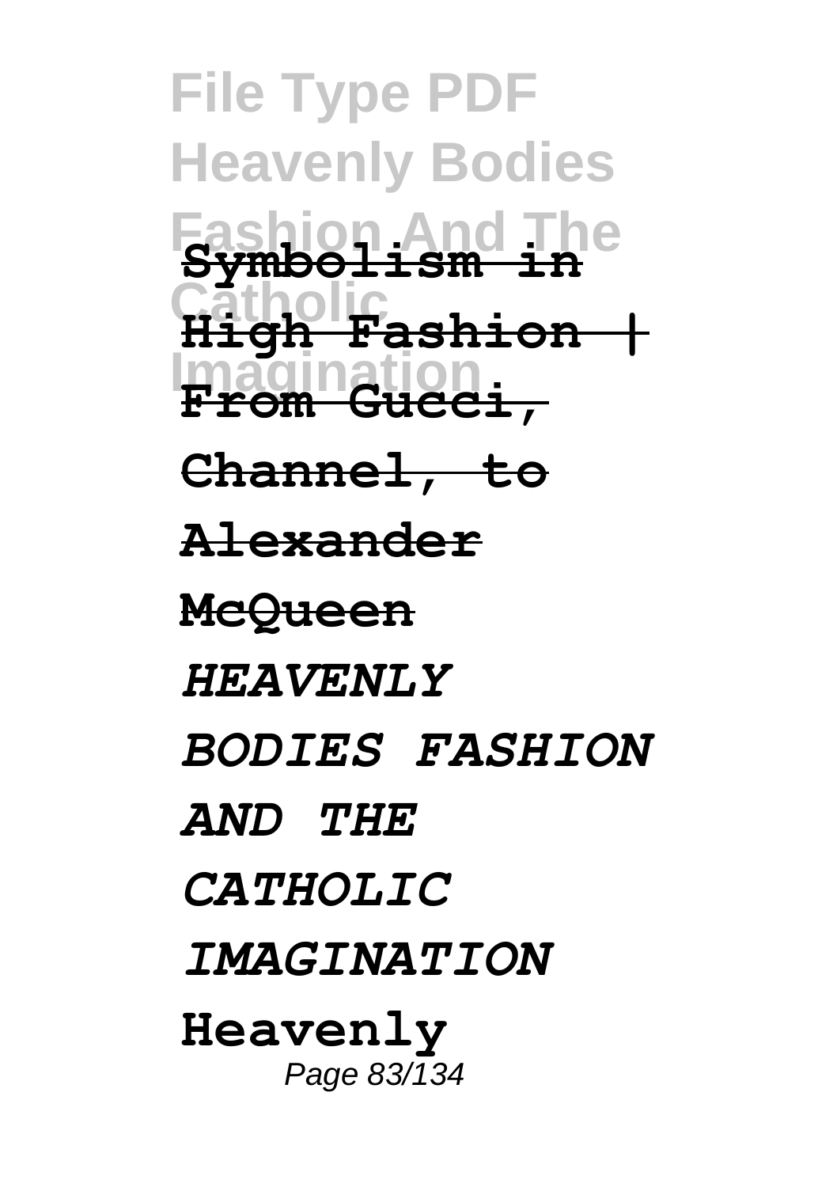**Symbolism in High Fashion | From Gucci, Channel, to Alexander McQueen**

***HEAVENLY BODIES FASHION AND THE CATHOLIC IMAGINATION***

**Heavenly**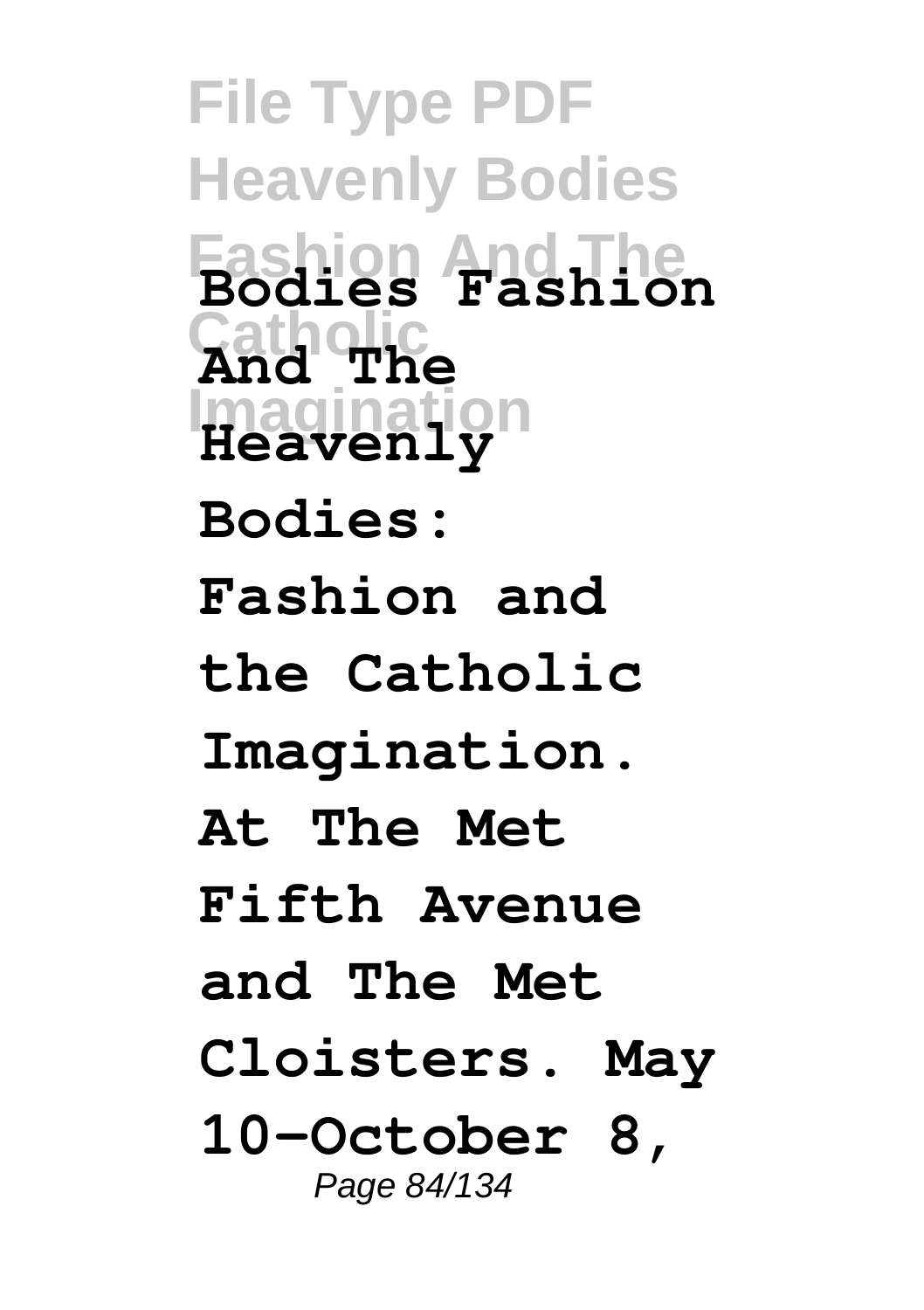**Bodies Fashion And The Heavenly Bodies: Fashion and the Catholic Imagination. At The Met Fifth Avenue and The Met Cloisters. May 10–October 8,**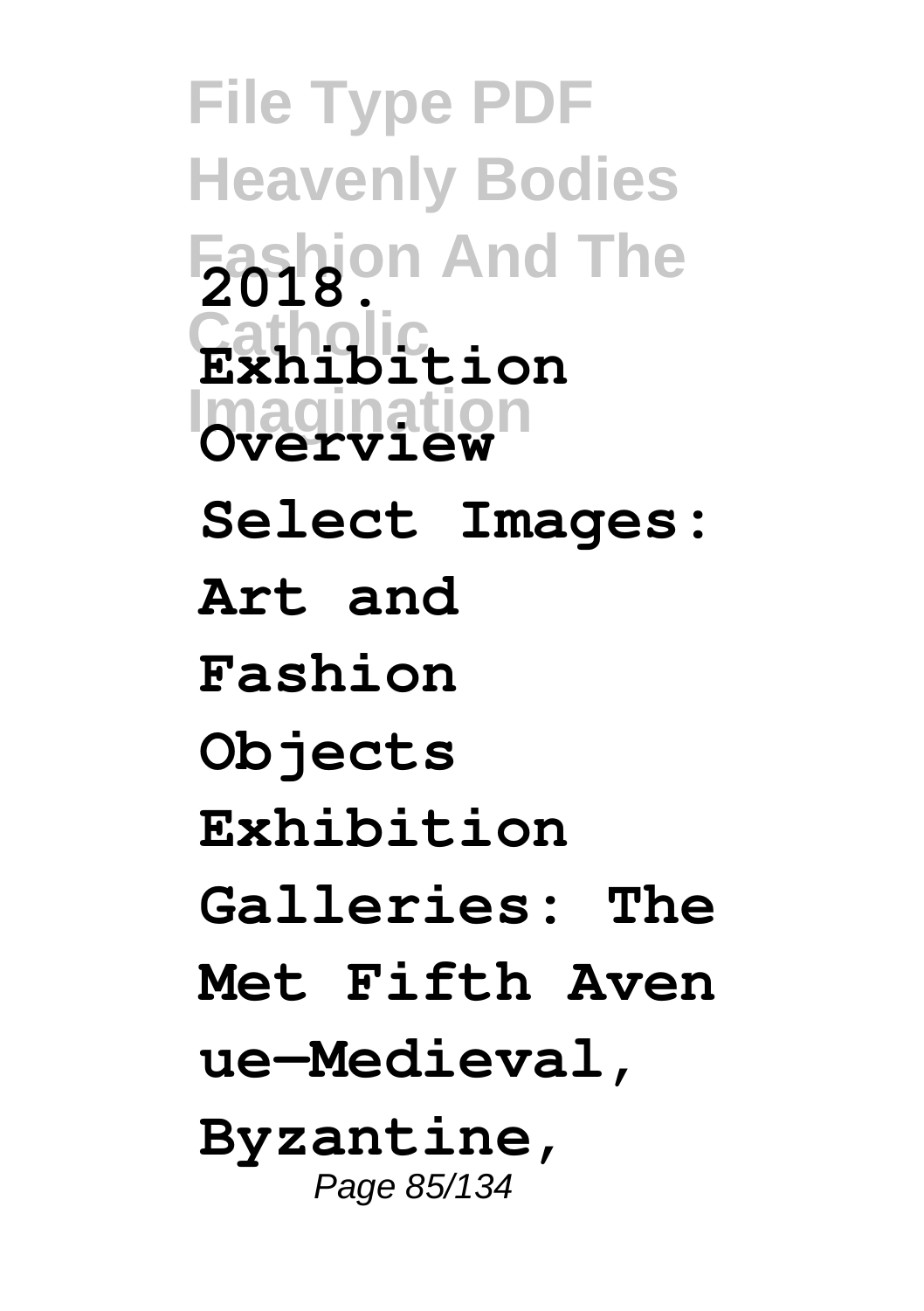2018.
Exhibition Overview
Select Images: Art and Fashion Objects
Exhibition Galleries: The Met Fifth Avenue—Medieval, Byzantine,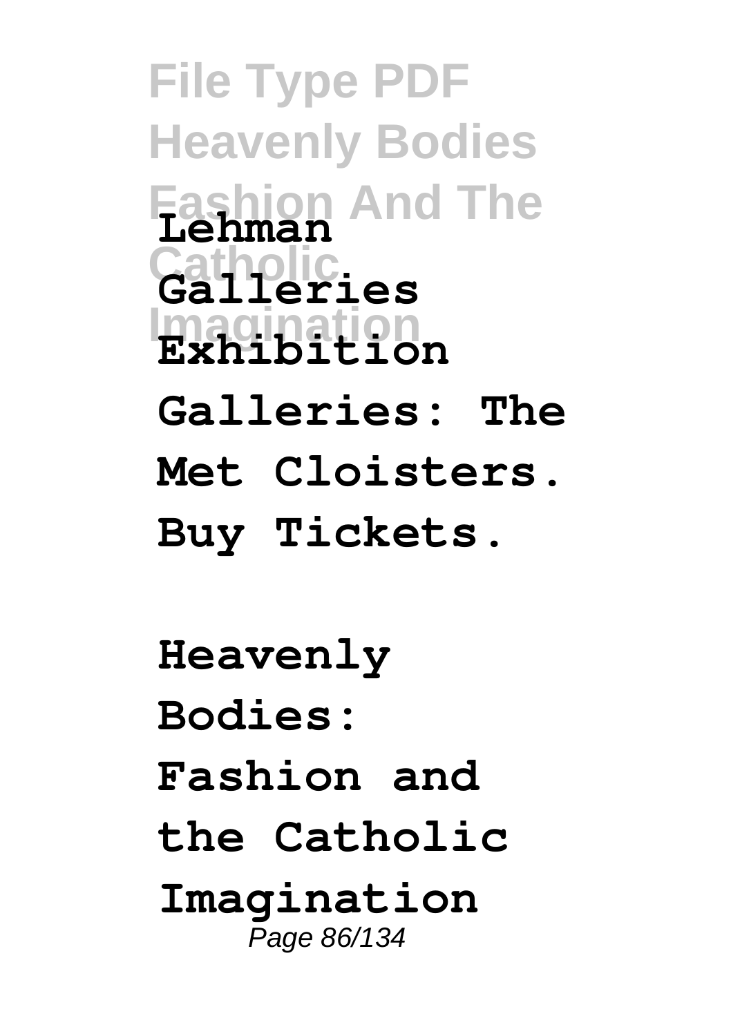**Lehman Galleries Exhibition Galleries: The Met Cloisters. Buy Tickets.**

**Heavenly Bodies: Fashion and the Catholic Imagination**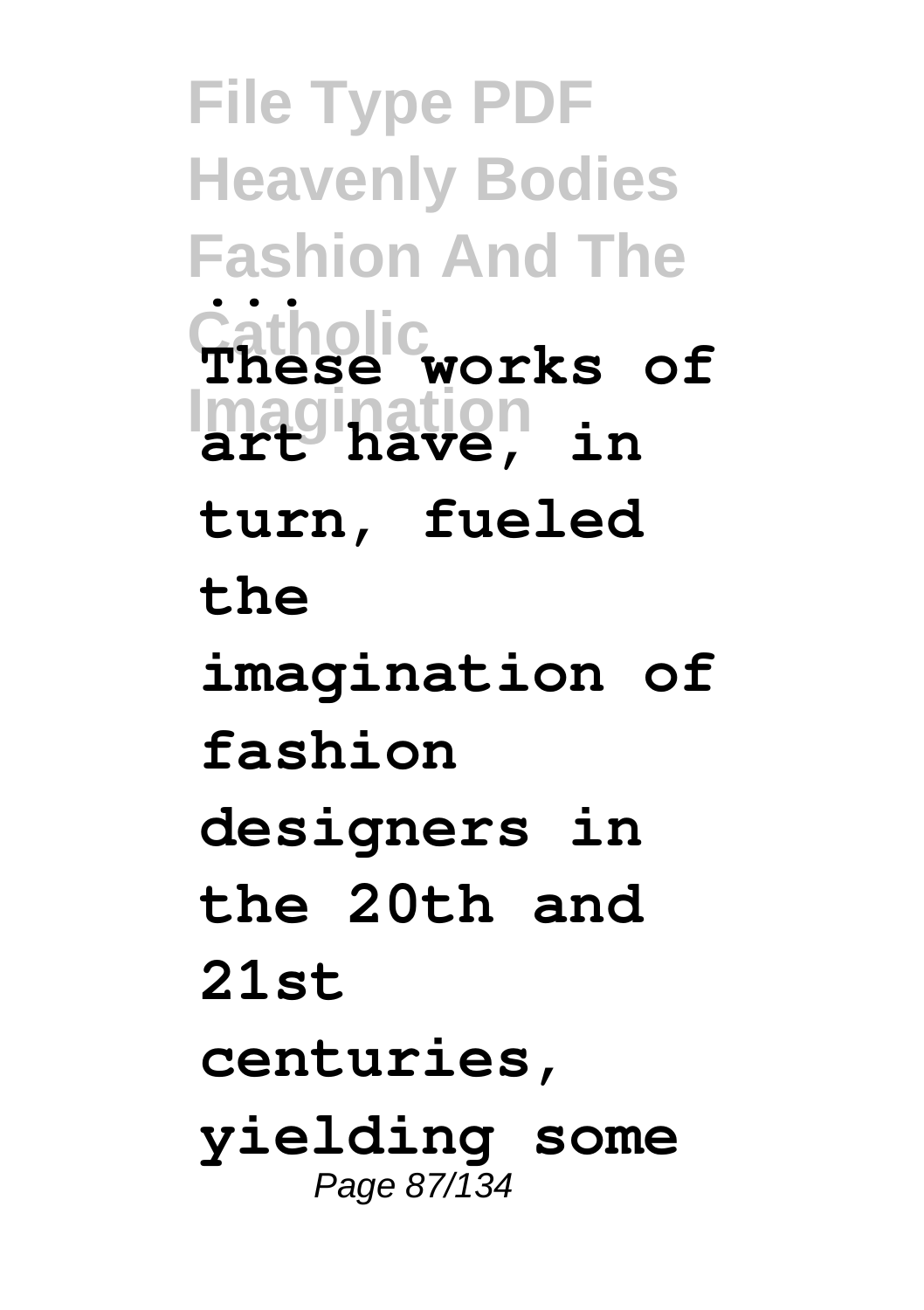**...**

**These works of art have, in turn, fueled the imagination of fashion designers in the 20th and 21st centuries, yielding some**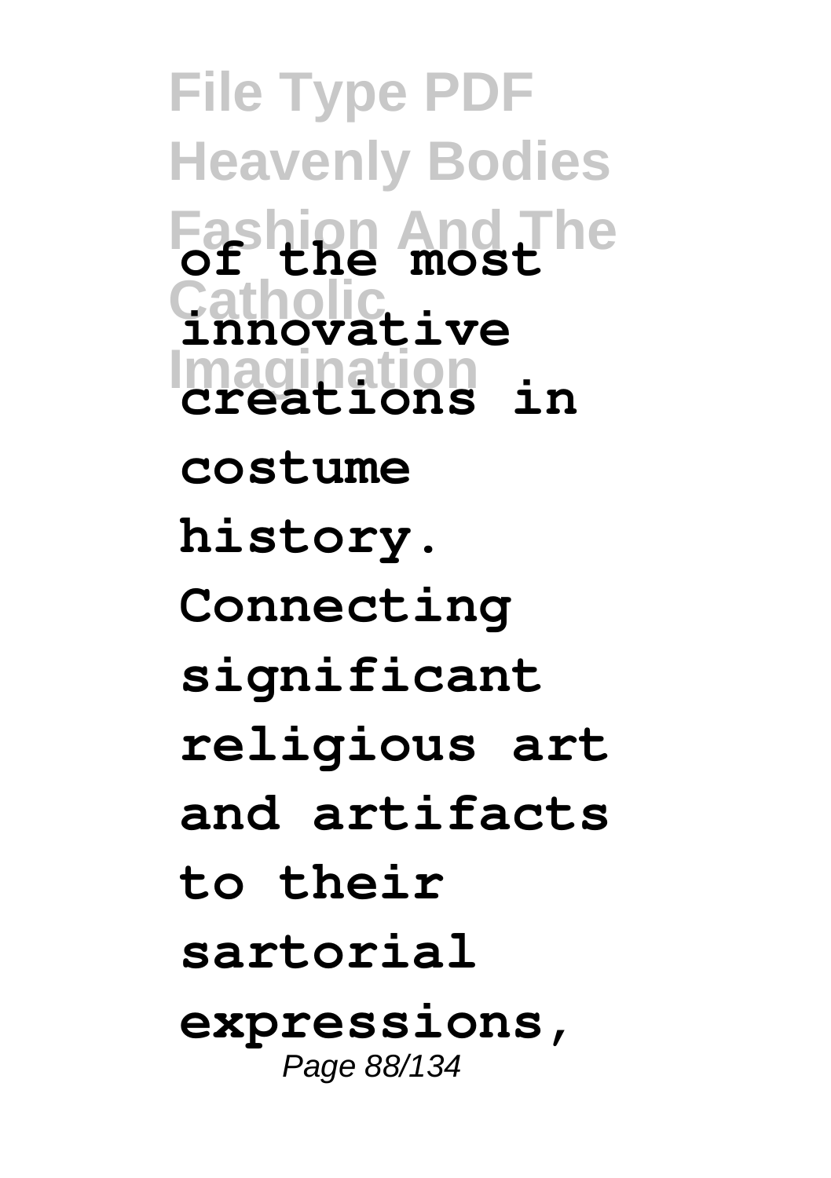**of the most innovative creations in costume history. Connecting significant religious art and artifacts to their sartorial expressions,**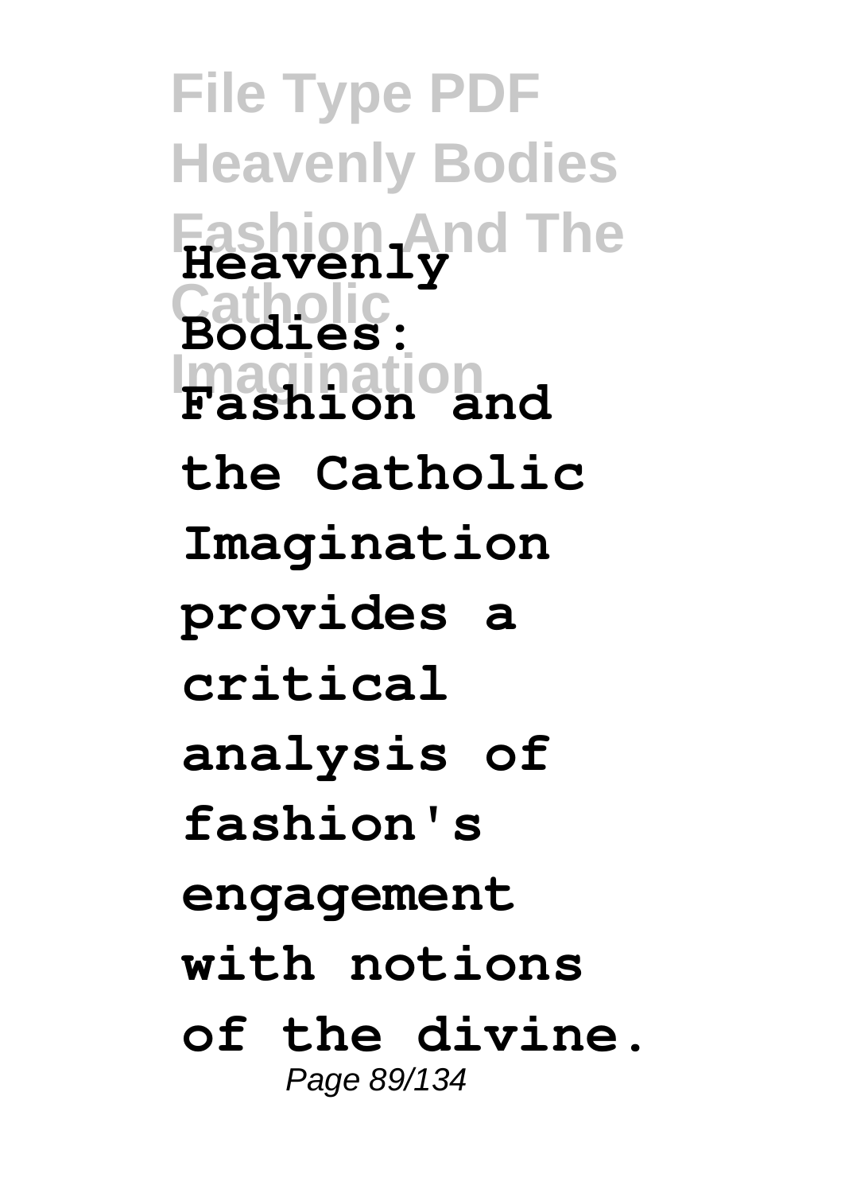**Heavenly Bodies: Fashion and the Catholic Imagination provides a critical analysis of fashion's engagement with notions of the divine.**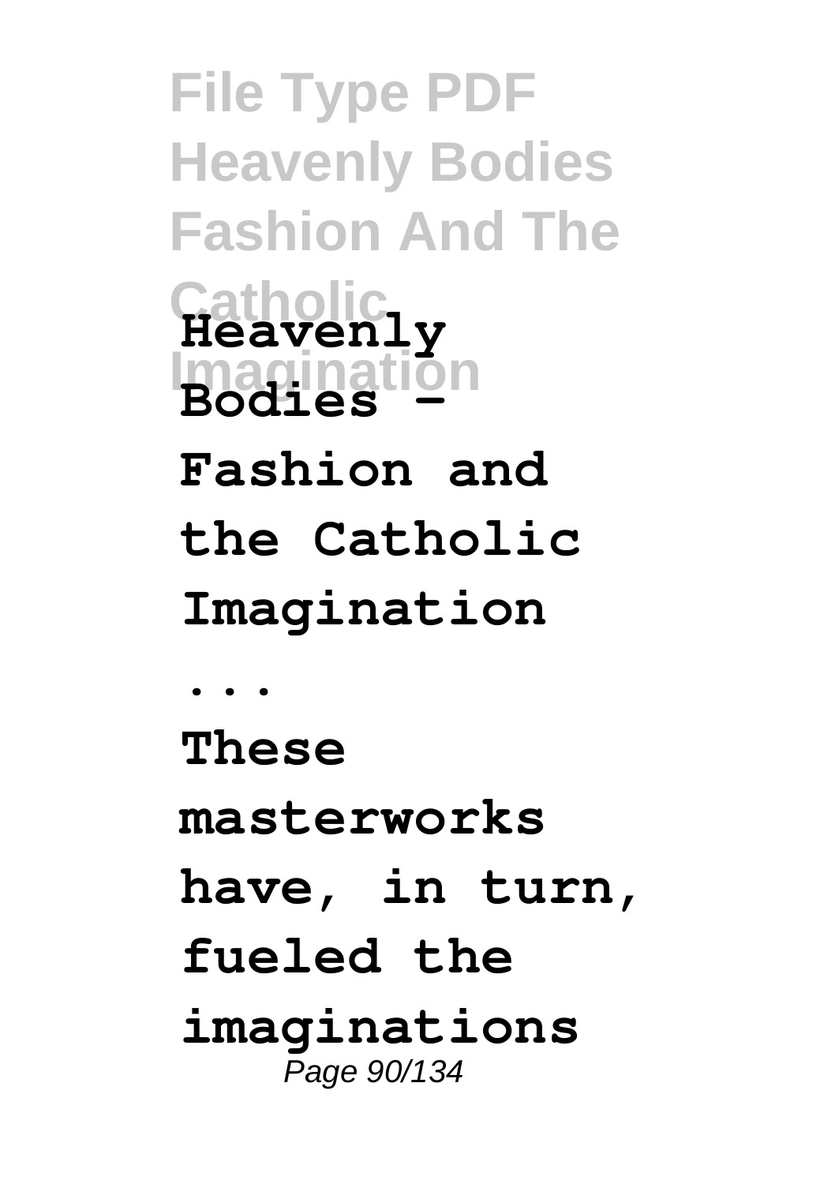**Heavenly Bodies - Fashion and the Catholic Imagination ...**

**These masterworks have, in turn, fueled the imaginations**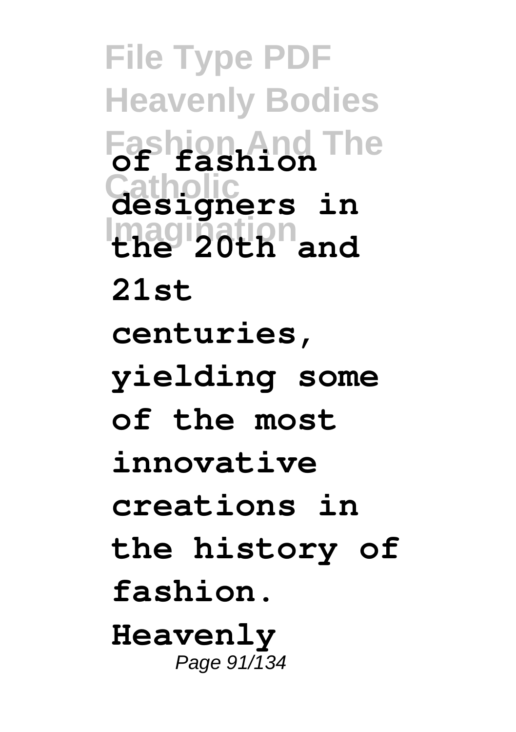**of fashion designers in the 20th and 21st centuries, yielding some of the most innovative creations in the history of fashion. Heavenly**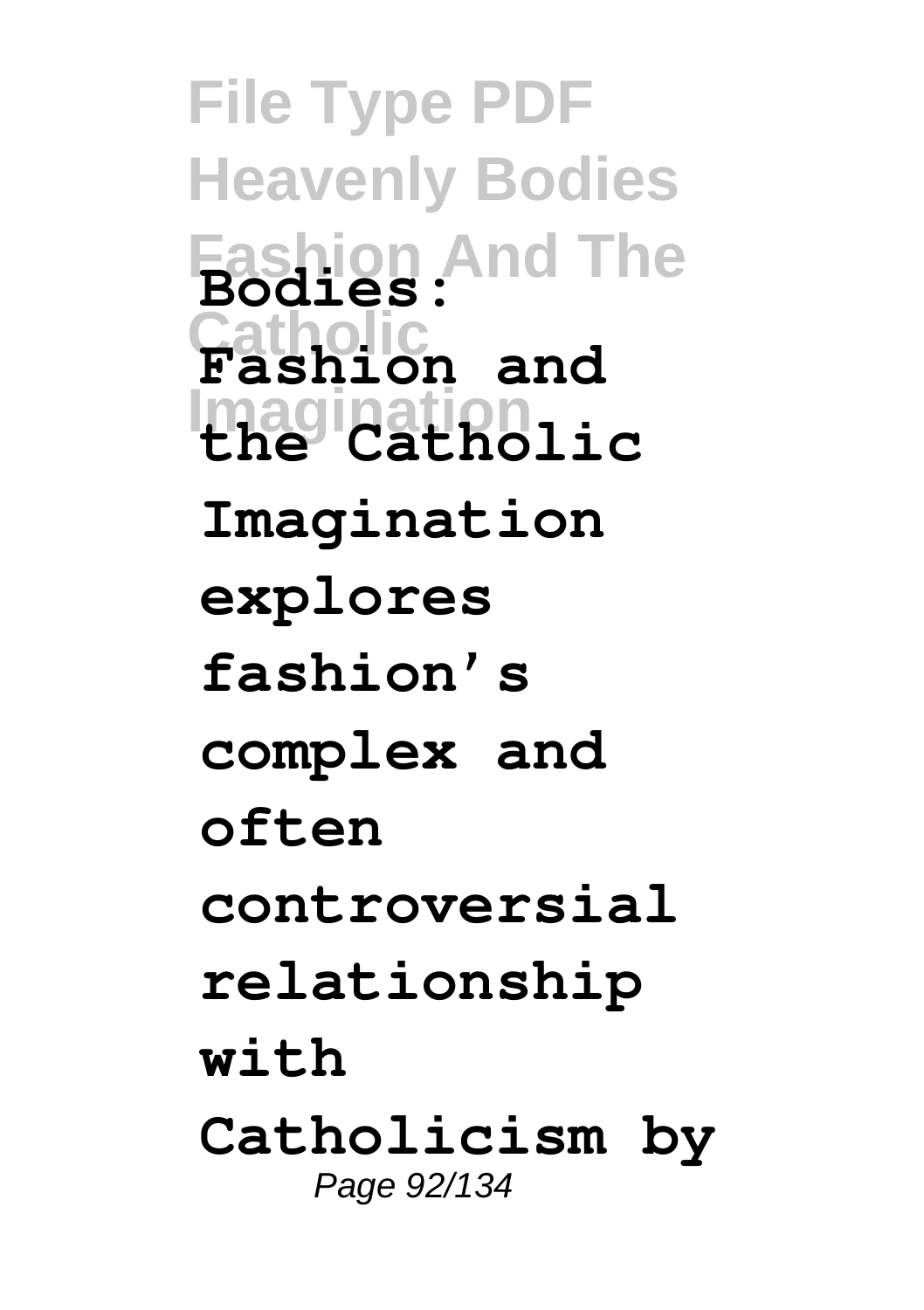**Bodies: Fashion and the Catholic Imagination explores fashion's complex and often controversial relationship with Catholicism by**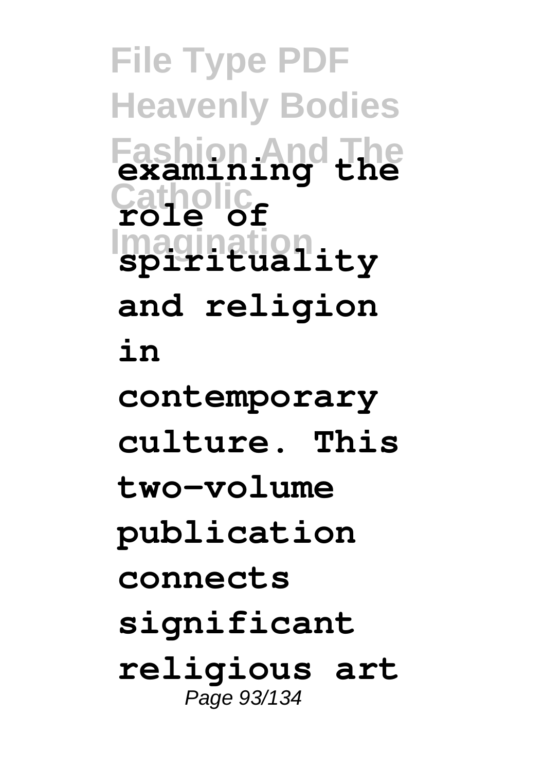**examining the role of spirituality and religion in contemporary culture. This two-volume publication connects significant religious art**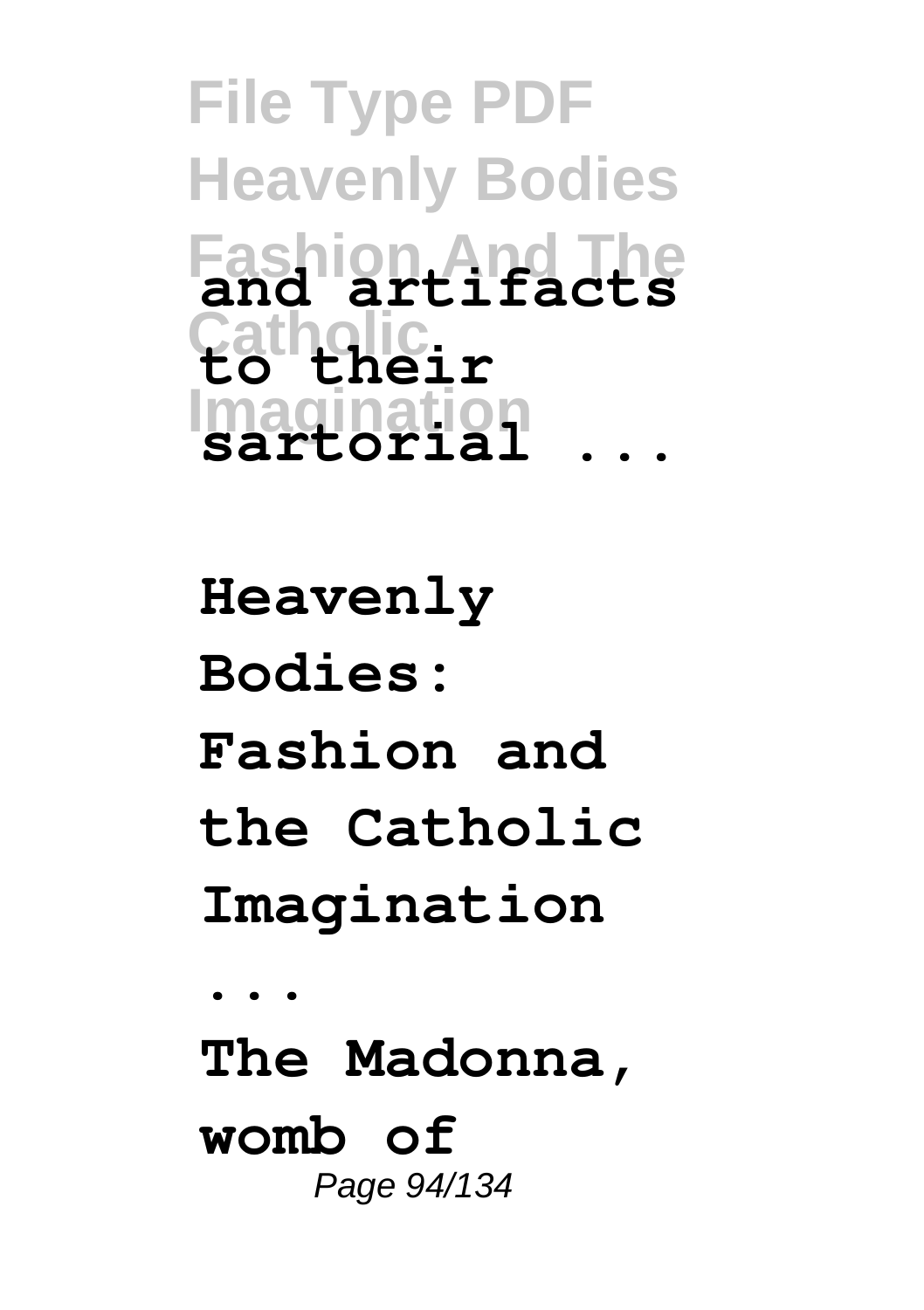**and artifacts to their sartorial ...**

**Heavenly Bodies: Fashion and the Catholic Imagination ...**

**The Madonna, womb of**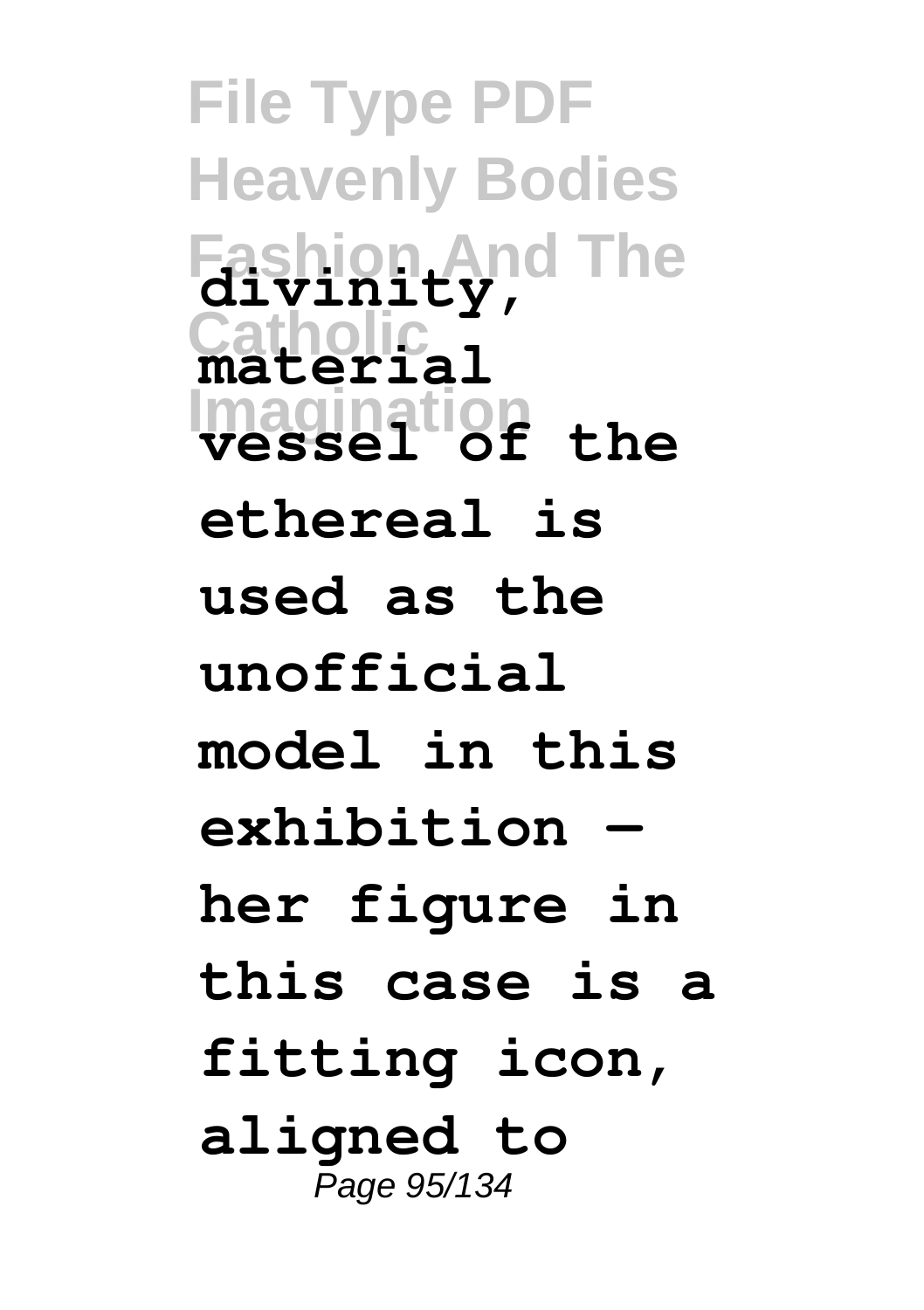**divinity, material vessel of the ethereal is used as the unofficial model in this exhibition — her figure in this case is a fitting icon, aligned to**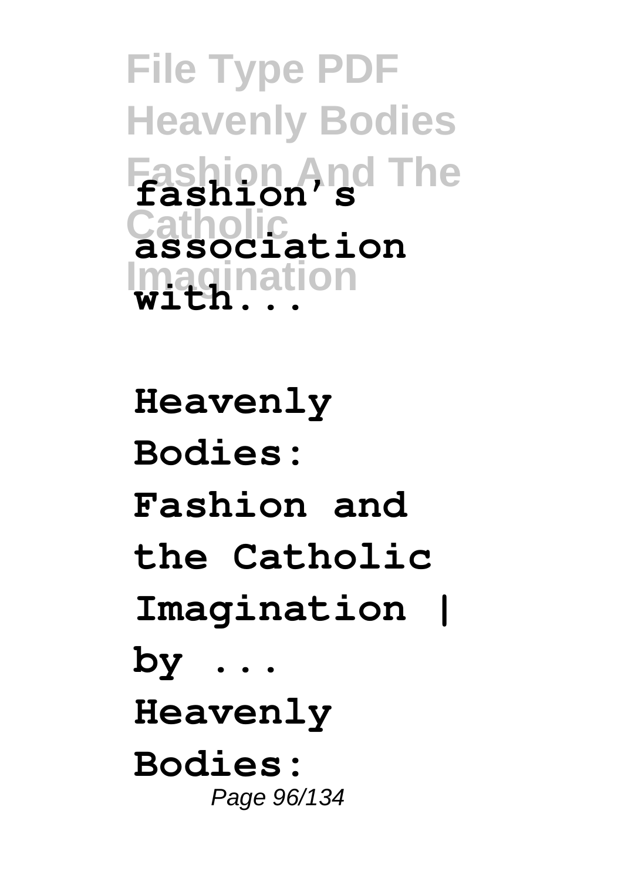**fashion's association with...**

**Heavenly Bodies: Fashion and the Catholic Imagination | by ...**

**Heavenly Bodies:**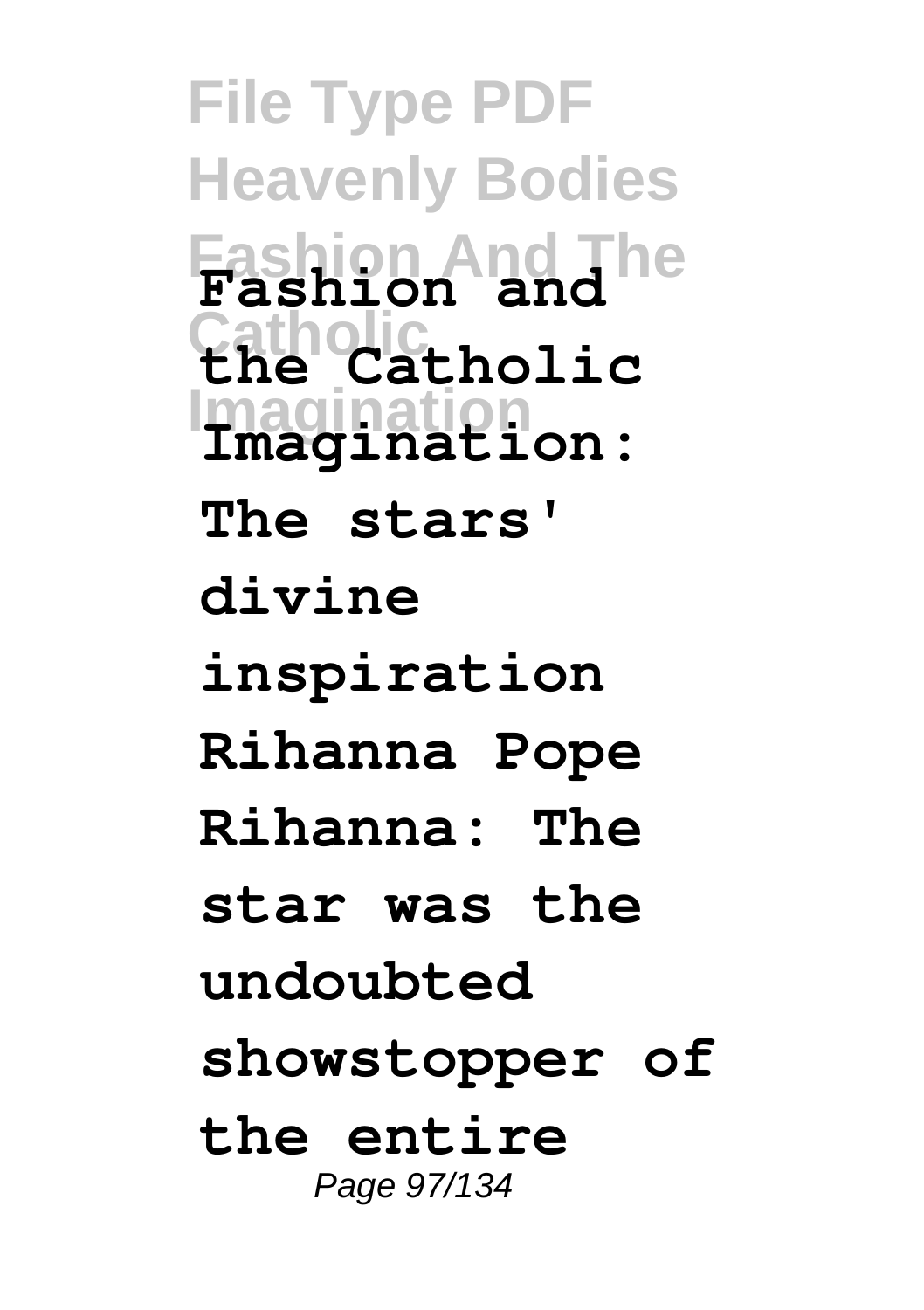**Fashion and the Catholic Imagination: The stars' divine inspiration Rihanna Pope Rihanna: The star was the undoubted showstopper of the entire**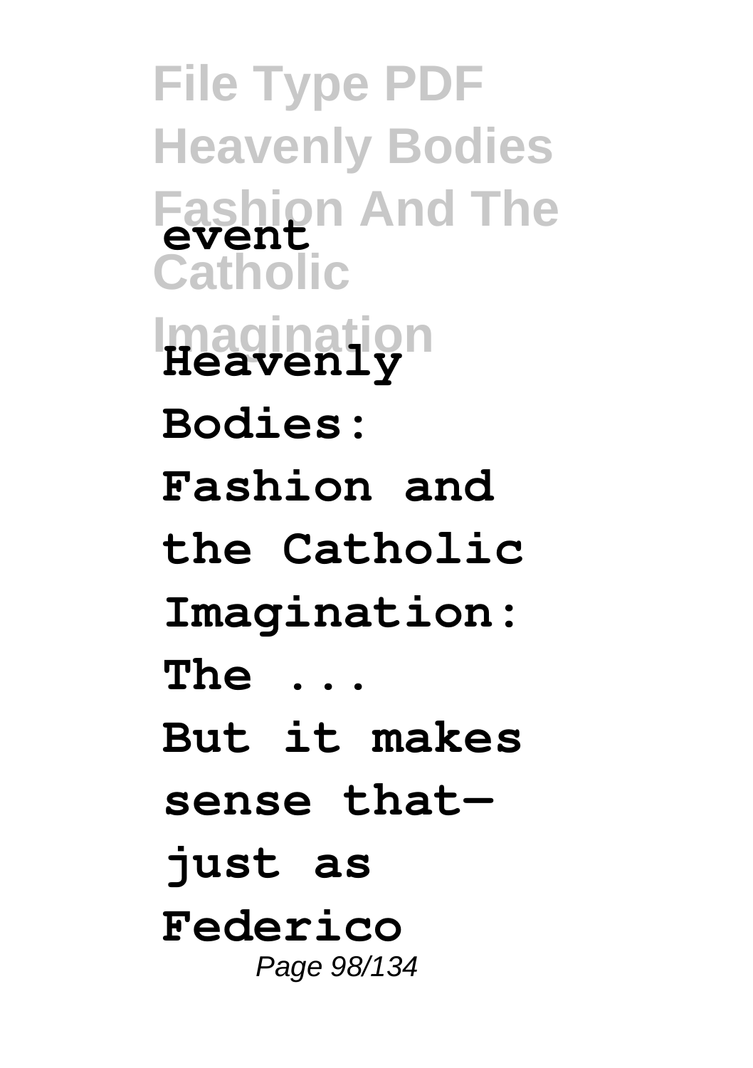**event**

**Heavenly Bodies: Fashion and the Catholic Imagination: The ...**

**But it makes sense that—just as Federico**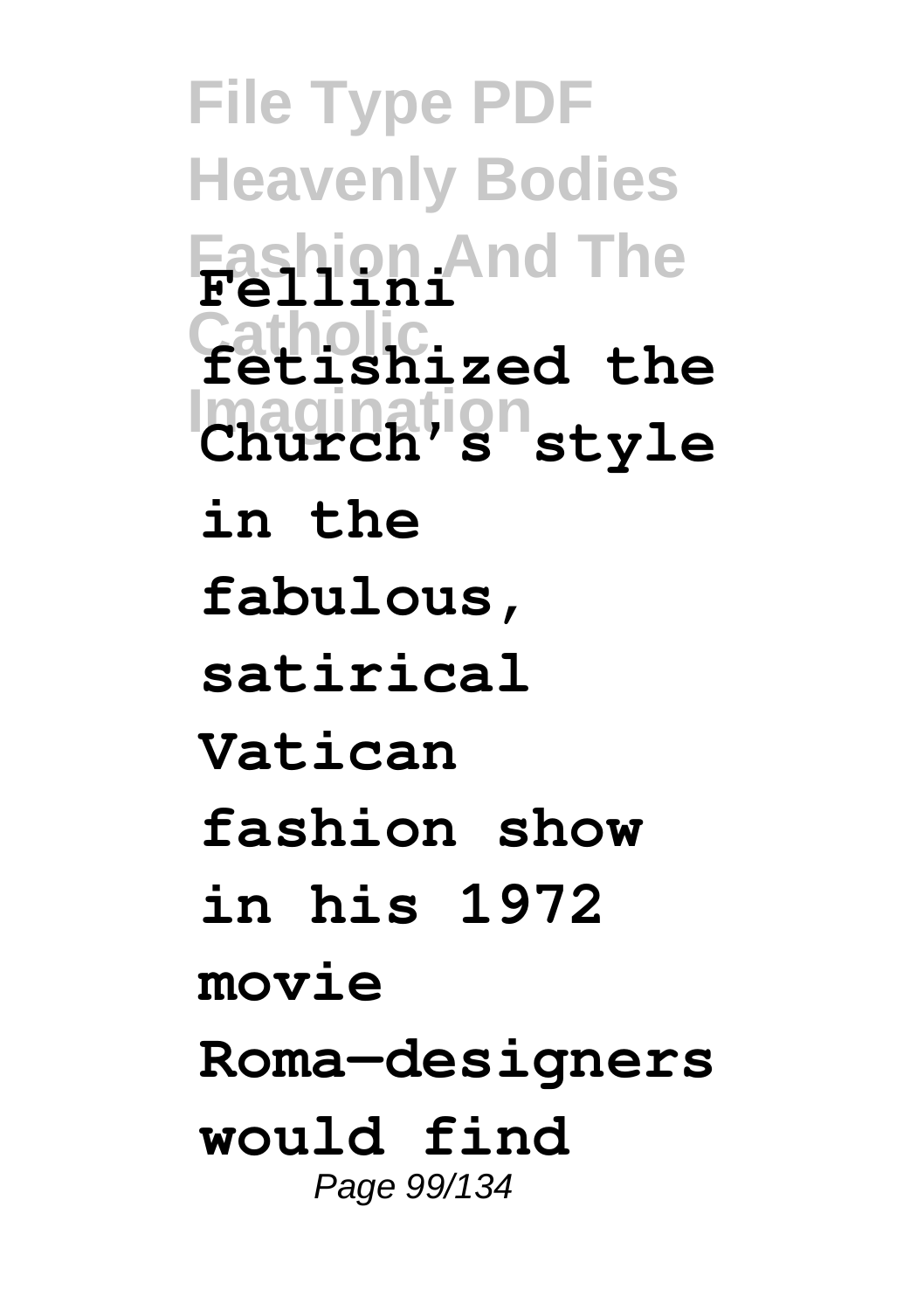**Fellini fetishized the Church's style in the fabulous, satirical Vatican fashion show in his 1972 movie Roma—designers would find**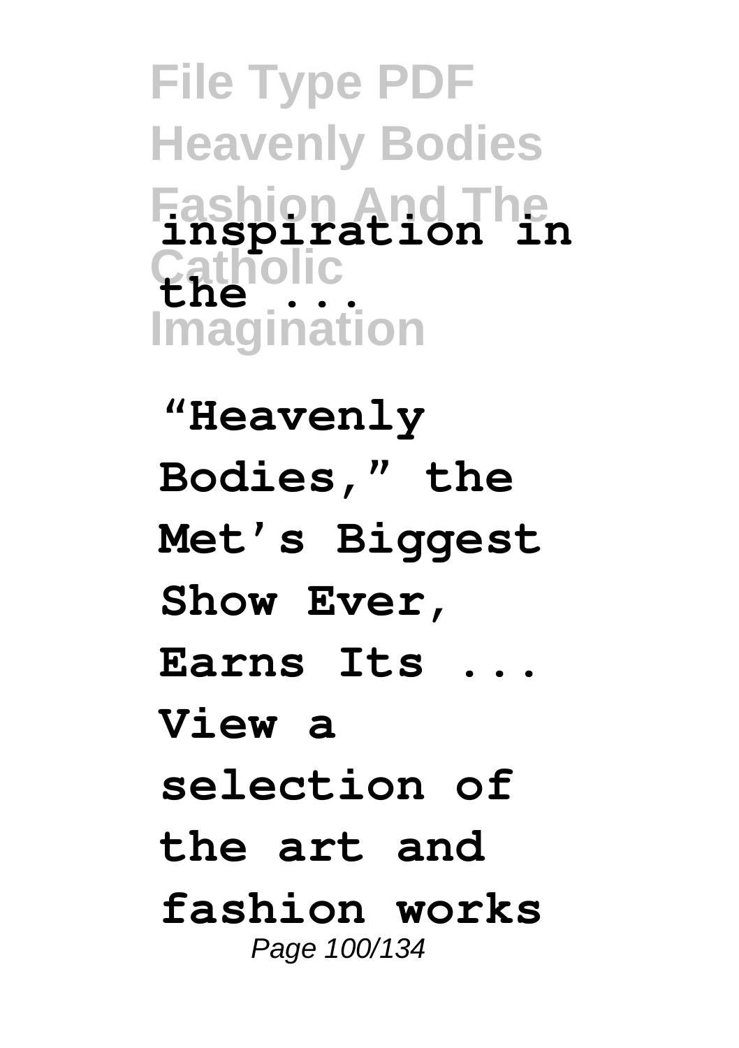**inspiration in the ...**

**“Heavenly Bodies,” the Met’s Biggest Show Ever, Earns Its ... View a selection of the art and fashion works**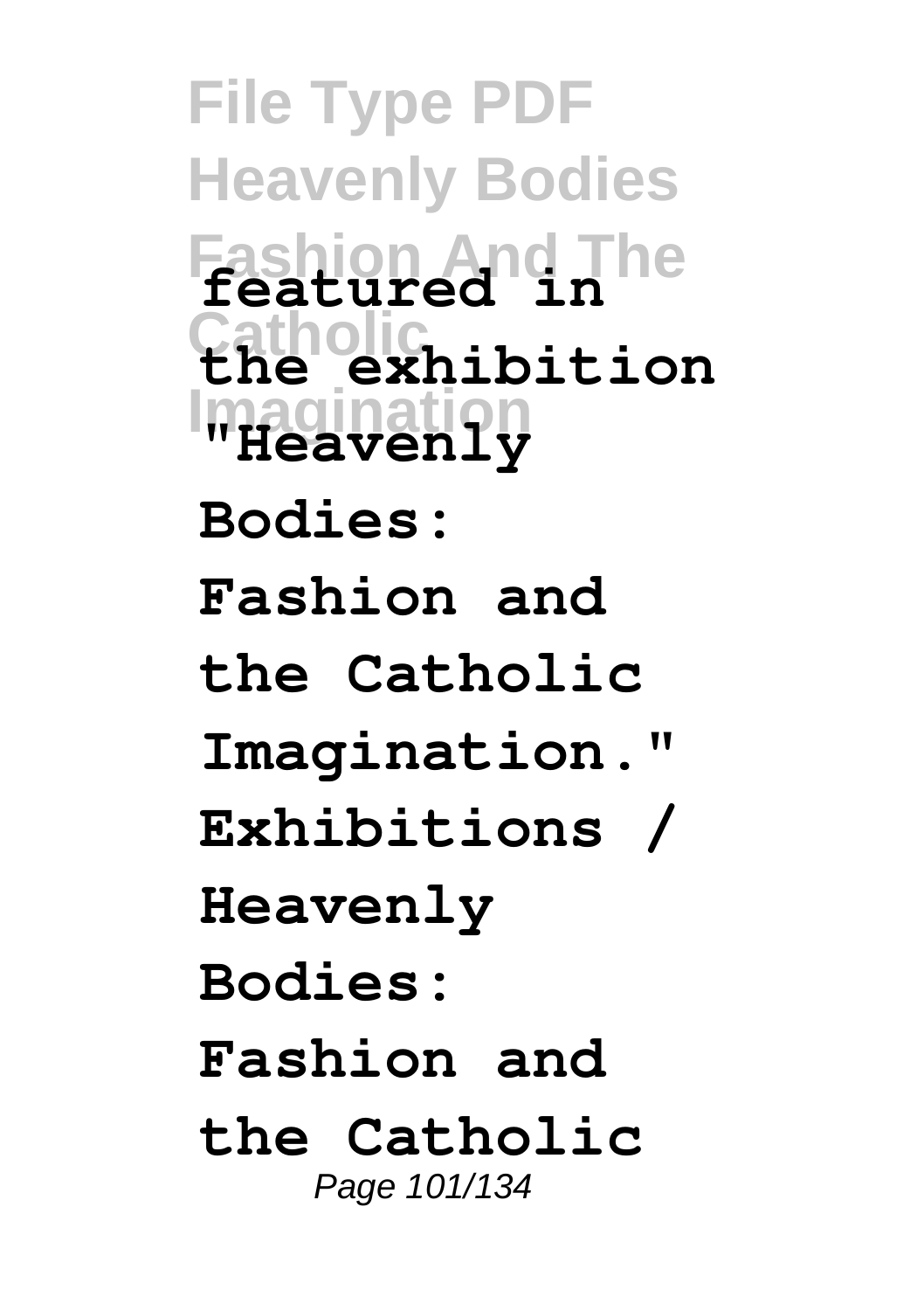**featured in the exhibition "Heavenly Bodies: Fashion and the Catholic Imagination." Exhibitions / Heavenly Bodies: Fashion and the Catholic**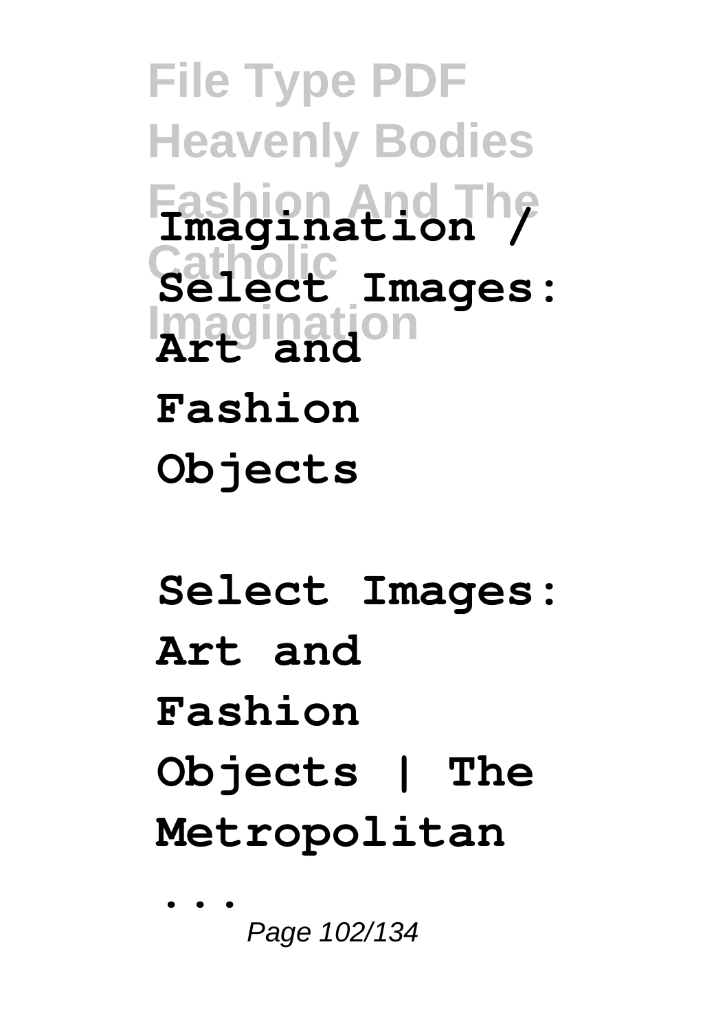**Imagination / Select Images: Art and Fashion Objects**

**Select Images: Art and Fashion Objects | The Metropolitan ...**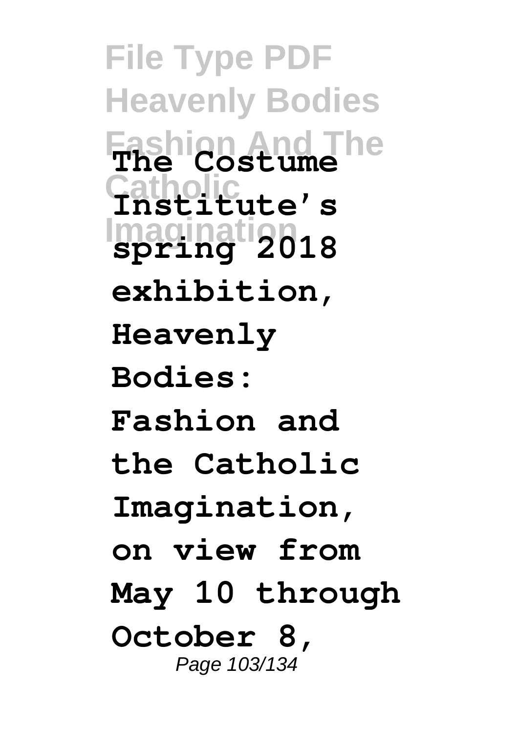**The Costume Institute's spring 2018 exhibition, Heavenly Bodies: Fashion and the Catholic Imagination, on view from May 10 through October 8,**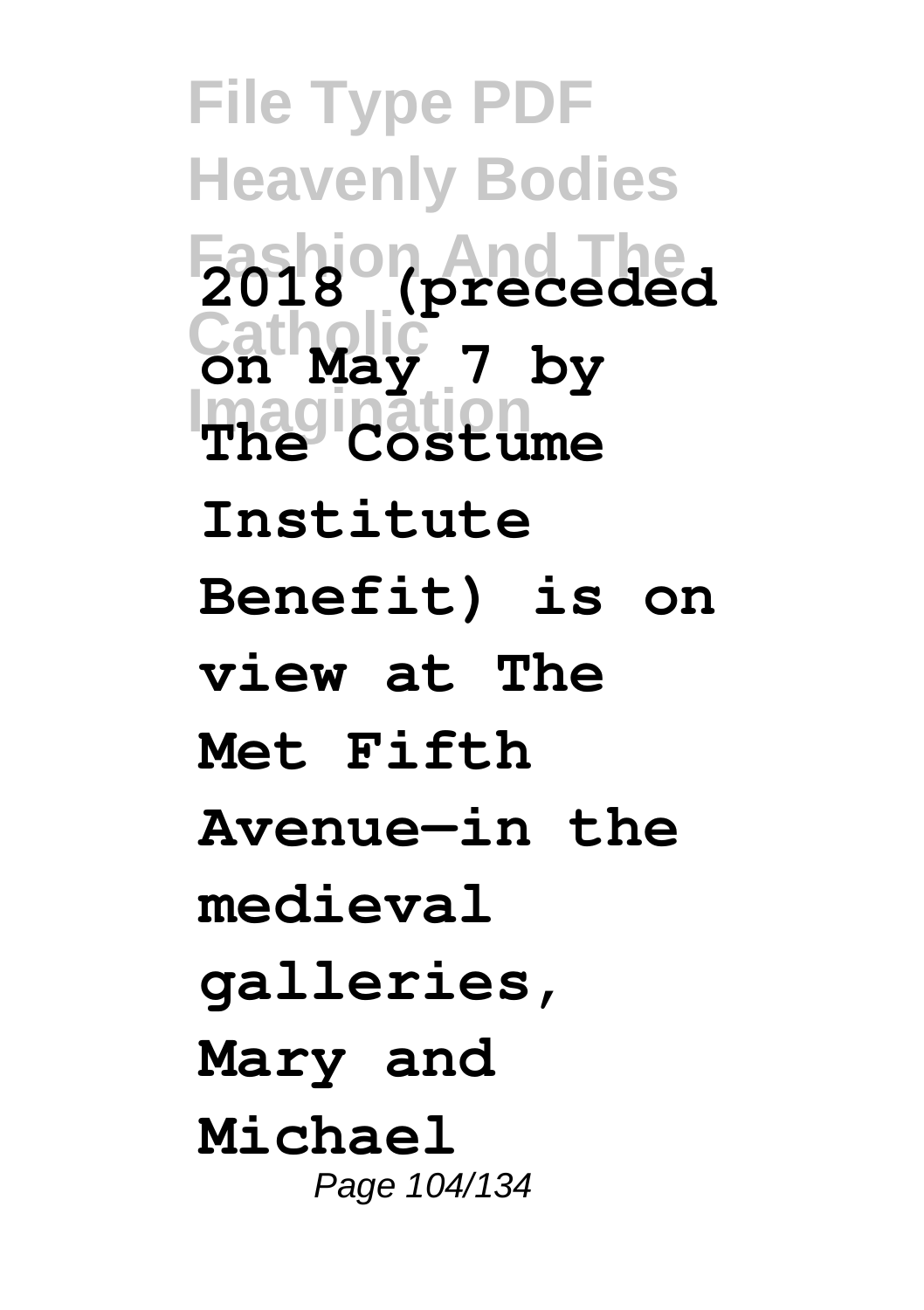**2018 (preceded on May 7 by The Costume Institute Benefit) is on view at The Met Fifth Avenue—in the medieval galleries, Mary and Michael**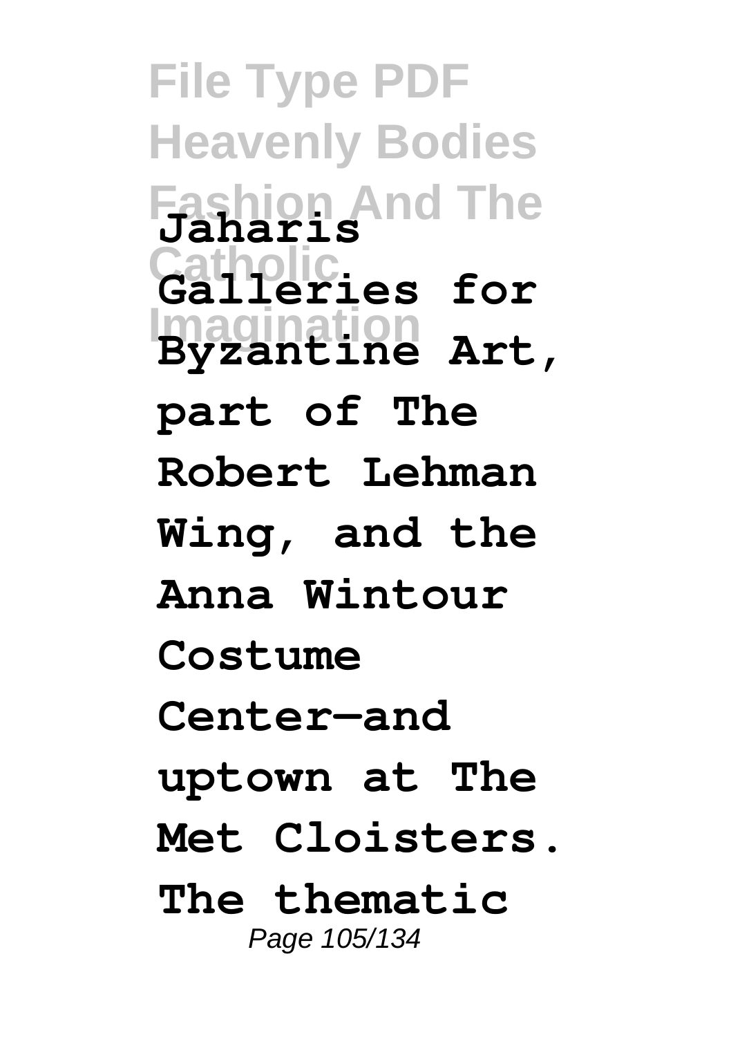**Jaharis Galleries for Byzantine Art, part of The Robert Lehman Wing, and the Anna Wintour Costume Center—and uptown at The Met Cloisters. The thematic**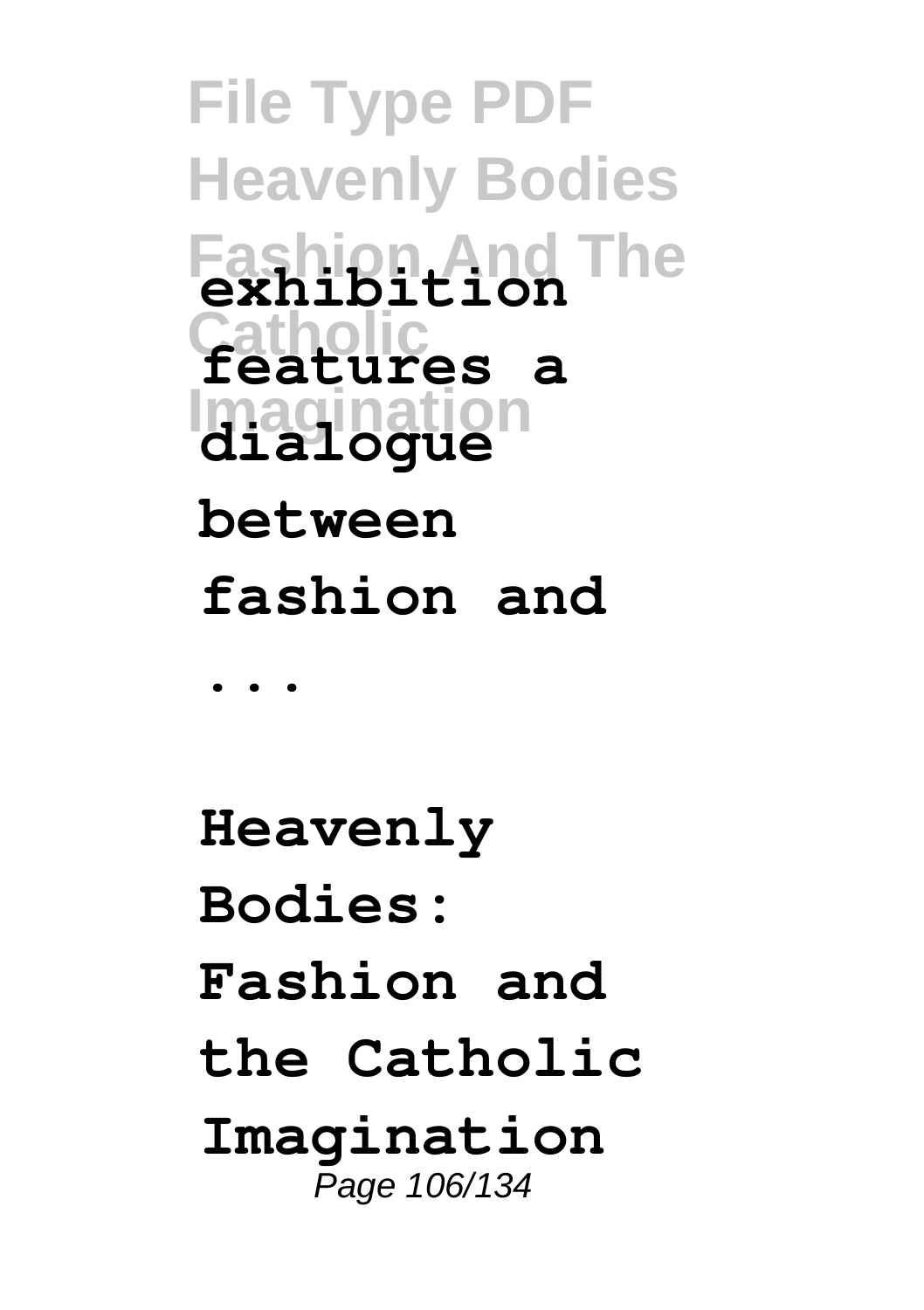**exhibition features a dialogue between fashion and ...**

**Heavenly Bodies: Fashion and the Catholic Imagination**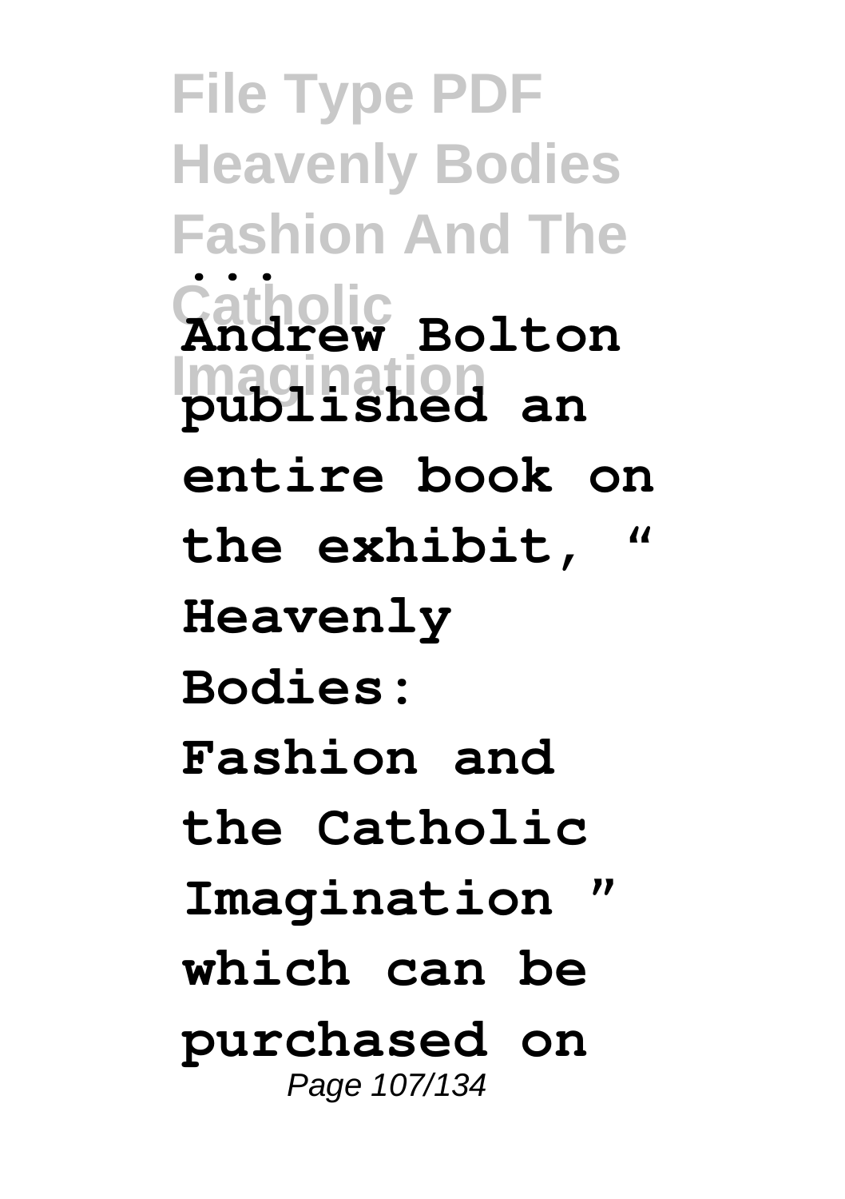**...**
**Andrew Bolton published an entire book on the exhibit, " Heavenly Bodies: Fashion and the Catholic Imagination " which can be purchased on**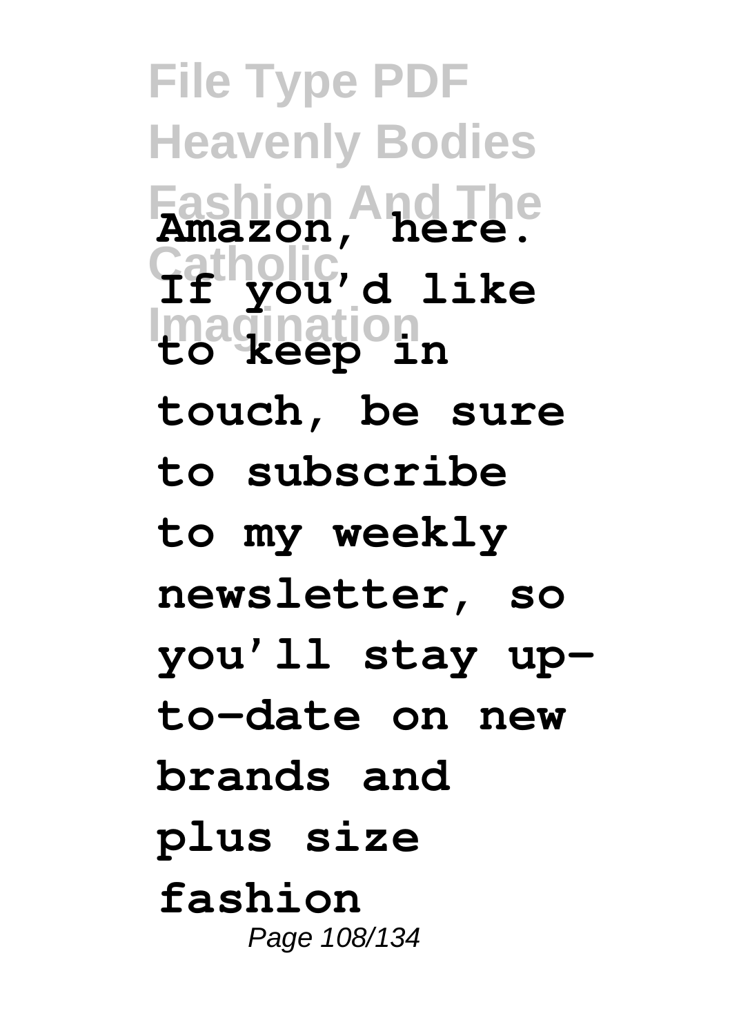**Amazon, here. If you'd like to keep in touch, be sure to subscribe to my weekly newsletter, so you'll stay up-to-date on new brands and plus size fashion**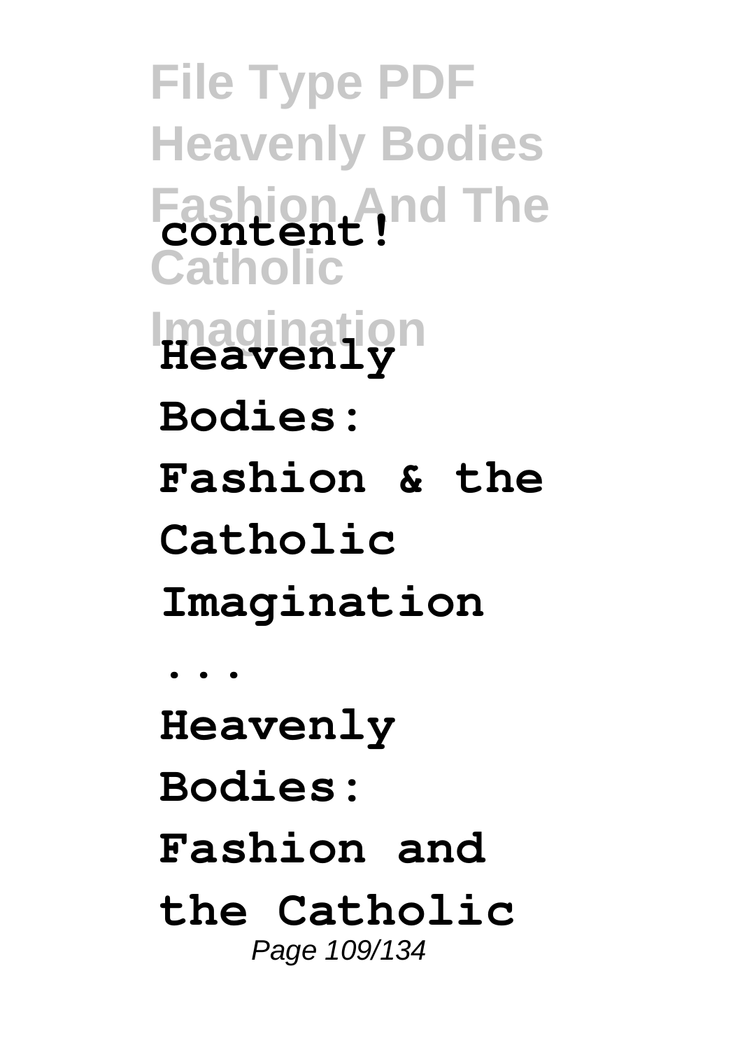**content!**

**Heavenly Bodies: Fashion & the Catholic Imagination ...**

**Heavenly Bodies: Fashion and the Catholic**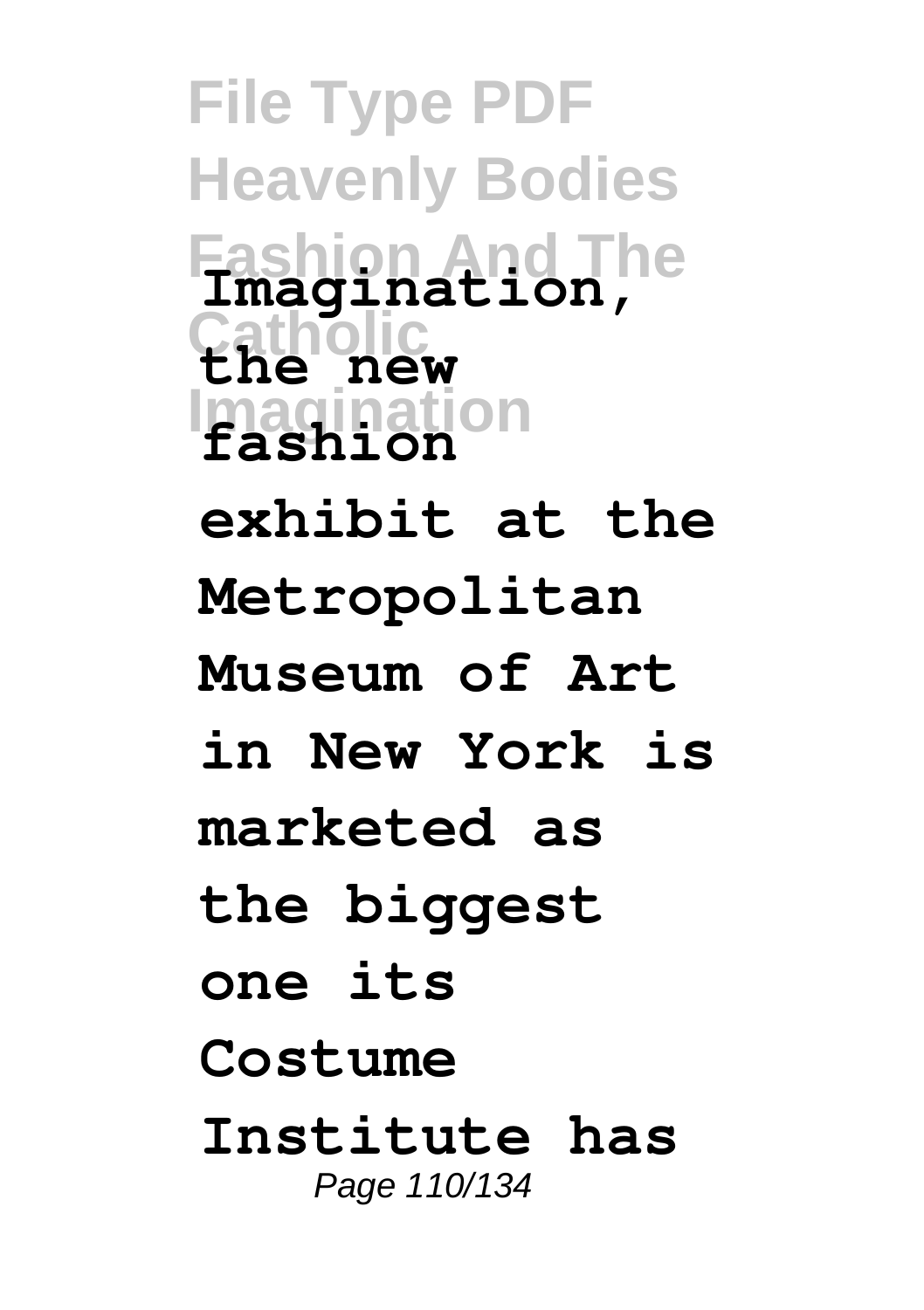**Imagination, the new fashion exhibit at the Metropolitan Museum of Art in New York is marketed as the biggest one its Costume Institute has**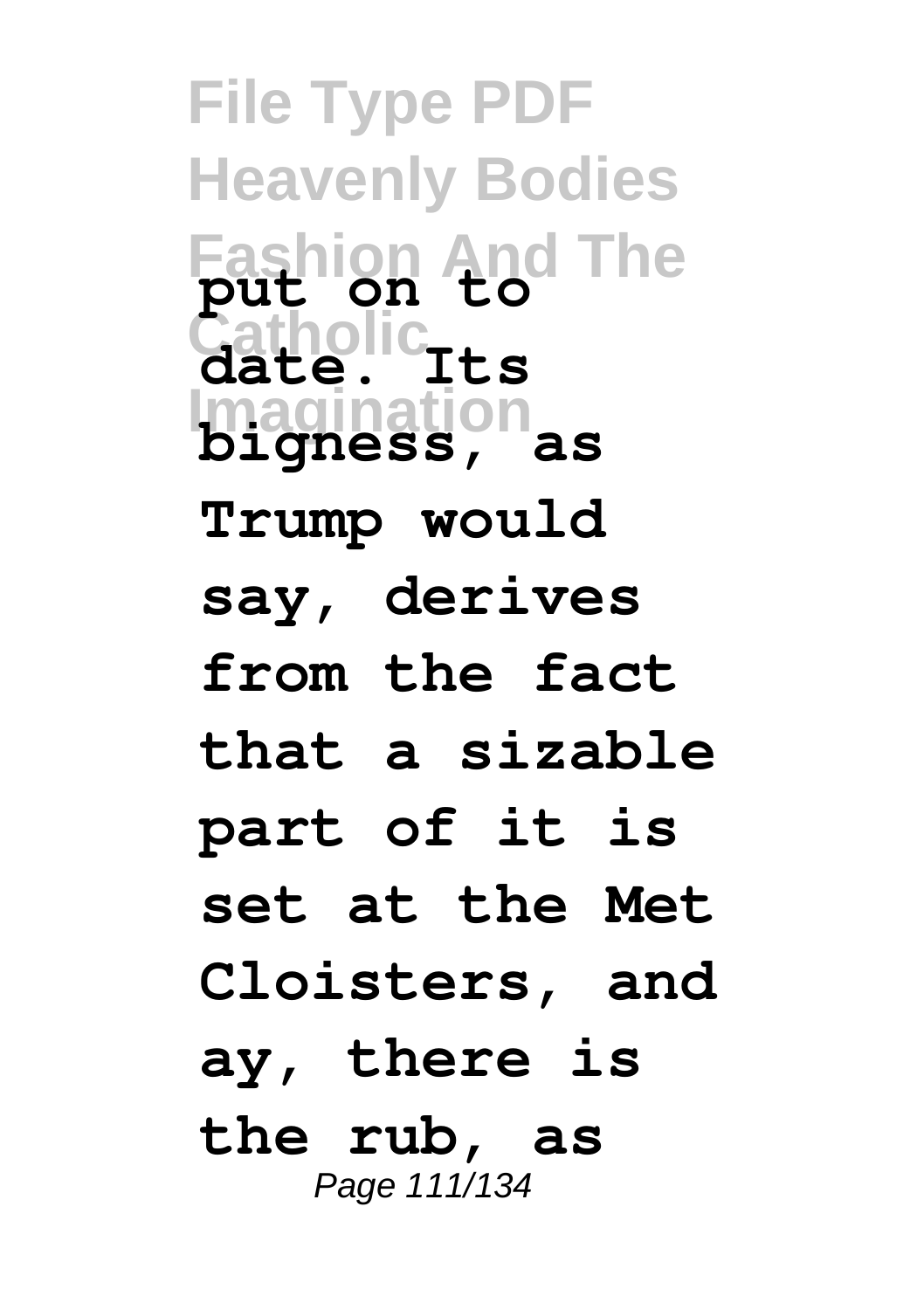**put on to date. Its bigness, as Trump would say, derives from the fact that a sizable part of it is set at the Met Cloisters, and ay, there is the rub, as**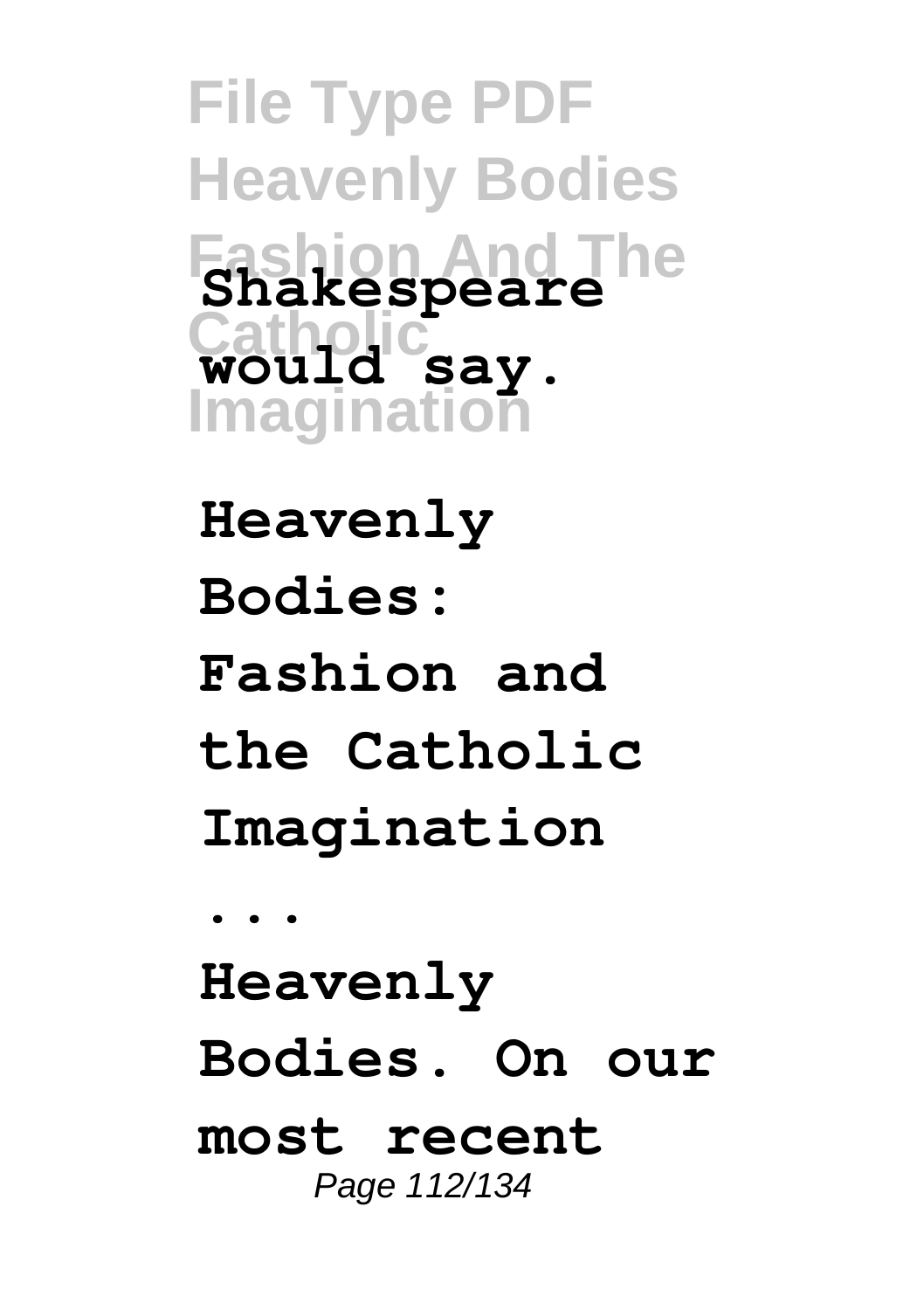Shakespeare would say.

**Heavenly Bodies: Fashion and the Catholic Imagination ...**

**Heavenly Bodies. On our most recent**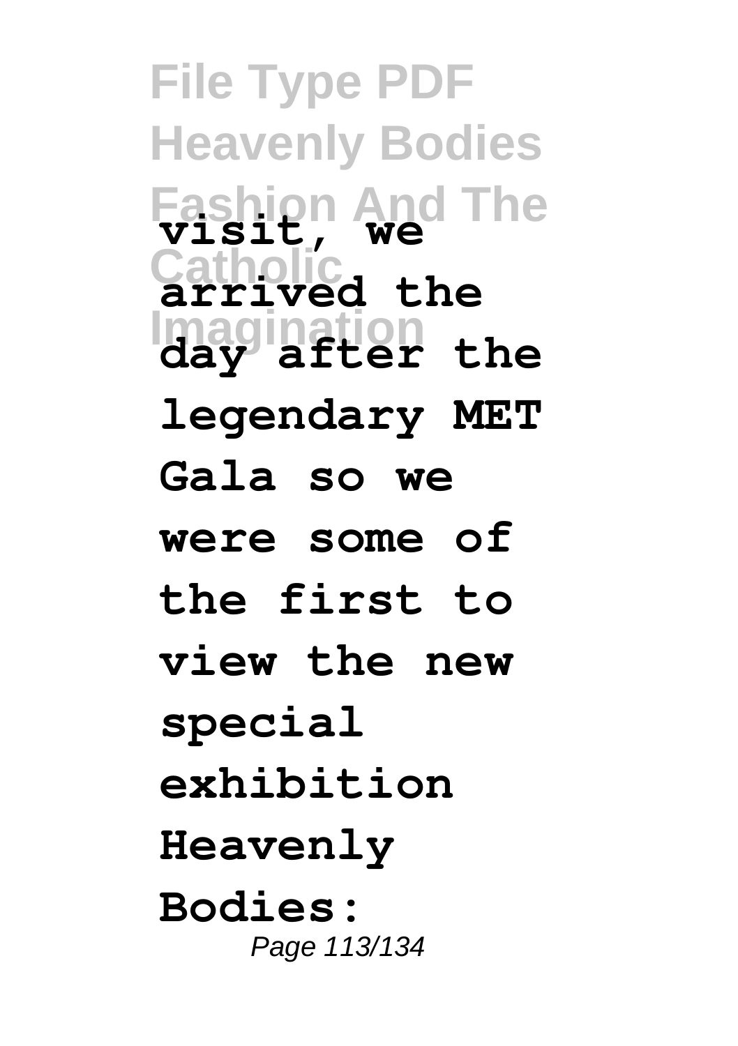**visit, we arrived the day after the legendary MET Gala so we were some of the first to view the new special exhibition Heavenly Bodies:**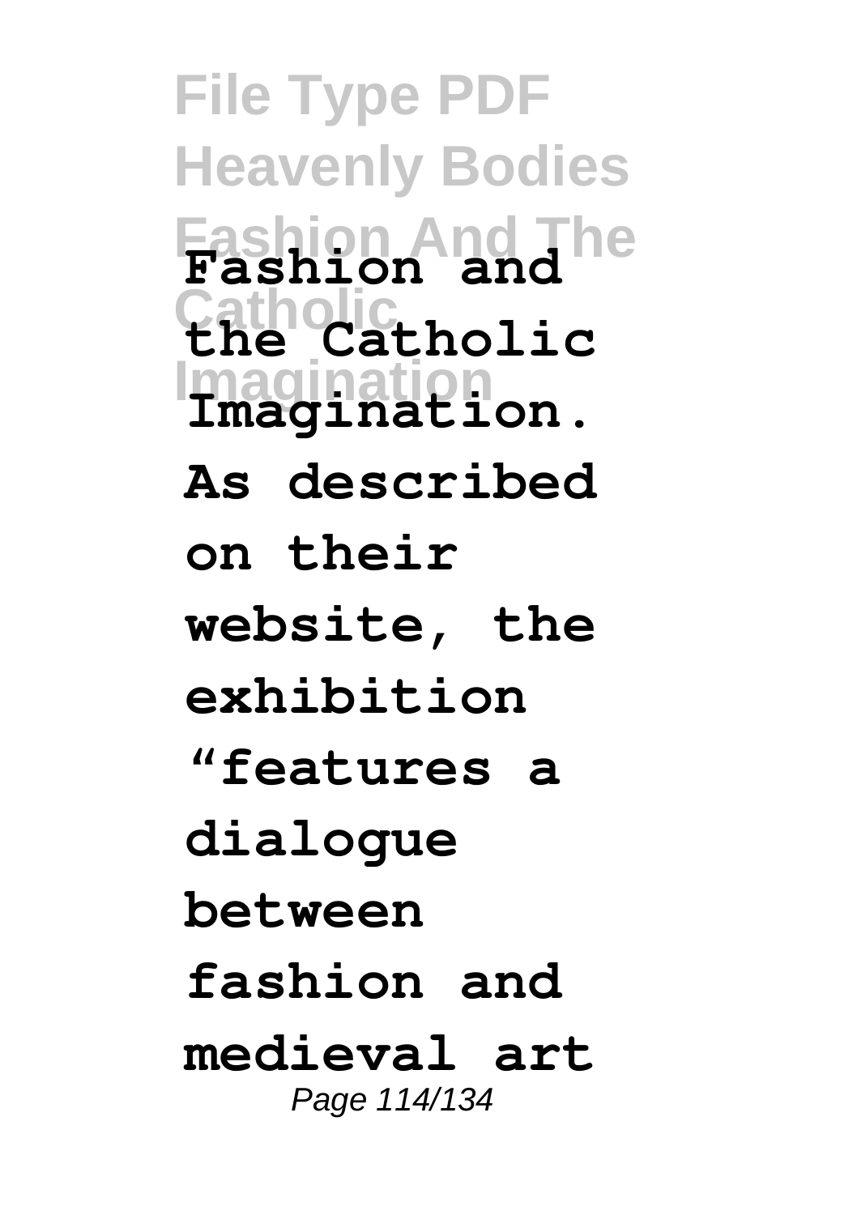**Fashion and the Catholic Imagination. As described on their website, the exhibition "features a dialogue between fashion and medieval art**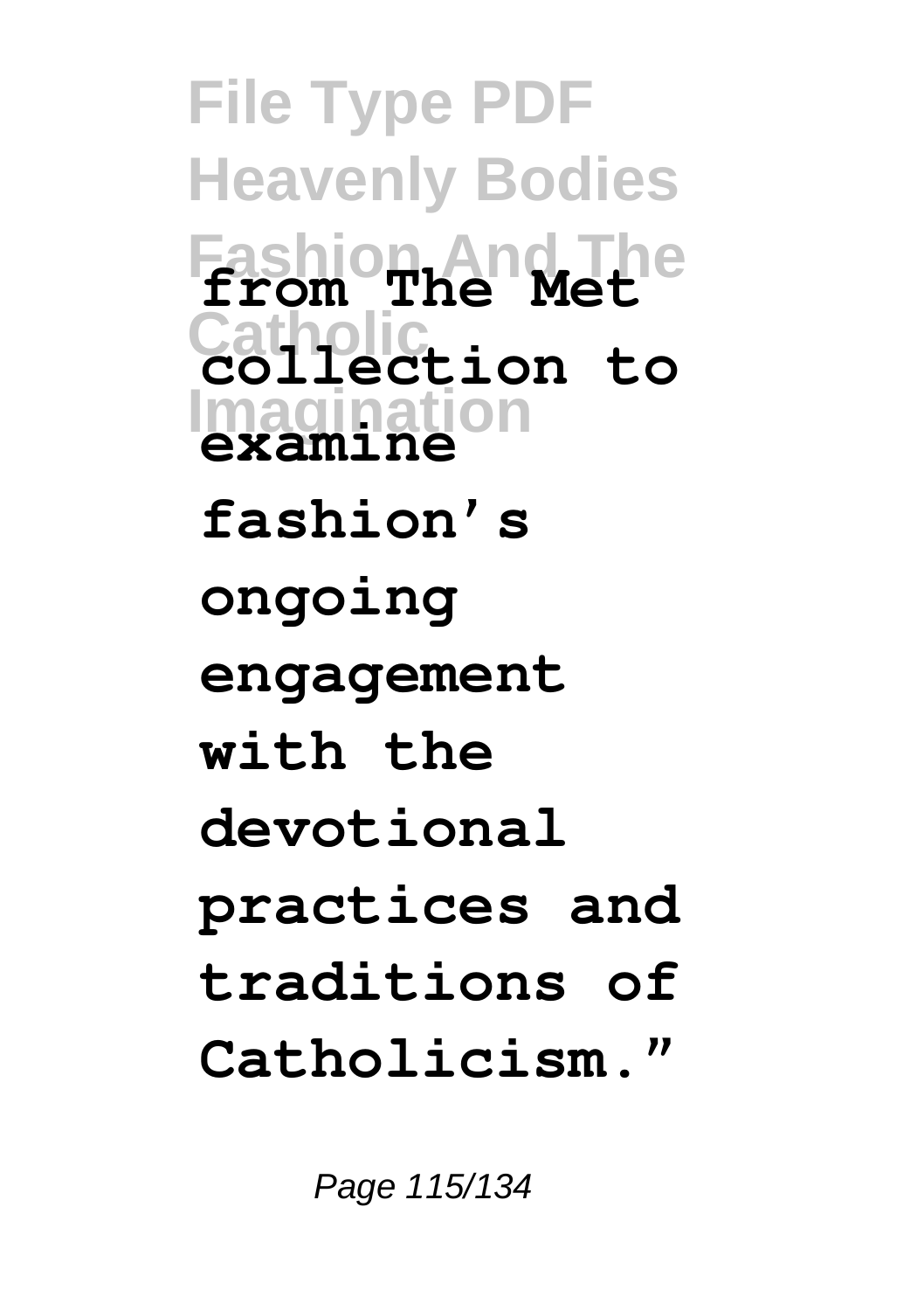**from The Met collection to examine fashion's ongoing engagement with the devotional practices and traditions of Catholicism."**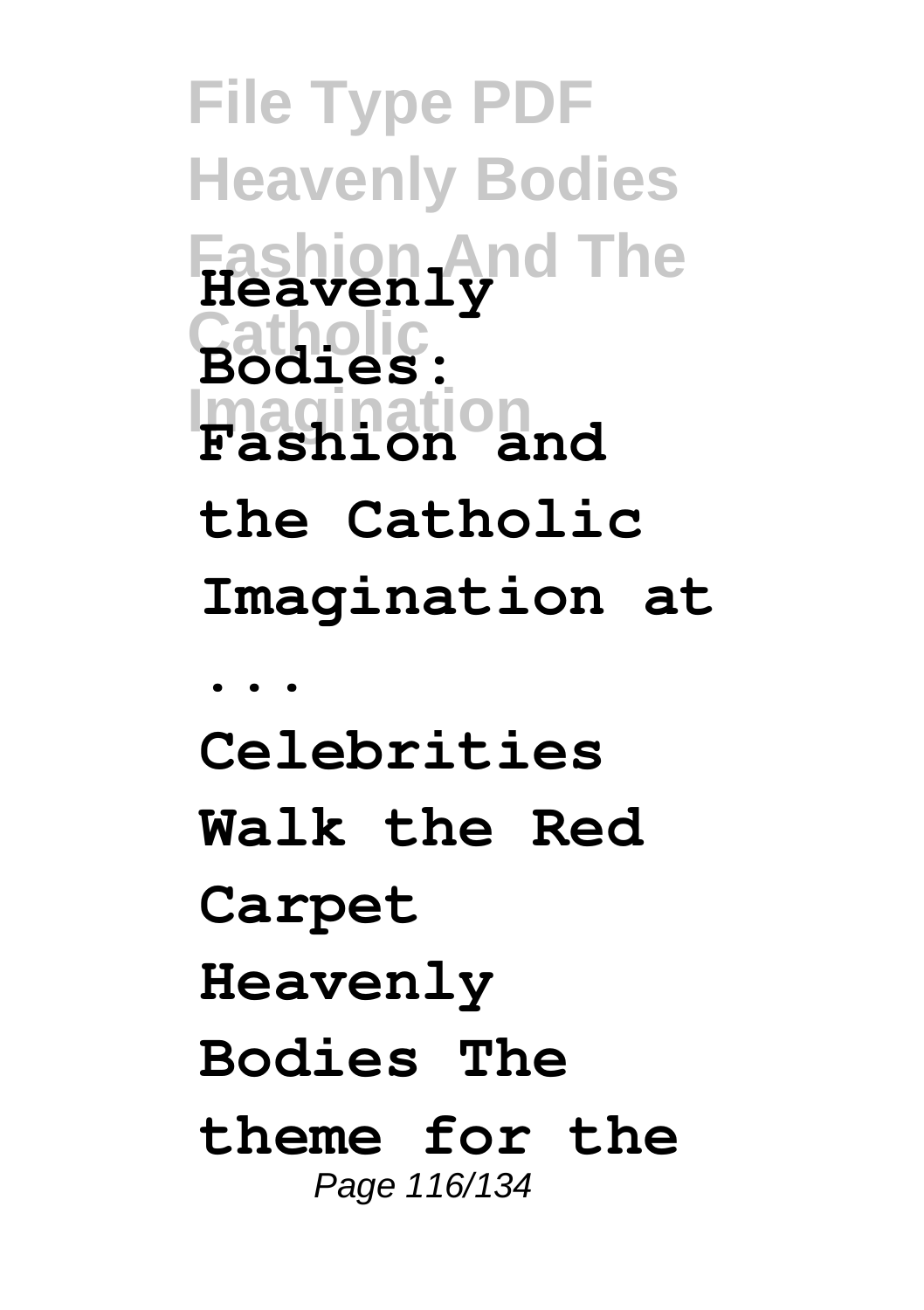**Heavenly Bodies: Fashion and the Catholic Imagination at ...**

**Celebrities Walk the Red Carpet Heavenly Bodies The theme for the**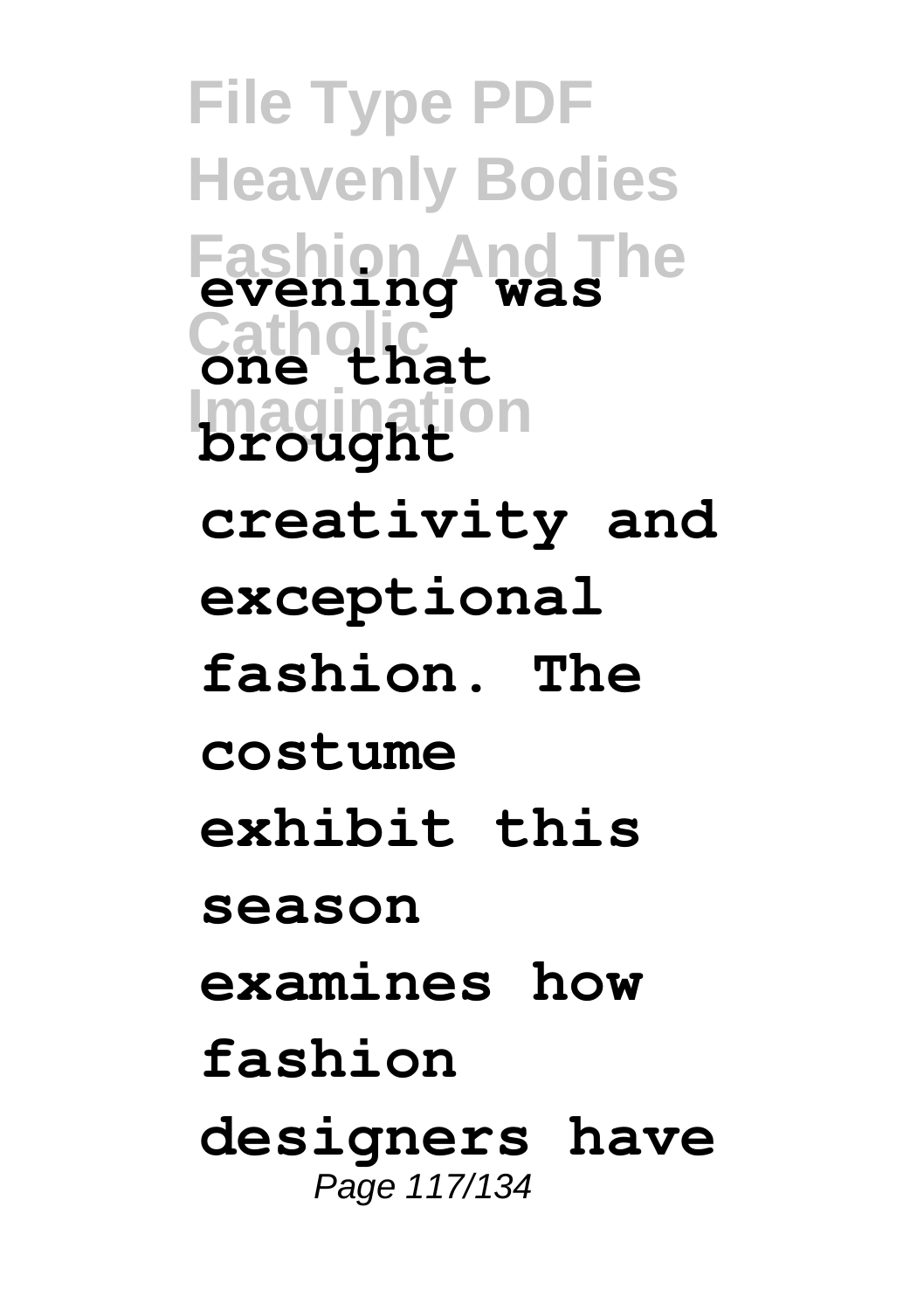**evening was one that brought creativity and exceptional fashion. The costume exhibit this season examines how fashion designers have**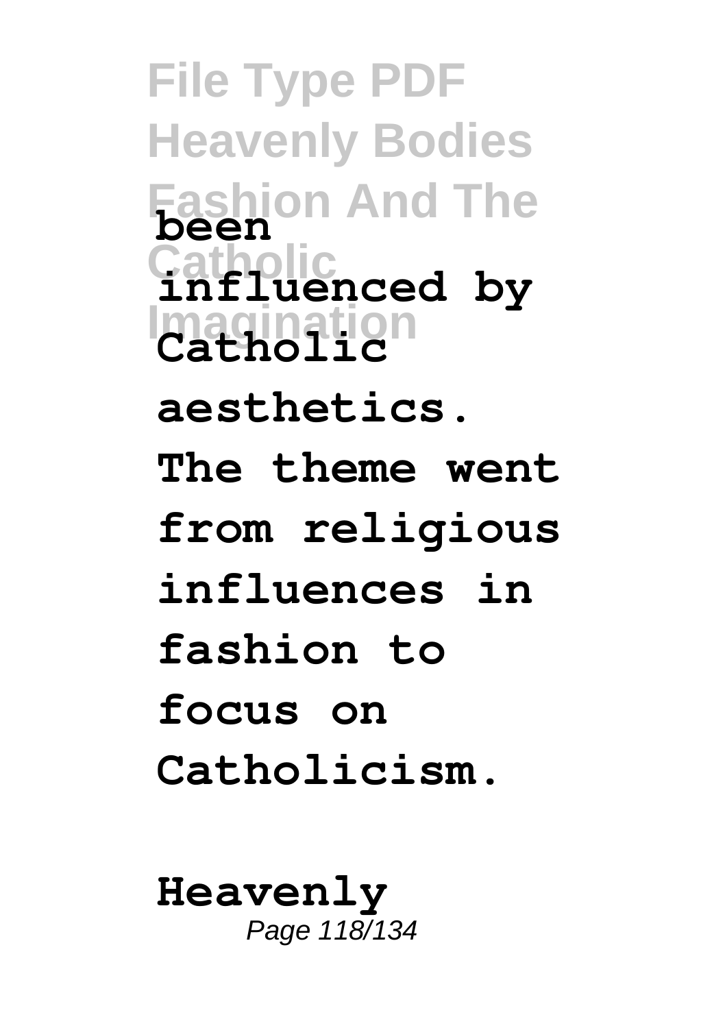**been influenced by Catholic aesthetics. The theme went from religious influences in fashion to focus on Catholicism.**

**Heavenly**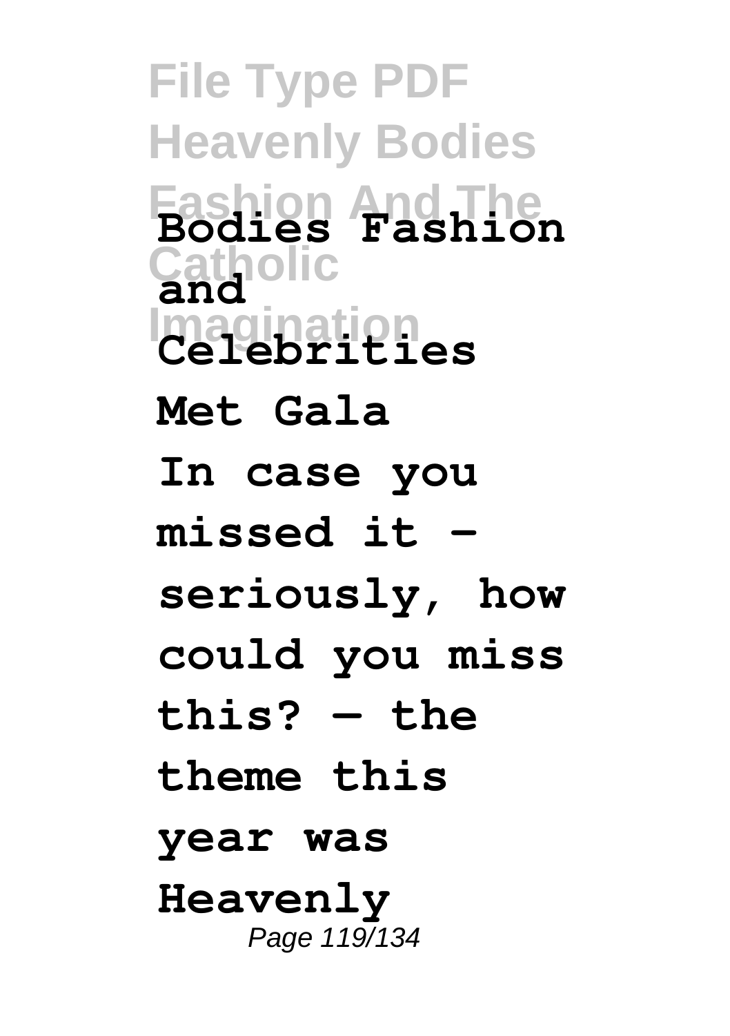**Bodies Fashion and Celebrities Met Gala**

**In case you missed it – seriously, how could you miss this? — the theme this year was Heavenly**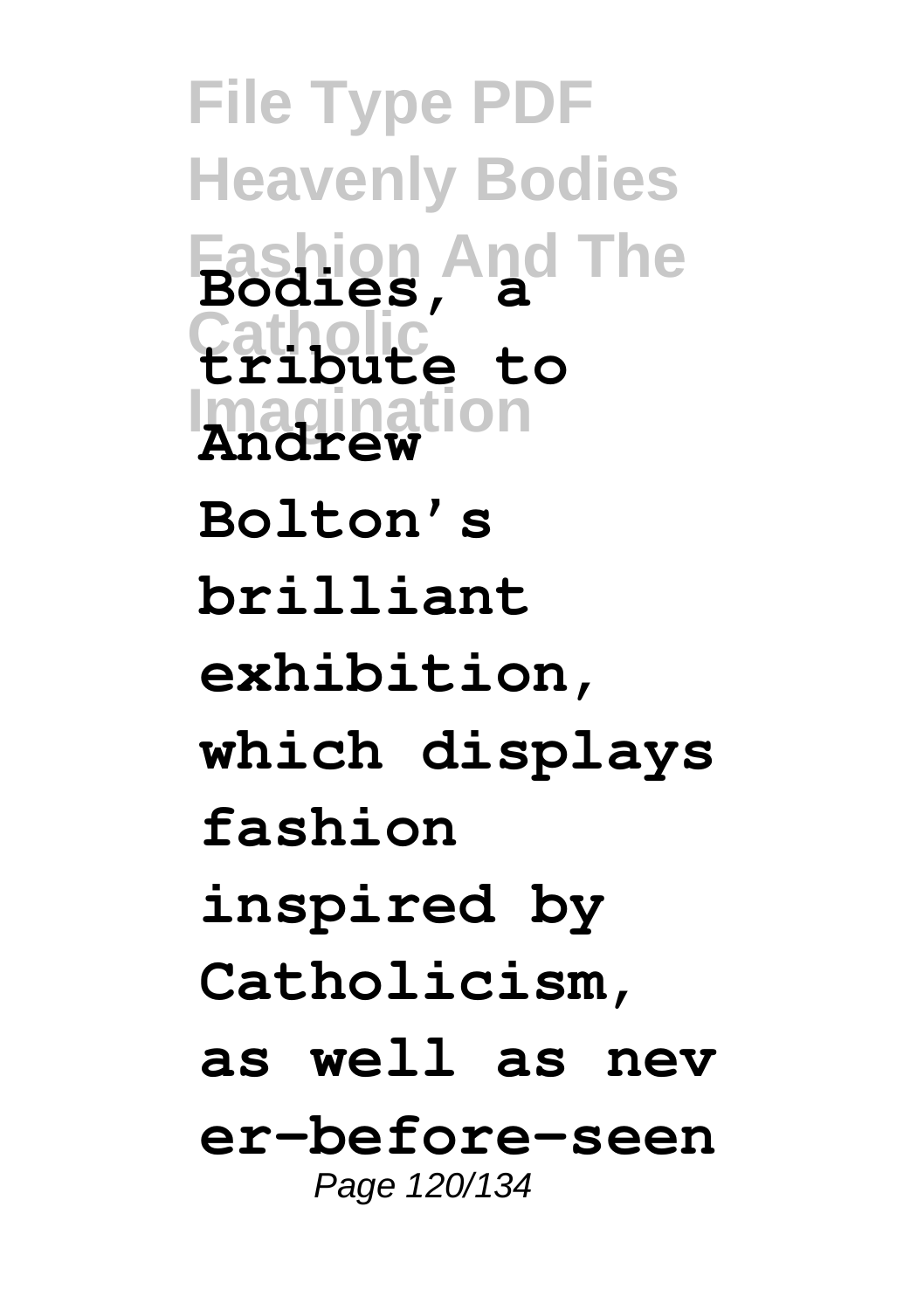**Bodies, a tribute to Andrew Bolton's brilliant exhibition, which displays fashion inspired by Catholicism, as well as never-before-seen**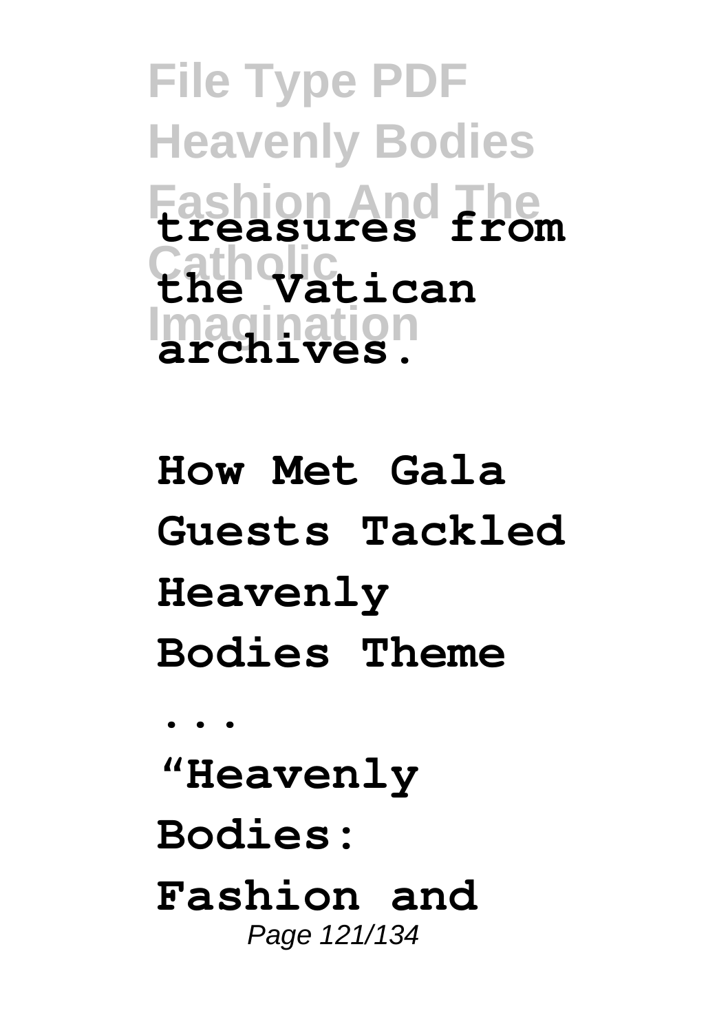treasures from the Vatican archives.

**How Met Gala Guests Tackled Heavenly Bodies Theme ...**

**"Heavenly Bodies: Fashion and**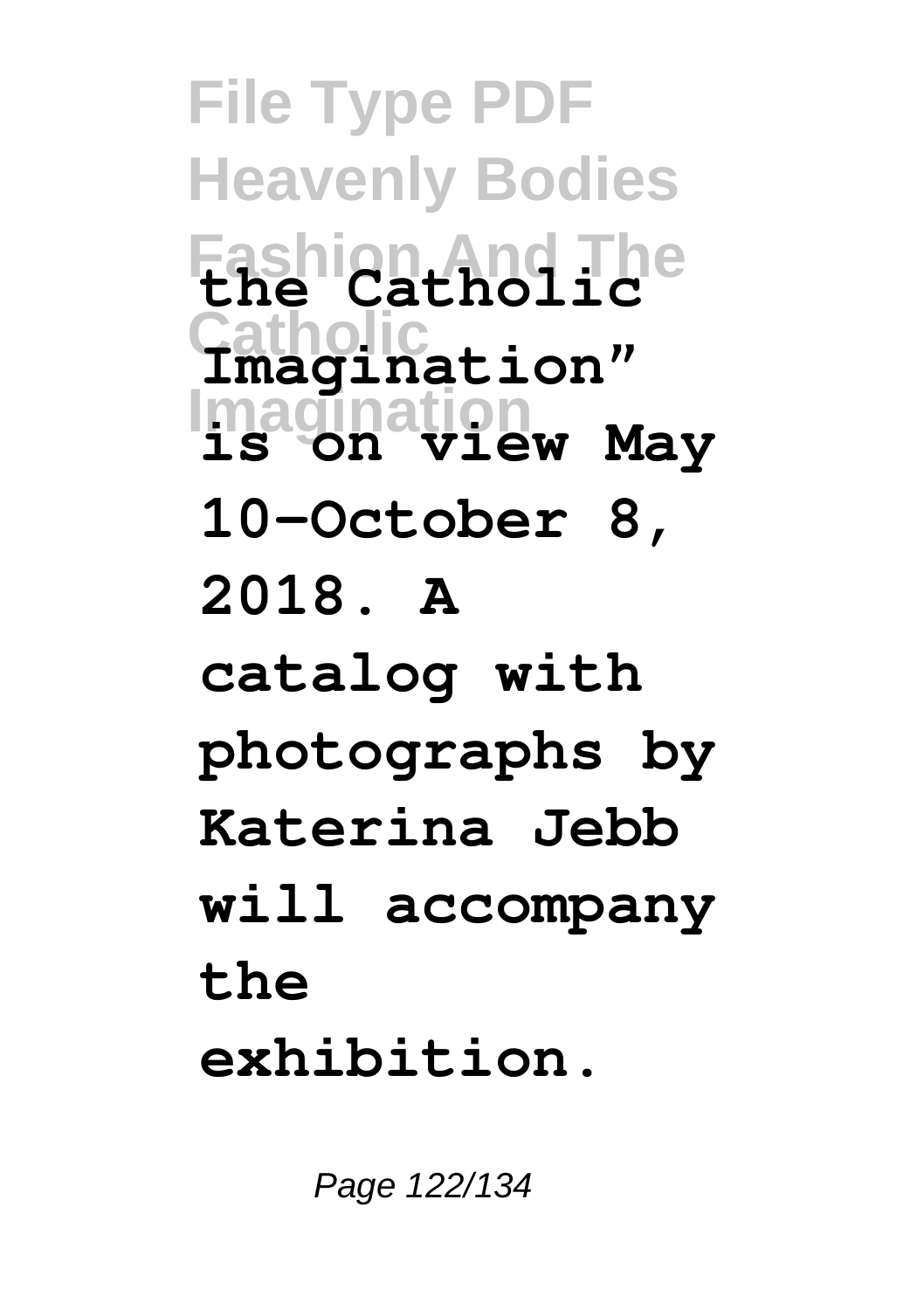**the Catholic Imagination" is on view May 10–October 8, 2018. A catalog with photographs by Katerina Jebb will accompany the exhibition.**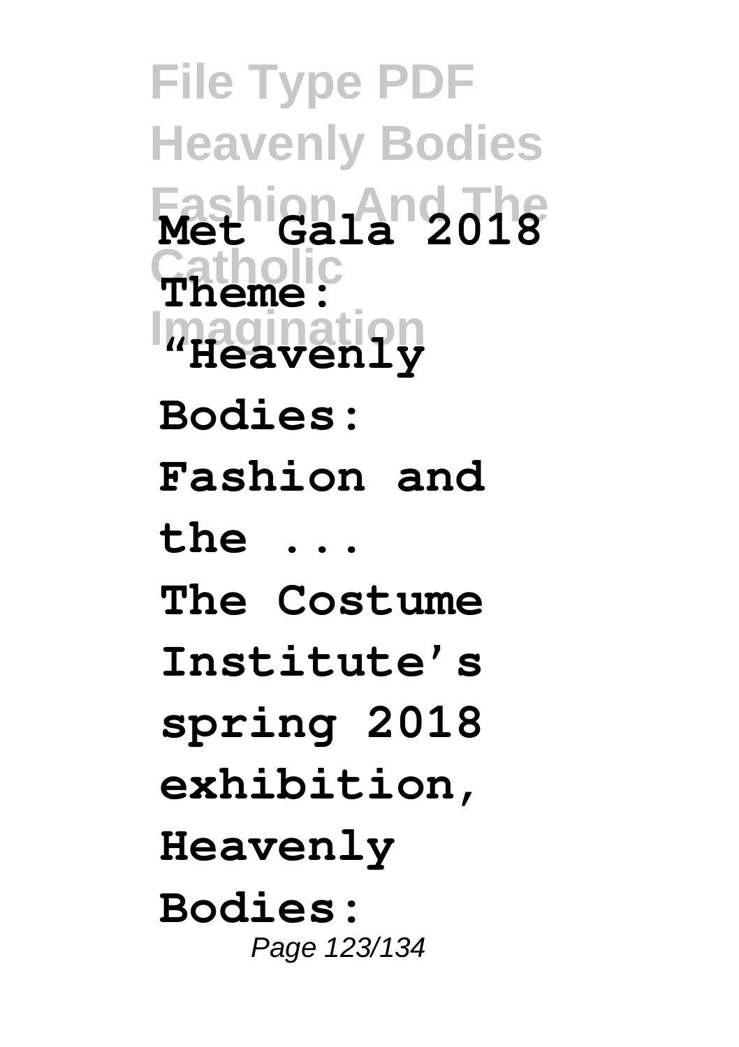**Met Gala 2018 Theme: "Heavenly Bodies: Fashion and the ...**

**The Costume Institute's spring 2018 exhibition, Heavenly Bodies:**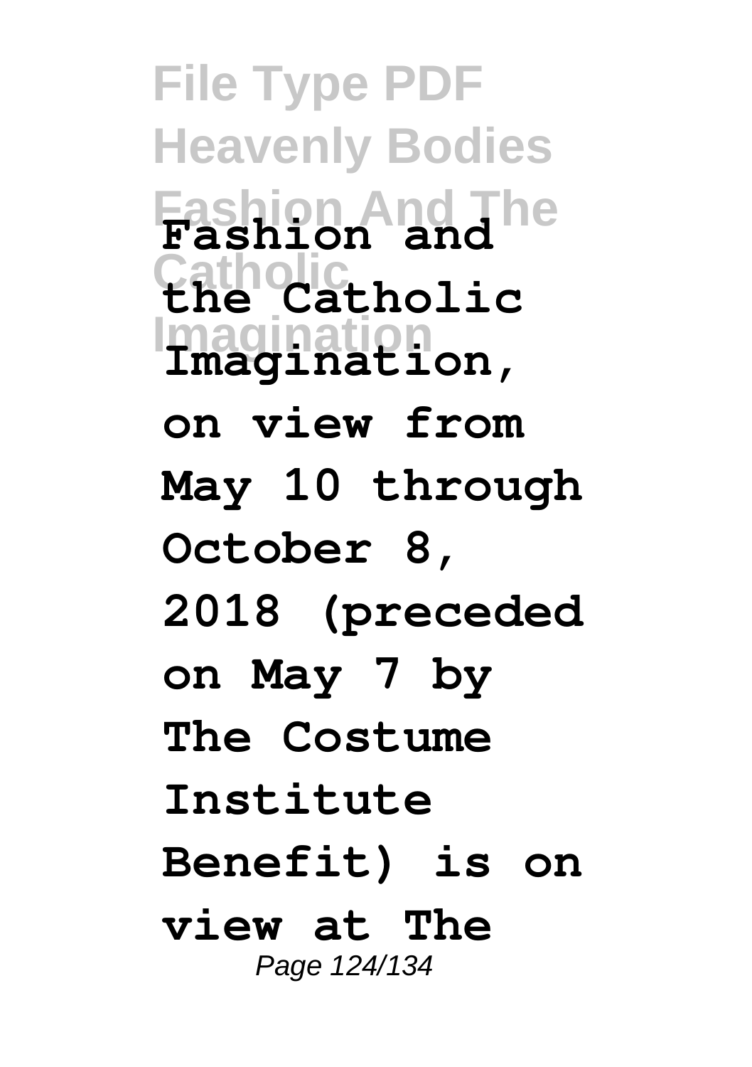**Fashion and the Catholic Imagination, on view from May 10 through October 8, 2018 (preceded on May 7 by The Costume Institute Benefit) is on view at The**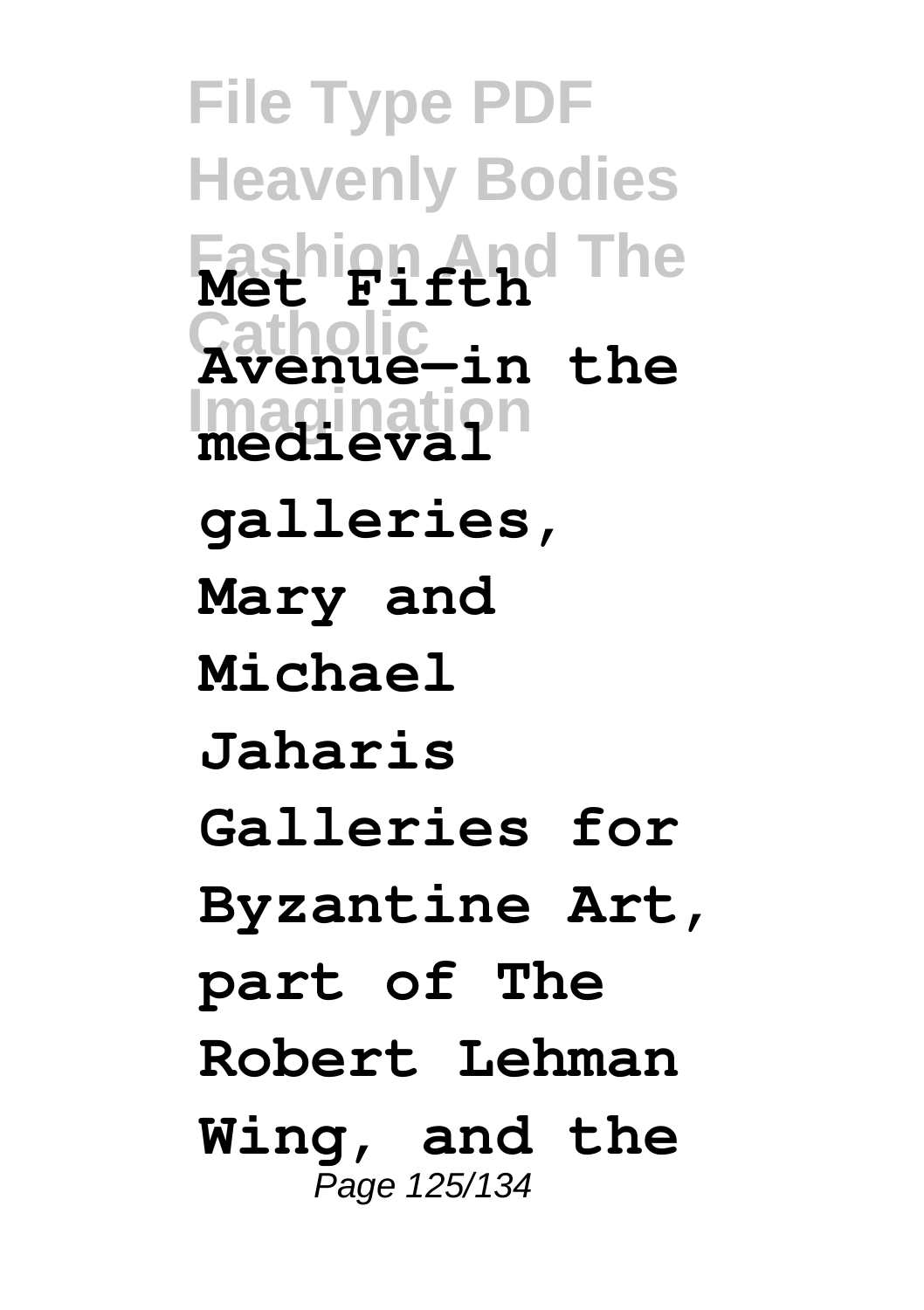Met Fifth Avenue—in the medieval galleries, Mary and Michael Jaharis Galleries for Byzantine Art, part of The Robert Lehman Wing, and the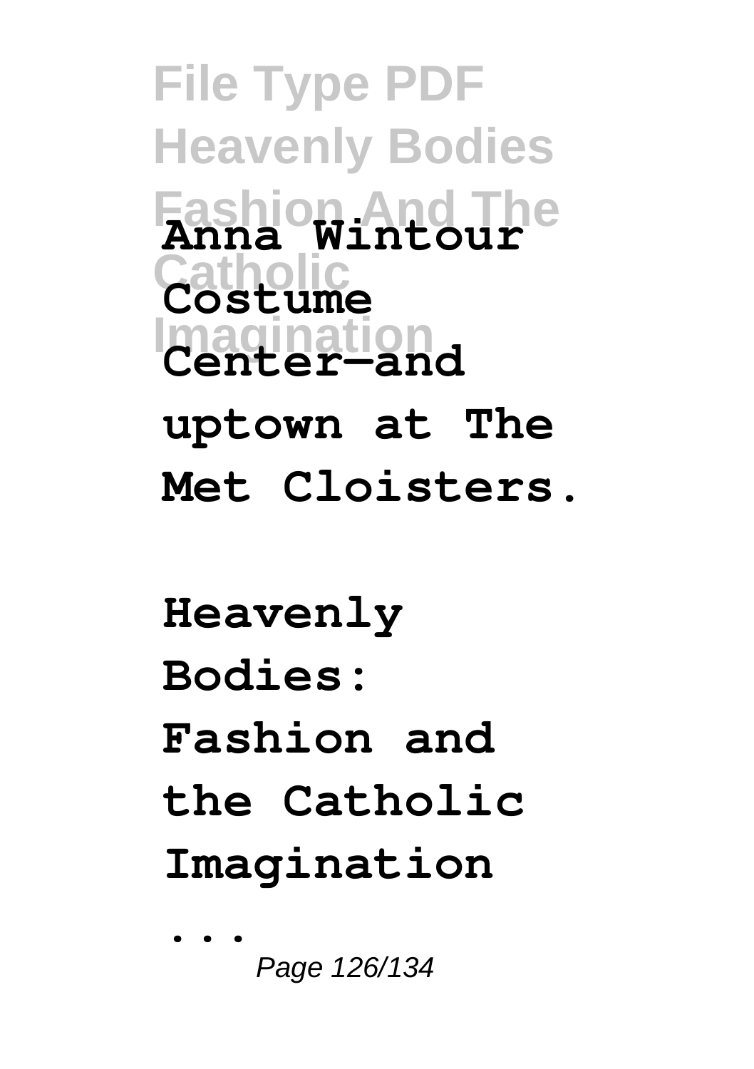**Anna Wintour Costume Center—and uptown at The Met Cloisters.**

**Heavenly Bodies: Fashion and the Catholic Imagination ...**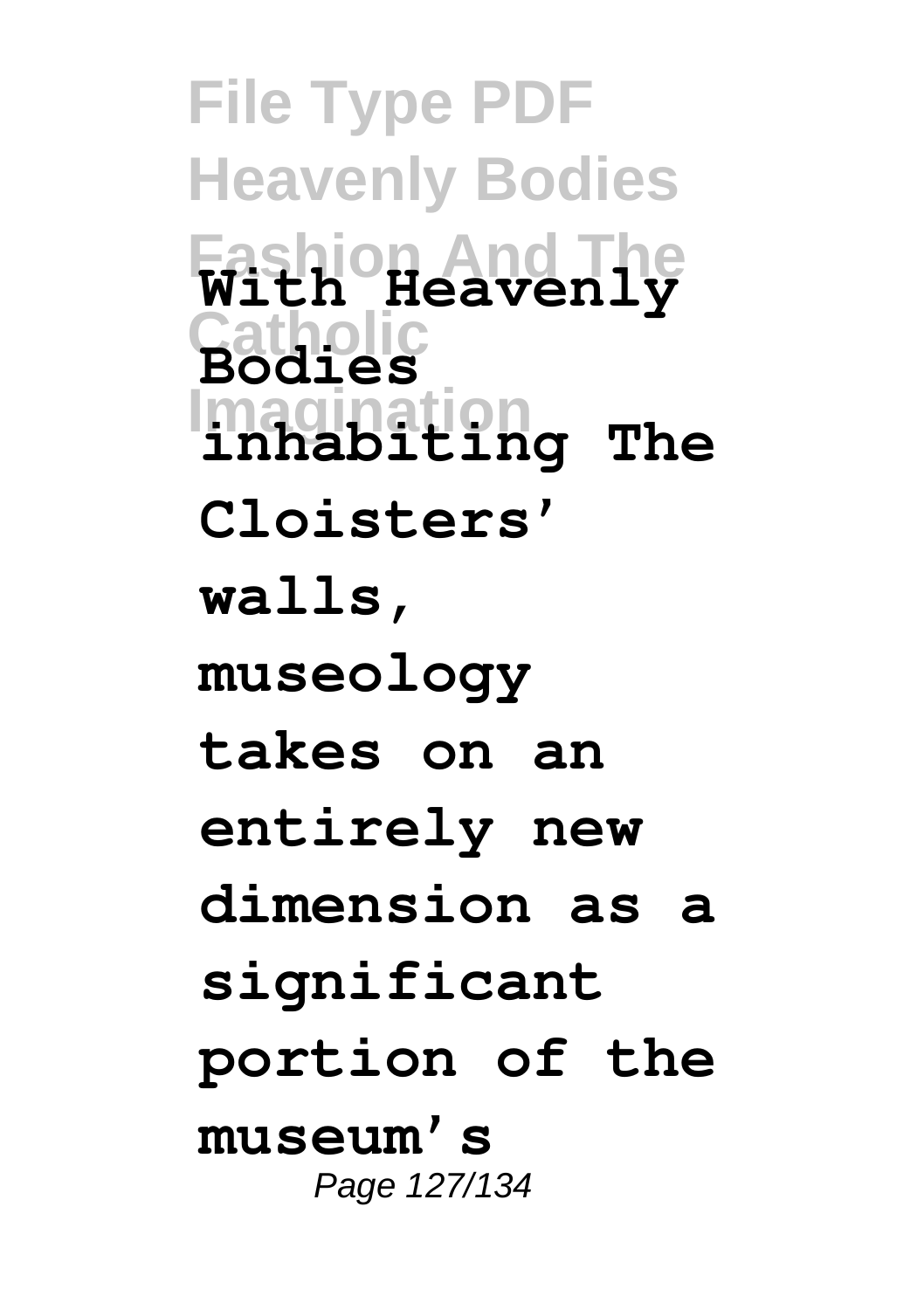**With Heavenly Bodies inhabiting The Cloisters' walls, museology takes on an entirely new dimension as a significant portion of the museum's**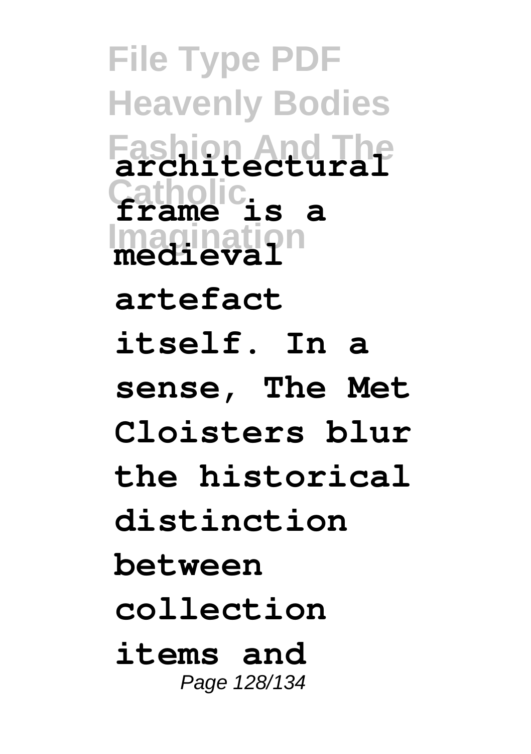architectural frame is a medieval artefact itself. In a sense, The Met Cloisters blur the historical distinction between collection items and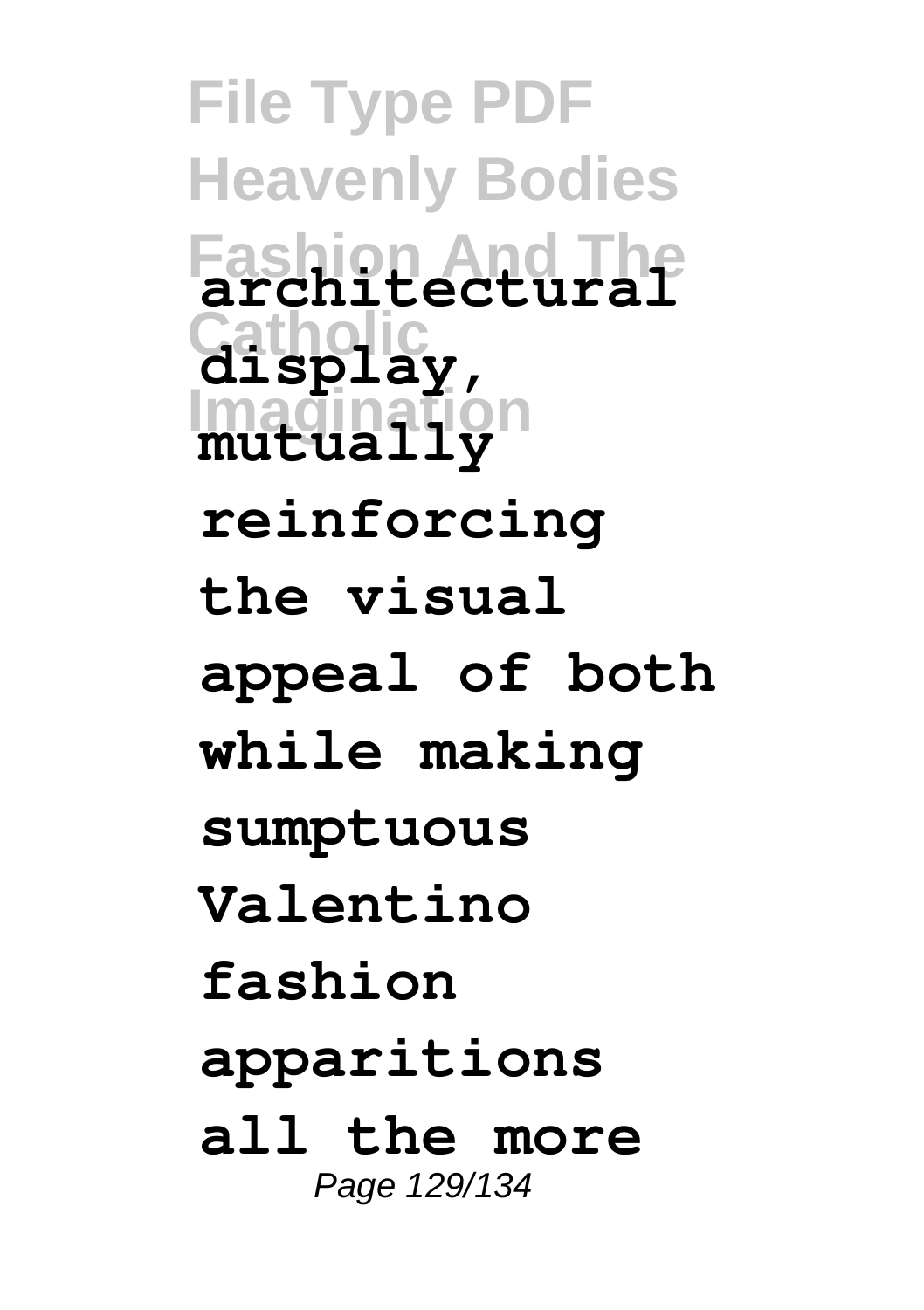**architectural display, mutually reinforcing the visual appeal of both while making sumptuous Valentino fashion apparitions all the more**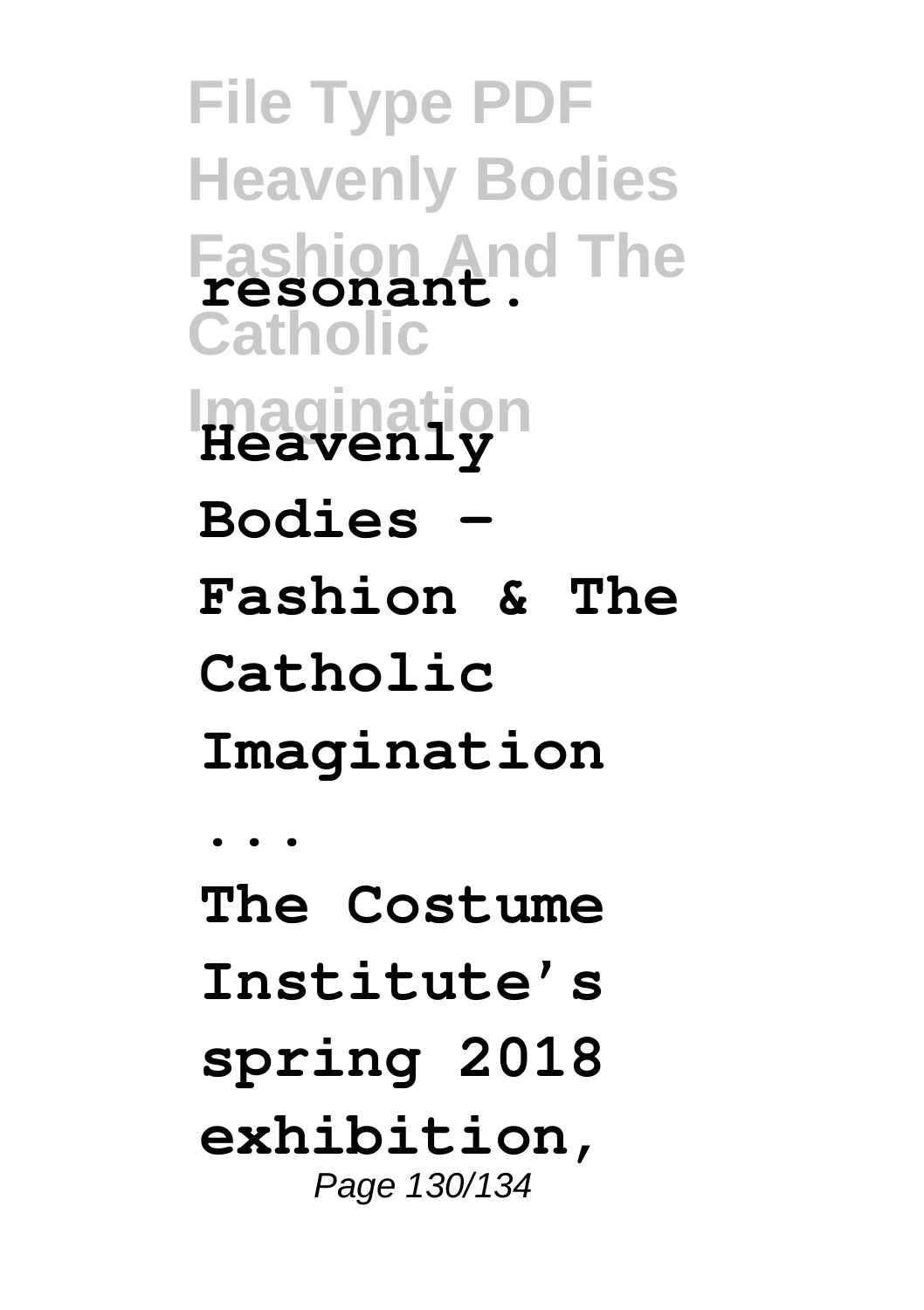**resonant.**

**Heavenly Bodies - Fashion & The Catholic Imagination ...**

**The Costume Institute's spring 2018 exhibition,**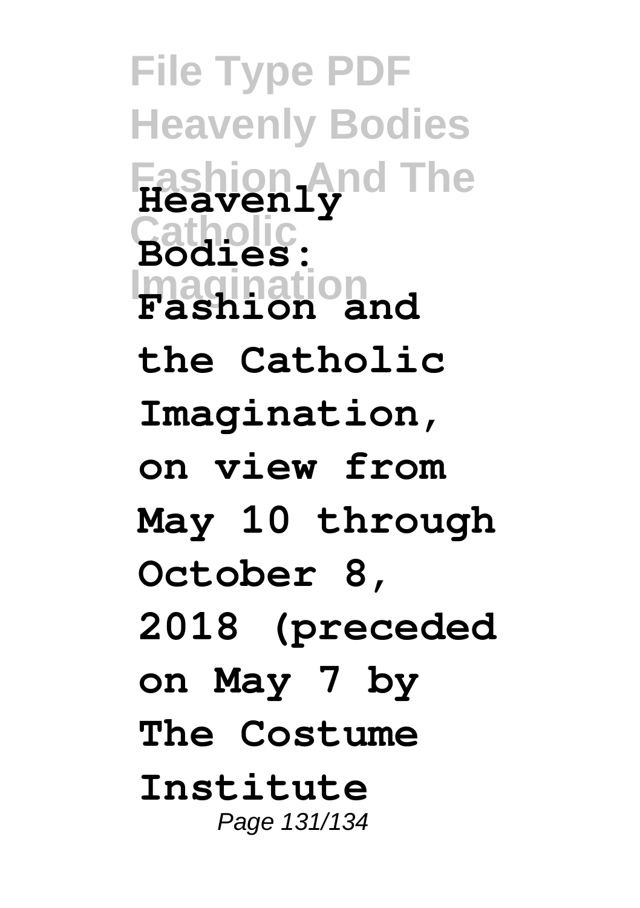**Heavenly Bodies: Fashion and the Catholic Imagination, on view from May 10 through October 8, 2018 (preceded on May 7 by The Costume Institute**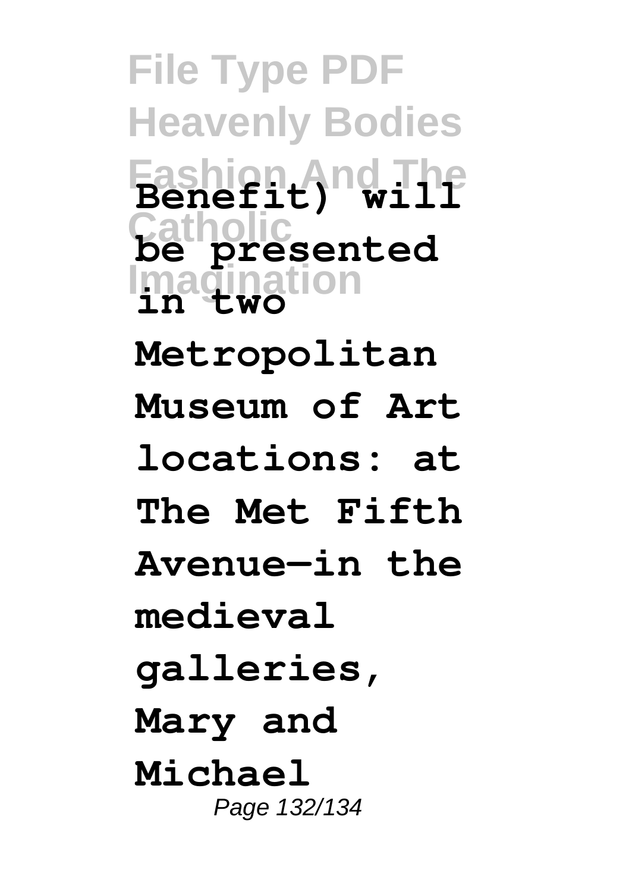**Benefit) will be presented in two Metropolitan Museum of Art locations: at The Met Fifth Avenue—in the medieval galleries, Mary and Michael**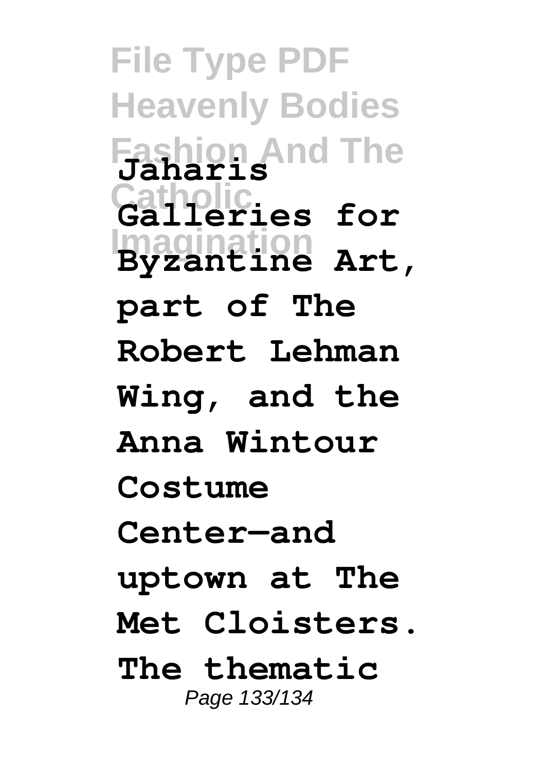Jaharis Galleries for Byzantine Art, part of The Robert Lehman Wing, and the Anna Wintour Costume Center—and uptown at The Met Cloisters. The thematic